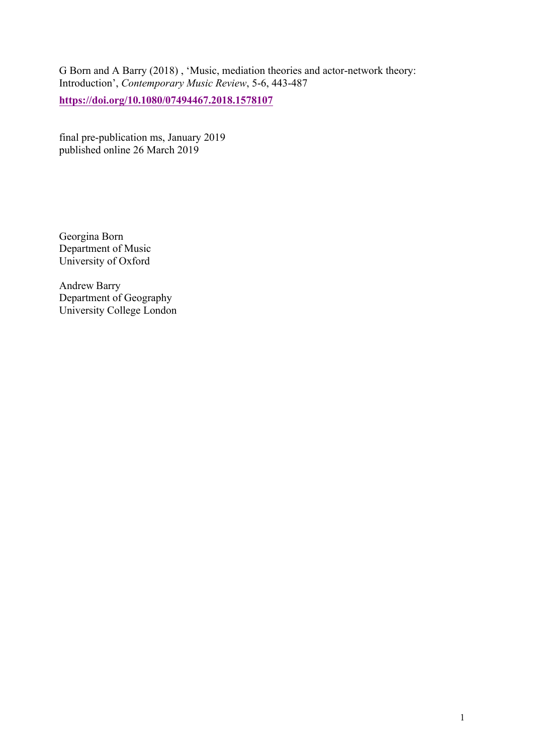G Born and A Barry (2018) , 'Music, mediation theories and actor-network theory: Introduction', *Contemporary Music Review*, 5-6, 443-487

**https://doi.org/10.1080/07494467.2018.1578107**

final pre-publication ms, January 2019
published online 26 March 2019

Georgina Born
Department of Music
University of Oxford

Andrew Barry
Department of Geography
University College London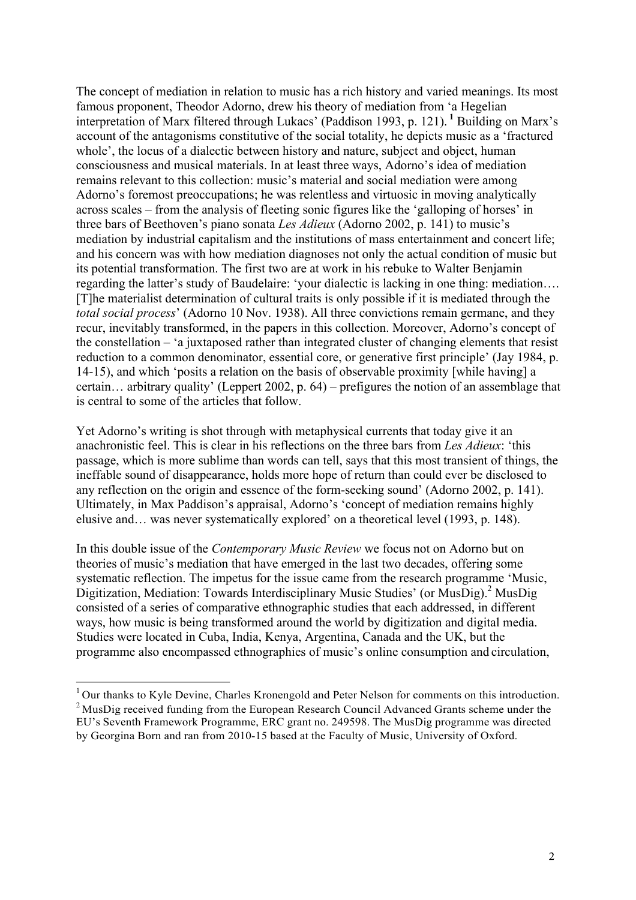The concept of mediation in relation to music has a rich history and varied meanings. Its most famous proponent, Theodor Adorno, drew his theory of mediation from 'a Hegelian interpretation of Marx filtered through Lukacs' (Paddison 1993, p. 121).[1] Building on Marx's account of the antagonisms constitutive of the social totality, he depicts music as a 'fractured whole', the locus of a dialectic between history and nature, subject and object, human consciousness and musical materials. In at least three ways, Adorno's idea of mediation remains relevant to this collection: music's material and social mediation were among Adorno's foremost preoccupations; he was relentless and virtuosic in moving analytically across scales – from the analysis of fleeting sonic figures like the 'galloping of horses' in three bars of Beethoven's piano sonata *Les Adieux* (Adorno 2002, p. 141) to music's mediation by industrial capitalism and the institutions of mass entertainment and concert life; and his concern was with how mediation diagnoses not only the actual condition of music but its potential transformation. The first two are at work in his rebuke to Walter Benjamin regarding the latter's study of Baudelaire: 'your dialectic is lacking in one thing: mediation…. [T]he materialist determination of cultural traits is only possible if it is mediated through the *total social process*' (Adorno 10 Nov. 1938). All three convictions remain germane, and they recur, inevitably transformed, in the papers in this collection. Moreover, Adorno's concept of the constellation – 'a juxtaposed rather than integrated cluster of changing elements that resist reduction to a common denominator, essential core, or generative first principle' (Jay 1984, p. 14-15), and which 'posits a relation on the basis of observable proximity [while having] a certain… arbitrary quality' (Leppert 2002, p. 64) – prefigures the notion of an assemblage that is central to some of the articles that follow.

Yet Adorno's writing is shot through with metaphysical currents that today give it an anachronistic feel. This is clear in his reflections on the three bars from *Les Adieux*: 'this passage, which is more sublime than words can tell, says that this most transient of things, the ineffable sound of disappearance, holds more hope of return than could ever be disclosed to any reflection on the origin and essence of the form-seeking sound' (Adorno 2002, p. 141). Ultimately, in Max Paddison's appraisal, Adorno's 'concept of mediation remains highly elusive and… was never systematically explored' on a theoretical level (1993, p. 148).

In this double issue of the *Contemporary Music Review* we focus not on Adorno but on theories of music's mediation that have emerged in the last two decades, offering some systematic reflection. The impetus for the issue came from the research programme 'Music, Digitization, Mediation: Towards Interdisciplinary Music Studies' (or MusDig).[2] MusDig consisted of a series of comparative ethnographic studies that each addressed, in different ways, how music is being transformed around the world by digitization and digital media. Studies were located in Cuba, India, Kenya, Argentina, Canada and the UK, but the programme also encompassed ethnographies of music's online consumption and circulation,

---

[1] Our thanks to Kyle Devine, Charles Kronengold and Peter Nelson for comments on this introduction.

[2] MusDig received funding from the European Research Council Advanced Grants scheme under the EU's Seventh Framework Programme, ERC grant no. 249598. The MusDig programme was directed by Georgina Born and ran from 2010-15 based at the Faculty of Music, University of Oxford.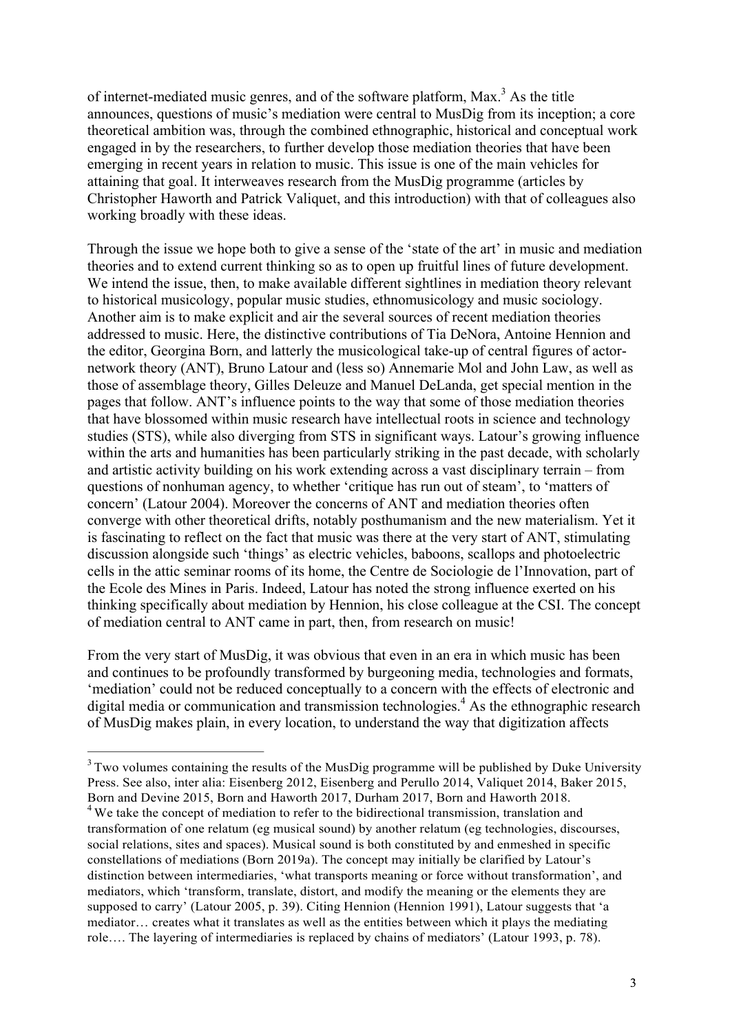of internet-mediated music genres, and of the software platform, Max.[3] As the title announces, questions of music's mediation were central to MusDig from its inception; a core theoretical ambition was, through the combined ethnographic, historical and conceptual work engaged in by the researchers, to further develop those mediation theories that have been emerging in recent years in relation to music. This issue is one of the main vehicles for attaining that goal. It interweaves research from the MusDig programme (articles by Christopher Haworth and Patrick Valiquet, and this introduction) with that of colleagues also working broadly with these ideas.

Through the issue we hope both to give a sense of the 'state of the art' in music and mediation theories and to extend current thinking so as to open up fruitful lines of future development. We intend the issue, then, to make available different sightlines in mediation theory relevant to historical musicology, popular music studies, ethnomusicology and music sociology. Another aim is to make explicit and air the several sources of recent mediation theories addressed to music. Here, the distinctive contributions of Tia DeNora, Antoine Hennion and the editor, Georgina Born, and latterly the musicological take-up of central figures of actor-network theory (ANT), Bruno Latour and (less so) Annemarie Mol and John Law, as well as those of assemblage theory, Gilles Deleuze and Manuel DeLanda, get special mention in the pages that follow. ANT's influence points to the way that some of those mediation theories that have blossomed within music research have intellectual roots in science and technology studies (STS), while also diverging from STS in significant ways. Latour's growing influence within the arts and humanities has been particularly striking in the past decade, with scholarly and artistic activity building on his work extending across a vast disciplinary terrain – from questions of nonhuman agency, to whether 'critique has run out of steam', to 'matters of concern' (Latour 2004). Moreover the concerns of ANT and mediation theories often converge with other theoretical drifts, notably posthumanism and the new materialism. Yet it is fascinating to reflect on the fact that music was there at the very start of ANT, stimulating discussion alongside such 'things' as electric vehicles, baboons, scallops and photoelectric cells in the attic seminar rooms of its home, the Centre de Sociologie de l'Innovation, part of the Ecole des Mines in Paris. Indeed, Latour has noted the strong influence exerted on his thinking specifically about mediation by Hennion, his close colleague at the CSI. The concept of mediation central to ANT came in part, then, from research on music!

From the very start of MusDig, it was obvious that even in an era in which music has been and continues to be profoundly transformed by burgeoning media, technologies and formats, 'mediation' could not be reduced conceptually to a concern with the effects of electronic and digital media or communication and transmission technologies.[4] As the ethnographic research of MusDig makes plain, in every location, to understand the way that digitization affects

---

[3] Two volumes containing the results of the MusDig programme will be published by Duke University Press. See also, inter alia: Eisenberg 2012, Eisenberg and Perullo 2014, Valiquet 2014, Baker 2015, Born and Devine 2015, Born and Haworth 2017, Durham 2017, Born and Haworth 2018.

[4] We take the concept of mediation to refer to the bidirectional transmission, translation and transformation of one relatum (eg musical sound) by another relatum (eg technologies, discourses, social relations, sites and spaces). Musical sound is both constituted by and enmeshed in specific constellations of mediations (Born 2019a). The concept may initially be clarified by Latour's distinction between intermediaries, 'what transports meaning or force without transformation', and mediators, which 'transform, translate, distort, and modify the meaning or the elements they are supposed to carry' (Latour 2005, p. 39). Citing Hennion (Hennion 1991), Latour suggests that 'a mediator… creates what it translates as well as the entities between which it plays the mediating role…. The layering of intermediaries is replaced by chains of mediators' (Latour 1993, p. 78).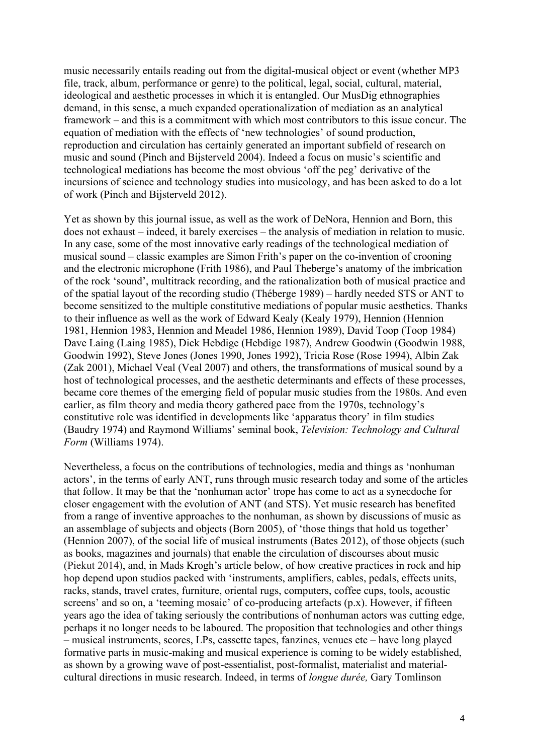music necessarily entails reading out from the digital-musical object or event (whether MP3 file, track, album, performance or genre) to the political, legal, social, cultural, material, ideological and aesthetic processes in which it is entangled. Our MusDig ethnographies demand, in this sense, a much expanded operationalization of mediation as an analytical framework – and this is a commitment with which most contributors to this issue concur. The equation of mediation with the effects of 'new technologies' of sound production, reproduction and circulation has certainly generated an important subfield of research on music and sound (Pinch and Bijsterveld 2004). Indeed a focus on music's scientific and technological mediations has become the most obvious 'off the peg' derivative of the incursions of science and technology studies into musicology, and has been asked to do a lot of work (Pinch and Bijsterveld 2012).

Yet as shown by this journal issue, as well as the work of DeNora, Hennion and Born, this does not exhaust – indeed, it barely exercises – the analysis of mediation in relation to music. In any case, some of the most innovative early readings of the technological mediation of musical sound – classic examples are Simon Frith's paper on the co-invention of crooning and the electronic microphone (Frith 1986), and Paul Theberge's anatomy of the imbrication of the rock 'sound', multitrack recording, and the rationalization both of musical practice and of the spatial layout of the recording studio (Théberge 1989) – hardly needed STS or ANT to become sensitized to the multiple constitutive mediations of popular music aesthetics. Thanks to their influence as well as the work of Edward Kealy (Kealy 1979), Hennion (Hennion 1981, Hennion 1983, Hennion and Meadel 1986, Hennion 1989), David Toop (Toop 1984) Dave Laing (Laing 1985), Dick Hebdige (Hebdige 1987), Andrew Goodwin (Goodwin 1988, Goodwin 1992), Steve Jones (Jones 1990, Jones 1992), Tricia Rose (Rose 1994), Albin Zak (Zak 2001), Michael Veal (Veal 2007) and others, the transformations of musical sound by a host of technological processes, and the aesthetic determinants and effects of these processes, became core themes of the emerging field of popular music studies from the 1980s. And even earlier, as film theory and media theory gathered pace from the 1970s, technology's constitutive role was identified in developments like 'apparatus theory' in film studies (Baudry 1974) and Raymond Williams' seminal book, *Television: Technology and Cultural Form* (Williams 1974).

Nevertheless, a focus on the contributions of technologies, media and things as 'nonhuman actors', in the terms of early ANT, runs through music research today and some of the articles that follow. It may be that the 'nonhuman actor' trope has come to act as a synecdoche for closer engagement with the evolution of ANT (and STS). Yet music research has benefited from a range of inventive approaches to the nonhuman, as shown by discussions of music as an assemblage of subjects and objects (Born 2005), of 'those things that hold us together' (Hennion 2007), of the social life of musical instruments (Bates 2012), of those objects (such as books, magazines and journals) that enable the circulation of discourses about music (Piekut 2014), and, in Mads Krogh's article below, of how creative practices in rock and hip hop depend upon studios packed with 'instruments, amplifiers, cables, pedals, effects units, racks, stands, travel crates, furniture, oriental rugs, computers, coffee cups, tools, acoustic screens' and so on, a 'teeming mosaic' of co-producing artefacts (p.x). However, if fifteen years ago the idea of taking seriously the contributions of nonhuman actors was cutting edge, perhaps it no longer needs to be laboured. The proposition that technologies and other things – musical instruments, scores, LPs, cassette tapes, fanzines, venues etc – have long played formative parts in music-making and musical experience is coming to be widely established, as shown by a growing wave of post-essentialist, post-formalist, materialist and material-cultural directions in music research. Indeed, in terms of *longue durée,* Gary Tomlinson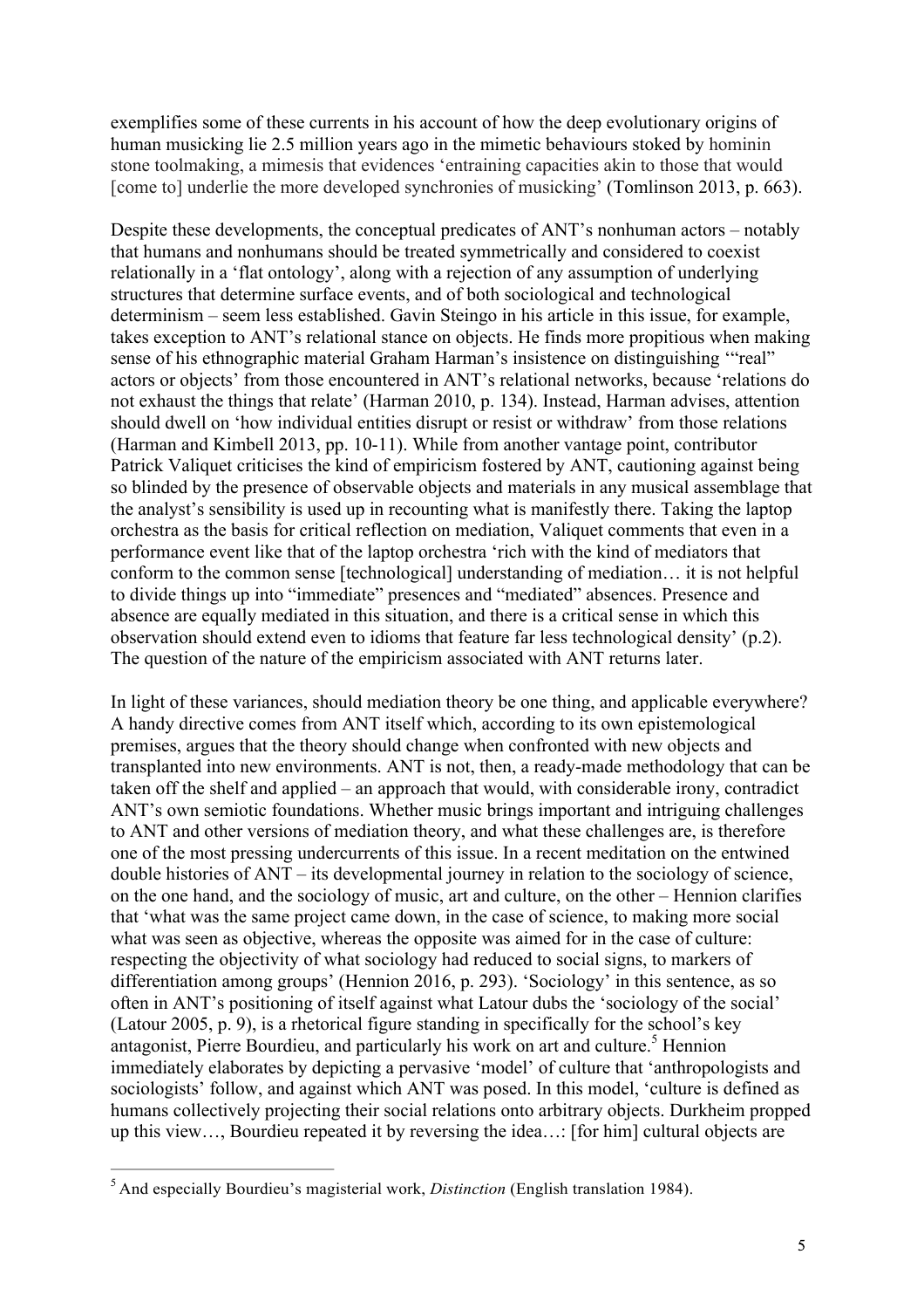exemplifies some of these currents in his account of how the deep evolutionary origins of human musicking lie 2.5 million years ago in the mimetic behaviours stoked by hominin stone toolmaking, a mimesis that evidences 'entraining capacities akin to those that would [come to] underlie the more developed synchronies of musicking' (Tomlinson 2013, p. 663).

Despite these developments, the conceptual predicates of ANT's nonhuman actors – notably that humans and nonhumans should be treated symmetrically and considered to coexist relationally in a 'flat ontology', along with a rejection of any assumption of underlying structures that determine surface events, and of both sociological and technological determinism – seem less established. Gavin Steingo in his article in this issue, for example, takes exception to ANT's relational stance on objects. He finds more propitious when making sense of his ethnographic material Graham Harman's insistence on distinguishing '"real" actors or objects' from those encountered in ANT's relational networks, because 'relations do not exhaust the things that relate' (Harman 2010, p. 134). Instead, Harman advises, attention should dwell on 'how individual entities disrupt or resist or withdraw' from those relations (Harman and Kimbell 2013, pp. 10-11). While from another vantage point, contributor Patrick Valiquet criticises the kind of empiricism fostered by ANT, cautioning against being so blinded by the presence of observable objects and materials in any musical assemblage that the analyst's sensibility is used up in recounting what is manifestly there. Taking the laptop orchestra as the basis for critical reflection on mediation, Valiquet comments that even in a performance event like that of the laptop orchestra 'rich with the kind of mediators that conform to the common sense [technological] understanding of mediation… it is not helpful to divide things up into "immediate" presences and "mediated" absences. Presence and absence are equally mediated in this situation, and there is a critical sense in which this observation should extend even to idioms that feature far less technological density' (p.2). The question of the nature of the empiricism associated with ANT returns later.

In light of these variances, should mediation theory be one thing, and applicable everywhere? A handy directive comes from ANT itself which, according to its own epistemological premises, argues that the theory should change when confronted with new objects and transplanted into new environments. ANT is not, then, a ready-made methodology that can be taken off the shelf and applied – an approach that would, with considerable irony, contradict ANT's own semiotic foundations. Whether music brings important and intriguing challenges to ANT and other versions of mediation theory, and what these challenges are, is therefore one of the most pressing undercurrents of this issue. In a recent meditation on the entwined double histories of ANT – its developmental journey in relation to the sociology of science, on the one hand, and the sociology of music, art and culture, on the other – Hennion clarifies that 'what was the same project came down, in the case of science, to making more social what was seen as objective, whereas the opposite was aimed for in the case of culture: respecting the objectivity of what sociology had reduced to social signs, to markers of differentiation among groups' (Hennion 2016, p. 293). 'Sociology' in this sentence, as so often in ANT's positioning of itself against what Latour dubs the 'sociology of the social' (Latour 2005, p. 9), is a rhetorical figure standing in specifically for the school's key antagonist, Pierre Bourdieu, and particularly his work on art and culture.[5] Hennion immediately elaborates by depicting a pervasive 'model' of culture that 'anthropologists and sociologists' follow, and against which ANT was posed. In this model, 'culture is defined as humans collectively projecting their social relations onto arbitrary objects. Durkheim propped up this view…, Bourdieu repeated it by reversing the idea…: [for him] cultural objects are

[5] And especially Bourdieu's magisterial work, *Distinction* (English translation 1984).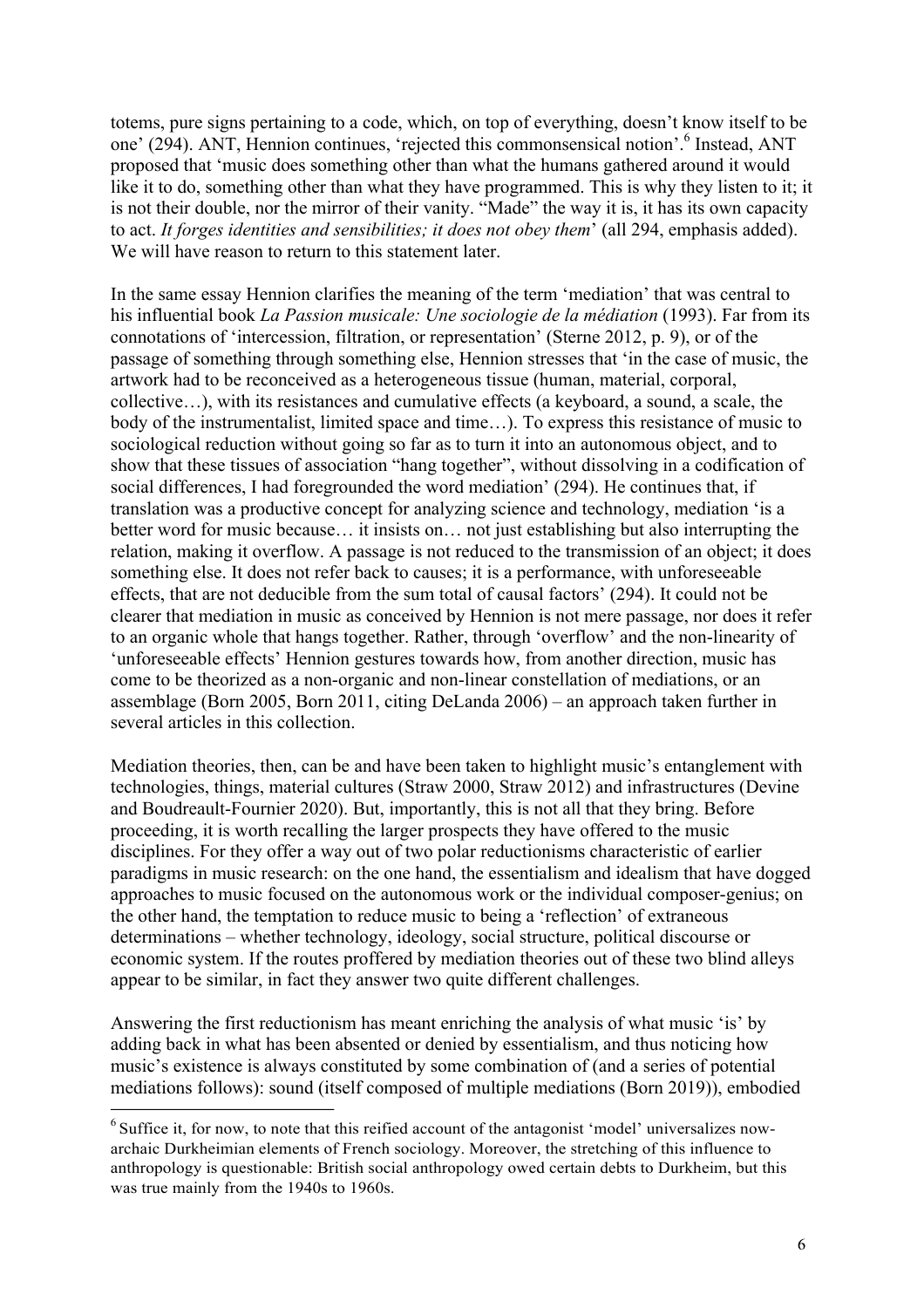totems, pure signs pertaining to a code, which, on top of everything, doesn't know itself to be one' (294). ANT, Hennion continues, 'rejected this commonsensical notion'.[6] Instead, ANT proposed that 'music does something other than what the humans gathered around it would like it to do, something other than what they have programmed. This is why they listen to it; it is not their double, nor the mirror of their vanity. "Made" the way it is, it has its own capacity to act. *It forges identities and sensibilities; it does not obey them*' (all 294, emphasis added). We will have reason to return to this statement later.

In the same essay Hennion clarifies the meaning of the term 'mediation' that was central to his influential book *La Passion musicale: Une sociologie de la médiation* (1993). Far from its connotations of 'intercession, filtration, or representation' (Sterne 2012, p. 9), or of the passage of something through something else, Hennion stresses that 'in the case of music, the artwork had to be reconceived as a heterogeneous tissue (human, material, corporal, collective…), with its resistances and cumulative effects (a keyboard, a sound, a scale, the body of the instrumentalist, limited space and time…). To express this resistance of music to sociological reduction without going so far as to turn it into an autonomous object, and to show that these tissues of association "hang together", without dissolving in a codification of social differences, I had foregrounded the word mediation' (294). He continues that, if translation was a productive concept for analyzing science and technology, mediation 'is a better word for music because… it insists on… not just establishing but also interrupting the relation, making it overflow. A passage is not reduced to the transmission of an object; it does something else. It does not refer back to causes; it is a performance, with unforeseeable effects, that are not deducible from the sum total of causal factors' (294). It could not be clearer that mediation in music as conceived by Hennion is not mere passage, nor does it refer to an organic whole that hangs together. Rather, through 'overflow' and the non-linearity of 'unforeseeable effects' Hennion gestures towards how, from another direction, music has come to be theorized as a non-organic and non-linear constellation of mediations, or an assemblage (Born 2005, Born 2011, citing DeLanda 2006) – an approach taken further in several articles in this collection.

Mediation theories, then, can be and have been taken to highlight music's entanglement with technologies, things, material cultures (Straw 2000, Straw 2012) and infrastructures (Devine and Boudreault-Fournier 2020). But, importantly, this is not all that they bring. Before proceeding, it is worth recalling the larger prospects they have offered to the music disciplines. For they offer a way out of two polar reductionisms characteristic of earlier paradigms in music research: on the one hand, the essentialism and idealism that have dogged approaches to music focused on the autonomous work or the individual composer-genius; on the other hand, the temptation to reduce music to being a 'reflection' of extraneous determinations – whether technology, ideology, social structure, political discourse or economic system. If the routes proffered by mediation theories out of these two blind alleys appear to be similar, in fact they answer two quite different challenges.

Answering the first reductionism has meant enriching the analysis of what music 'is' by adding back in what has been absented or denied by essentialism, and thus noticing how music's existence is always constituted by some combination of (and a series of potential mediations follows): sound (itself composed of multiple mediations (Born 2019)), embodied

[6] Suffice it, for now, to note that this reified account of the antagonist 'model' universalizes now-archaic Durkheimian elements of French sociology. Moreover, the stretching of this influence to anthropology is questionable: British social anthropology owed certain debts to Durkheim, but this was true mainly from the 1940s to 1960s.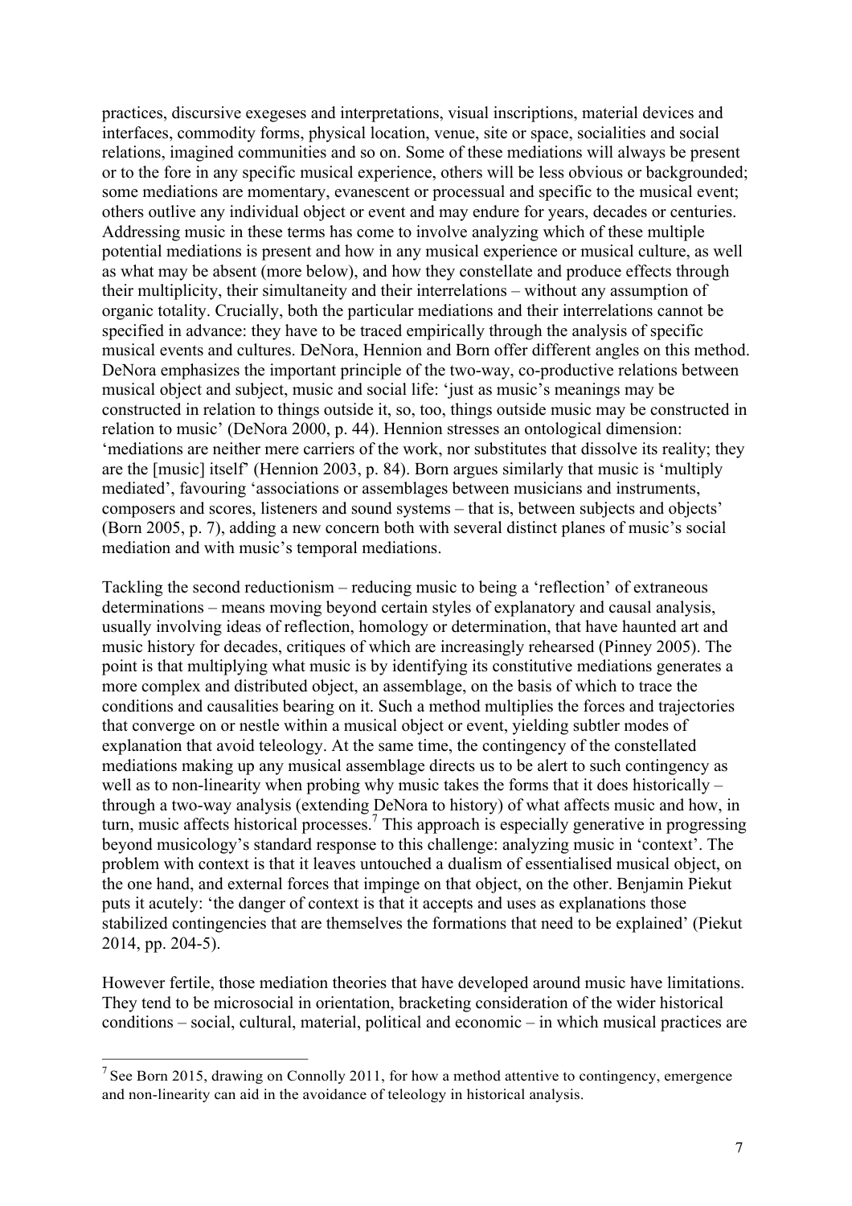practices, discursive exegeses and interpretations, visual inscriptions, material devices and interfaces, commodity forms, physical location, venue, site or space, socialities and social relations, imagined communities and so on. Some of these mediations will always be present or to the fore in any specific musical experience, others will be less obvious or backgrounded; some mediations are momentary, evanescent or processual and specific to the musical event; others outlive any individual object or event and may endure for years, decades or centuries. Addressing music in these terms has come to involve analyzing which of these multiple potential mediations is present and how in any musical experience or musical culture, as well as what may be absent (more below), and how they constellate and produce effects through their multiplicity, their simultaneity and their interrelations – without any assumption of organic totality. Crucially, both the particular mediations and their interrelations cannot be specified in advance: they have to be traced empirically through the analysis of specific musical events and cultures. DeNora, Hennion and Born offer different angles on this method. DeNora emphasizes the important principle of the two-way, co-productive relations between musical object and subject, music and social life: 'just as music's meanings may be constructed in relation to things outside it, so, too, things outside music may be constructed in relation to music' (DeNora 2000, p. 44). Hennion stresses an ontological dimension: 'mediations are neither mere carriers of the work, nor substitutes that dissolve its reality; they are the [music] itself' (Hennion 2003, p. 84). Born argues similarly that music is 'multiply mediated', favouring 'associations or assemblages between musicians and instruments, composers and scores, listeners and sound systems – that is, between subjects and objects' (Born 2005, p. 7), adding a new concern both with several distinct planes of music's social mediation and with music's temporal mediations.

Tackling the second reductionism – reducing music to being a 'reflection' of extraneous determinations – means moving beyond certain styles of explanatory and causal analysis, usually involving ideas of reflection, homology or determination, that have haunted art and music history for decades, critiques of which are increasingly rehearsed (Pinney 2005). The point is that multiplying what music is by identifying its constitutive mediations generates a more complex and distributed object, an assemblage, on the basis of which to trace the conditions and causalities bearing on it. Such a method multiplies the forces and trajectories that converge on or nestle within a musical object or event, yielding subtler modes of explanation that avoid teleology. At the same time, the contingency of the constellated mediations making up any musical assemblage directs us to be alert to such contingency as well as to non-linearity when probing why music takes the forms that it does historically – through a two-way analysis (extending DeNora to history) of what affects music and how, in turn, music affects historical processes.[7] This approach is especially generative in progressing beyond musicology's standard response to this challenge: analyzing music in 'context'. The problem with context is that it leaves untouched a dualism of essentialised musical object, on the one hand, and external forces that impinge on that object, on the other. Benjamin Piekut puts it acutely: 'the danger of context is that it accepts and uses as explanations those stabilized contingencies that are themselves the formations that need to be explained' (Piekut 2014, pp. 204-5).

However fertile, those mediation theories that have developed around music have limitations. They tend to be microsocial in orientation, bracketing consideration of the wider historical conditions – social, cultural, material, political and economic – in which musical practices are

[7] See Born 2015, drawing on Connolly 2011, for how a method attentive to contingency, emergence and non-linearity can aid in the avoidance of teleology in historical analysis.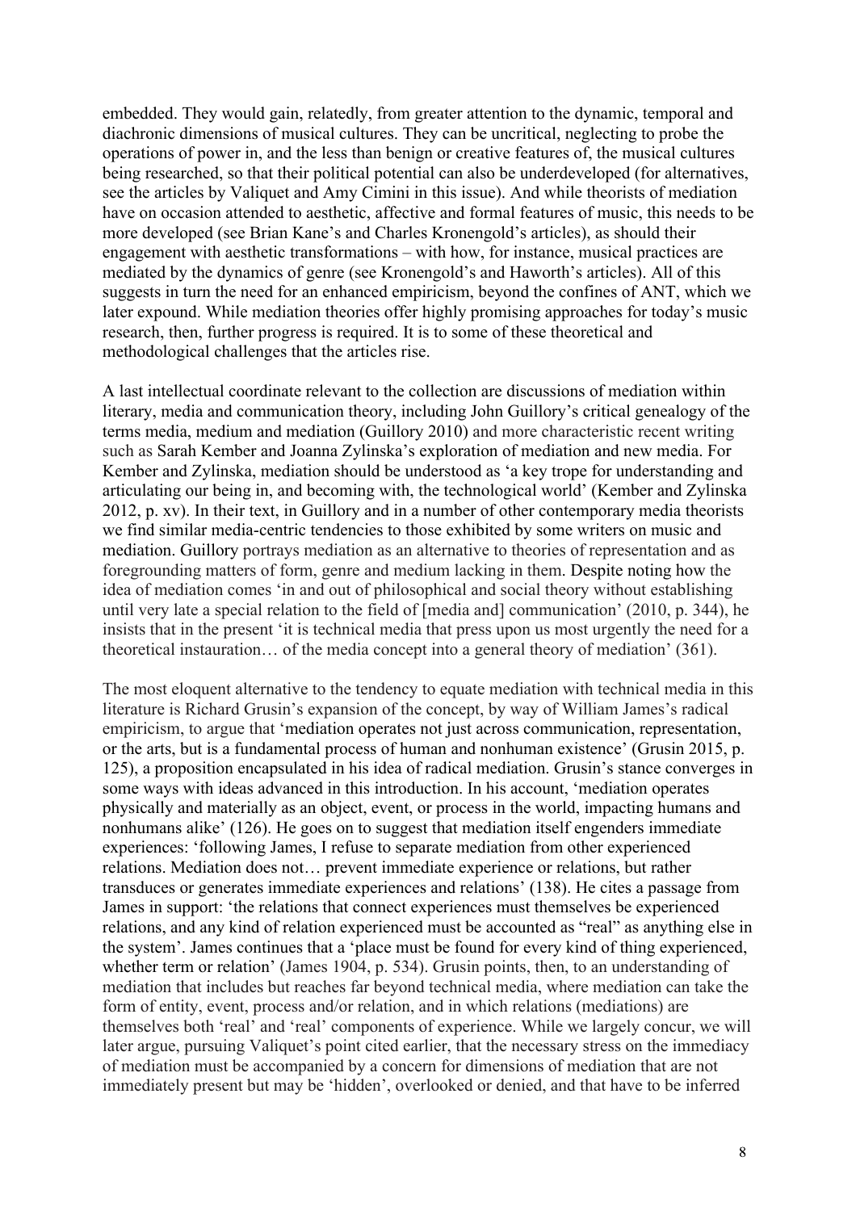embedded. They would gain, relatedly, from greater attention to the dynamic, temporal and diachronic dimensions of musical cultures. They can be uncritical, neglecting to probe the operations of power in, and the less than benign or creative features of, the musical cultures being researched, so that their political potential can also be underdeveloped (for alternatives, see the articles by Valiquet and Amy Cimini in this issue). And while theorists of mediation have on occasion attended to aesthetic, affective and formal features of music, this needs to be more developed (see Brian Kane's and Charles Kronengold's articles), as should their engagement with aesthetic transformations – with how, for instance, musical practices are mediated by the dynamics of genre (see Kronengold's and Haworth's articles). All of this suggests in turn the need for an enhanced empiricism, beyond the confines of ANT, which we later expound. While mediation theories offer highly promising approaches for today's music research, then, further progress is required. It is to some of these theoretical and methodological challenges that the articles rise.

A last intellectual coordinate relevant to the collection are discussions of mediation within literary, media and communication theory, including John Guillory's critical genealogy of the terms media, medium and mediation (Guillory 2010) and more characteristic recent writing such as Sarah Kember and Joanna Zylinska's exploration of mediation and new media. For Kember and Zylinska, mediation should be understood as 'a key trope for understanding and articulating our being in, and becoming with, the technological world' (Kember and Zylinska 2012, p. xv). In their text, in Guillory and in a number of other contemporary media theorists we find similar media-centric tendencies to those exhibited by some writers on music and mediation. Guillory portrays mediation as an alternative to theories of representation and as foregrounding matters of form, genre and medium lacking in them. Despite noting how the idea of mediation comes 'in and out of philosophical and social theory without establishing until very late a special relation to the field of [media and] communication' (2010, p. 344), he insists that in the present 'it is technical media that press upon us most urgently the need for a theoretical instauration… of the media concept into a general theory of mediation' (361).

The most eloquent alternative to the tendency to equate mediation with technical media in this literature is Richard Grusin's expansion of the concept, by way of William James's radical empiricism, to argue that 'mediation operates not just across communication, representation, or the arts, but is a fundamental process of human and nonhuman existence' (Grusin 2015, p. 125), a proposition encapsulated in his idea of radical mediation. Grusin's stance converges in some ways with ideas advanced in this introduction. In his account, 'mediation operates physically and materially as an object, event, or process in the world, impacting humans and nonhumans alike' (126). He goes on to suggest that mediation itself engenders immediate experiences: 'following James, I refuse to separate mediation from other experienced relations. Mediation does not… prevent immediate experience or relations, but rather transduces or generates immediate experiences and relations' (138). He cites a passage from James in support: 'the relations that connect experiences must themselves be experienced relations, and any kind of relation experienced must be accounted as "real" as anything else in the system'. James continues that a 'place must be found for every kind of thing experienced, whether term or relation' (James 1904, p. 534). Grusin points, then, to an understanding of mediation that includes but reaches far beyond technical media, where mediation can take the form of entity, event, process and/or relation, and in which relations (mediations) are themselves both 'real' and 'real' components of experience. While we largely concur, we will later argue, pursuing Valiquet's point cited earlier, that the necessary stress on the immediacy of mediation must be accompanied by a concern for dimensions of mediation that are not immediately present but may be 'hidden', overlooked or denied, and that have to be inferred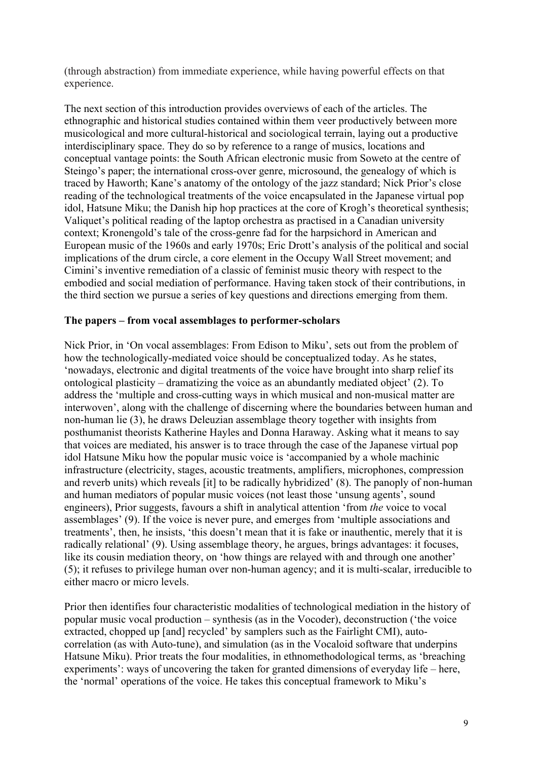(through abstraction) from immediate experience, while having powerful effects on that experience.

The next section of this introduction provides overviews of each of the articles. The ethnographic and historical studies contained within them veer productively between more musicological and more cultural-historical and sociological terrain, laying out a productive interdisciplinary space. They do so by reference to a range of musics, locations and conceptual vantage points: the South African electronic music from Soweto at the centre of Steingo's paper; the international cross-over genre, microsound, the genealogy of which is traced by Haworth; Kane's anatomy of the ontology of the jazz standard; Nick Prior's close reading of the technological treatments of the voice encapsulated in the Japanese virtual pop idol, Hatsune Miku; the Danish hip hop practices at the core of Krogh's theoretical synthesis; Valiquet's political reading of the laptop orchestra as practised in a Canadian university context; Kronengold's tale of the cross-genre fad for the harpsichord in American and European music of the 1960s and early 1970s; Eric Drott's analysis of the political and social implications of the drum circle, a core element in the Occupy Wall Street movement; and Cimini's inventive remediation of a classic of feminist music theory with respect to the embodied and social mediation of performance. Having taken stock of their contributions, in the third section we pursue a series of key questions and directions emerging from them.

**The papers – from vocal assemblages to performer-scholars**

Nick Prior, in 'On vocal assemblages: From Edison to Miku', sets out from the problem of how the technologically-mediated voice should be conceptualized today. As he states, 'nowadays, electronic and digital treatments of the voice have brought into sharp relief its ontological plasticity – dramatizing the voice as an abundantly mediated object' (2). To address the 'multiple and cross-cutting ways in which musical and non-musical matter are interwoven', along with the challenge of discerning where the boundaries between human and non-human lie (3), he draws Deleuzian assemblage theory together with insights from posthumanist theorists Katherine Hayles and Donna Haraway. Asking what it means to say that voices are mediated, his answer is to trace through the case of the Japanese virtual pop idol Hatsune Miku how the popular music voice is 'accompanied by a whole machinic infrastructure (electricity, stages, acoustic treatments, amplifiers, microphones, compression and reverb units) which reveals [it] to be radically hybridized' (8). The panoply of non-human and human mediators of popular music voices (not least those 'unsung agents', sound engineers), Prior suggests, favours a shift in analytical attention 'from *the* voice to vocal assemblages' (9). If the voice is never pure, and emerges from 'multiple associations and treatments', then, he insists, 'this doesn't mean that it is fake or inauthentic, merely that it is radically relational' (9). Using assemblage theory, he argues, brings advantages: it focuses, like its cousin mediation theory, on 'how things are relayed with and through one another' (5); it refuses to privilege human over non-human agency; and it is multi-scalar, irreducible to either macro or micro levels.

Prior then identifies four characteristic modalities of technological mediation in the history of popular music vocal production – synthesis (as in the Vocoder), deconstruction ('the voice extracted, chopped up [and] recycled' by samplers such as the Fairlight CMI), auto-correlation (as with Auto-tune), and simulation (as in the Vocaloid software that underpins Hatsune Miku). Prior treats the four modalities, in ethnomethodological terms, as 'breaching experiments': ways of uncovering the taken for granted dimensions of everyday life – here, the 'normal' operations of the voice. He takes this conceptual framework to Miku's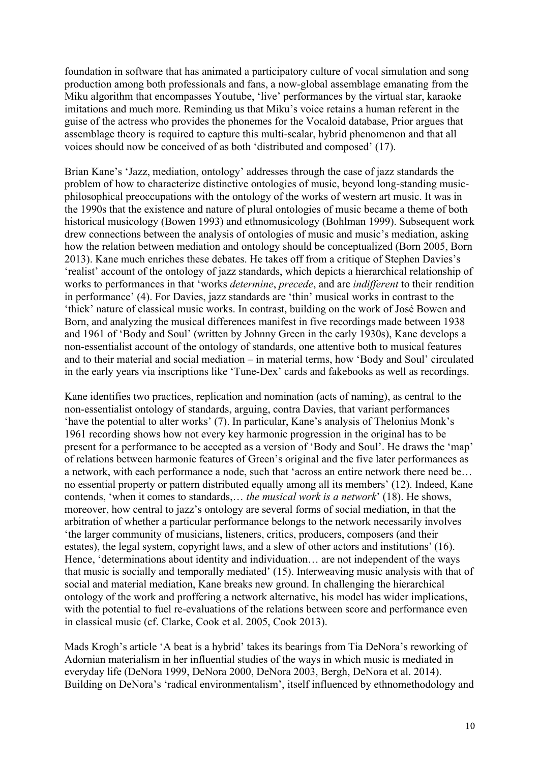foundation in software that has animated a participatory culture of vocal simulation and song production among both professionals and fans, a now-global assemblage emanating from the Miku algorithm that encompasses Youtube, 'live' performances by the virtual star, karaoke imitations and much more. Reminding us that Miku's voice retains a human referent in the guise of the actress who provides the phonemes for the Vocaloid database, Prior argues that assemblage theory is required to capture this multi-scalar, hybrid phenomenon and that all voices should now be conceived of as both 'distributed and composed' (17).

Brian Kane's 'Jazz, mediation, ontology' addresses through the case of jazz standards the problem of how to characterize distinctive ontologies of music, beyond long-standing music-philosophical preoccupations with the ontology of the works of western art music. It was in the 1990s that the existence and nature of plural ontologies of music became a theme of both historical musicology (Bowen 1993) and ethnomusicology (Bohlman 1999). Subsequent work drew connections between the analysis of ontologies of music and music's mediation, asking how the relation between mediation and ontology should be conceptualized (Born 2005, Born 2013). Kane much enriches these debates. He takes off from a critique of Stephen Davies's 'realist' account of the ontology of jazz standards, which depicts a hierarchical relationship of works to performances in that 'works *determine*, *precede*, and are *indifferent* to their rendition in performance' (4). For Davies, jazz standards are 'thin' musical works in contrast to the 'thick' nature of classical music works. In contrast, building on the work of José Bowen and Born, and analyzing the musical differences manifest in five recordings made between 1938 and 1961 of 'Body and Soul' (written by Johnny Green in the early 1930s), Kane develops a non-essentialist account of the ontology of standards, one attentive both to musical features and to their material and social mediation – in material terms, how 'Body and Soul' circulated in the early years via inscriptions like 'Tune-Dex' cards and fakebooks as well as recordings.

Kane identifies two practices, replication and nomination (acts of naming), as central to the non-essentialist ontology of standards, arguing, contra Davies, that variant performances 'have the potential to alter works' (7). In particular, Kane's analysis of Thelonius Monk's 1961 recording shows how not every key harmonic progression in the original has to be present for a performance to be accepted as a version of 'Body and Soul'. He draws the 'map' of relations between harmonic features of Green's original and the five later performances as a network, with each performance a node, such that 'across an entire network there need be… no essential property or pattern distributed equally among all its members' (12). Indeed, Kane contends, 'when it comes to standards,… *the musical work is a network*' (18). He shows, moreover, how central to jazz's ontology are several forms of social mediation, in that the arbitration of whether a particular performance belongs to the network necessarily involves 'the larger community of musicians, listeners, critics, producers, composers (and their estates), the legal system, copyright laws, and a slew of other actors and institutions' (16). Hence, 'determinations about identity and individuation… are not independent of the ways that music is socially and temporally mediated' (15). Interweaving music analysis with that of social and material mediation, Kane breaks new ground. In challenging the hierarchical ontology of the work and proffering a network alternative, his model has wider implications, with the potential to fuel re-evaluations of the relations between score and performance even in classical music (cf. Clarke, Cook et al. 2005, Cook 2013).

Mads Krogh's article 'A beat is a hybrid' takes its bearings from Tia DeNora's reworking of Adornian materialism in her influential studies of the ways in which music is mediated in everyday life (DeNora 1999, DeNora 2000, DeNora 2003, Bergh, DeNora et al. 2014). Building on DeNora's 'radical environmentalism', itself influenced by ethnomethodology and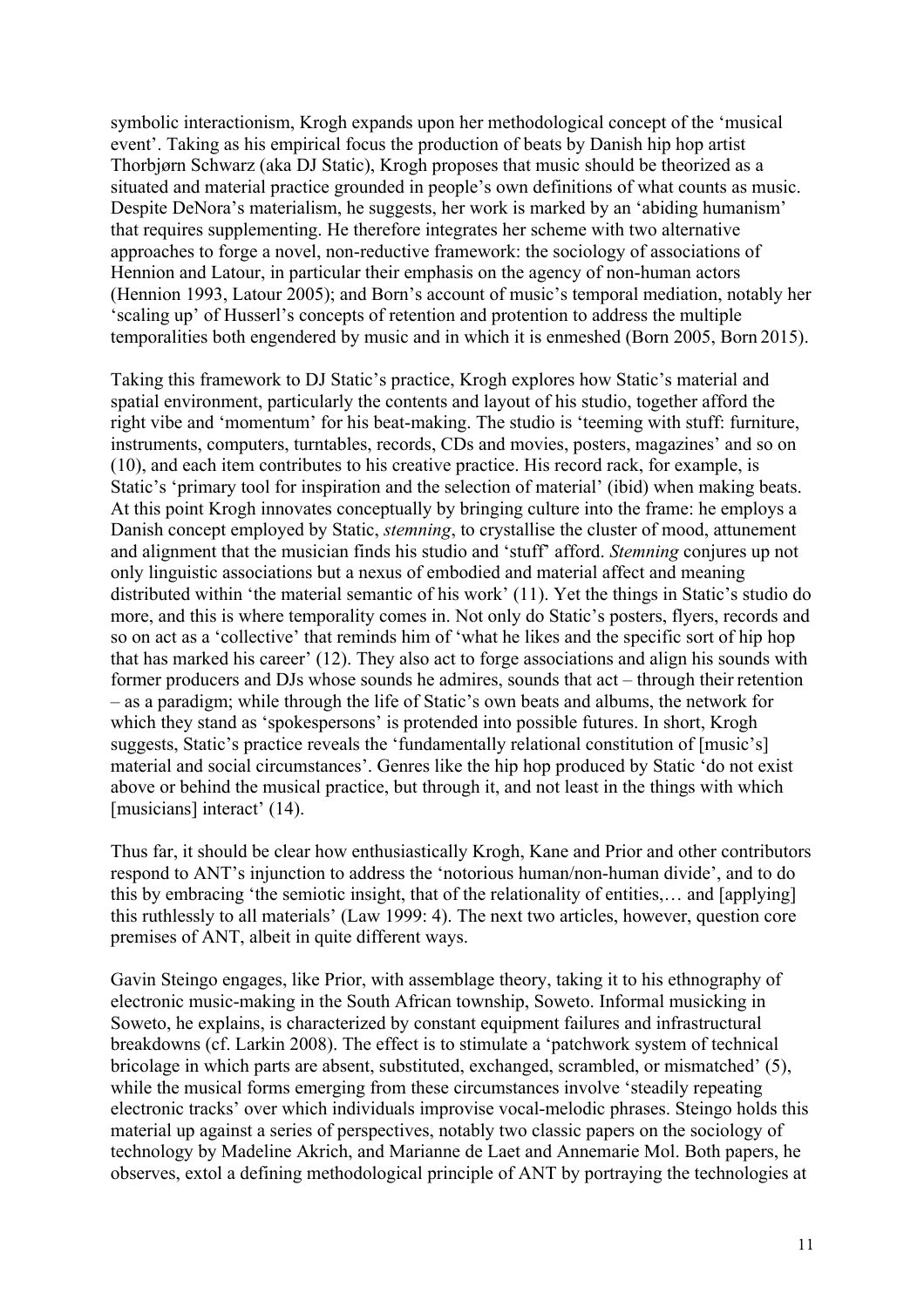symbolic interactionism, Krogh expands upon her methodological concept of the 'musical event'. Taking as his empirical focus the production of beats by Danish hip hop artist Thorbjørn Schwarz (aka DJ Static), Krogh proposes that music should be theorized as a situated and material practice grounded in people's own definitions of what counts as music. Despite DeNora's materialism, he suggests, her work is marked by an 'abiding humanism' that requires supplementing. He therefore integrates her scheme with two alternative approaches to forge a novel, non-reductive framework: the sociology of associations of Hennion and Latour, in particular their emphasis on the agency of non-human actors (Hennion 1993, Latour 2005); and Born's account of music's temporal mediation, notably her 'scaling up' of Husserl's concepts of retention and protention to address the multiple temporalities both engendered by music and in which it is enmeshed (Born 2005, Born 2015).

Taking this framework to DJ Static's practice, Krogh explores how Static's material and spatial environment, particularly the contents and layout of his studio, together afford the right vibe and 'momentum' for his beat-making. The studio is 'teeming with stuff: furniture, instruments, computers, turntables, records, CDs and movies, posters, magazines' and so on (10), and each item contributes to his creative practice. His record rack, for example, is Static's 'primary tool for inspiration and the selection of material' (ibid) when making beats. At this point Krogh innovates conceptually by bringing culture into the frame: he employs a Danish concept employed by Static, *stemning*, to crystallise the cluster of mood, attunement and alignment that the musician finds his studio and 'stuff' afford. *Stemning* conjures up not only linguistic associations but a nexus of embodied and material affect and meaning distributed within 'the material semantic of his work' (11). Yet the things in Static's studio do more, and this is where temporality comes in. Not only do Static's posters, flyers, records and so on act as a 'collective' that reminds him of 'what he likes and the specific sort of hip hop that has marked his career' (12). They also act to forge associations and align his sounds with former producers and DJs whose sounds he admires, sounds that act – through their retention – as a paradigm; while through the life of Static's own beats and albums, the network for which they stand as 'spokespersons' is protended into possible futures. In short, Krogh suggests, Static's practice reveals the 'fundamentally relational constitution of [music's] material and social circumstances'. Genres like the hip hop produced by Static 'do not exist above or behind the musical practice, but through it, and not least in the things with which [musicians] interact' (14).

Thus far, it should be clear how enthusiastically Krogh, Kane and Prior and other contributors respond to ANT's injunction to address the 'notorious human/non-human divide', and to do this by embracing 'the semiotic insight, that of the relationality of entities,… and [applying] this ruthlessly to all materials' (Law 1999: 4). The next two articles, however, question core premises of ANT, albeit in quite different ways.

Gavin Steingo engages, like Prior, with assemblage theory, taking it to his ethnography of electronic music-making in the South African township, Soweto. Informal musicking in Soweto, he explains, is characterized by constant equipment failures and infrastructural breakdowns (cf. Larkin 2008). The effect is to stimulate a 'patchwork system of technical bricolage in which parts are absent, substituted, exchanged, scrambled, or mismatched' (5), while the musical forms emerging from these circumstances involve 'steadily repeating electronic tracks' over which individuals improvise vocal-melodic phrases. Steingo holds this material up against a series of perspectives, notably two classic papers on the sociology of technology by Madeline Akrich, and Marianne de Laet and Annemarie Mol. Both papers, he observes, extol a defining methodological principle of ANT by portraying the technologies at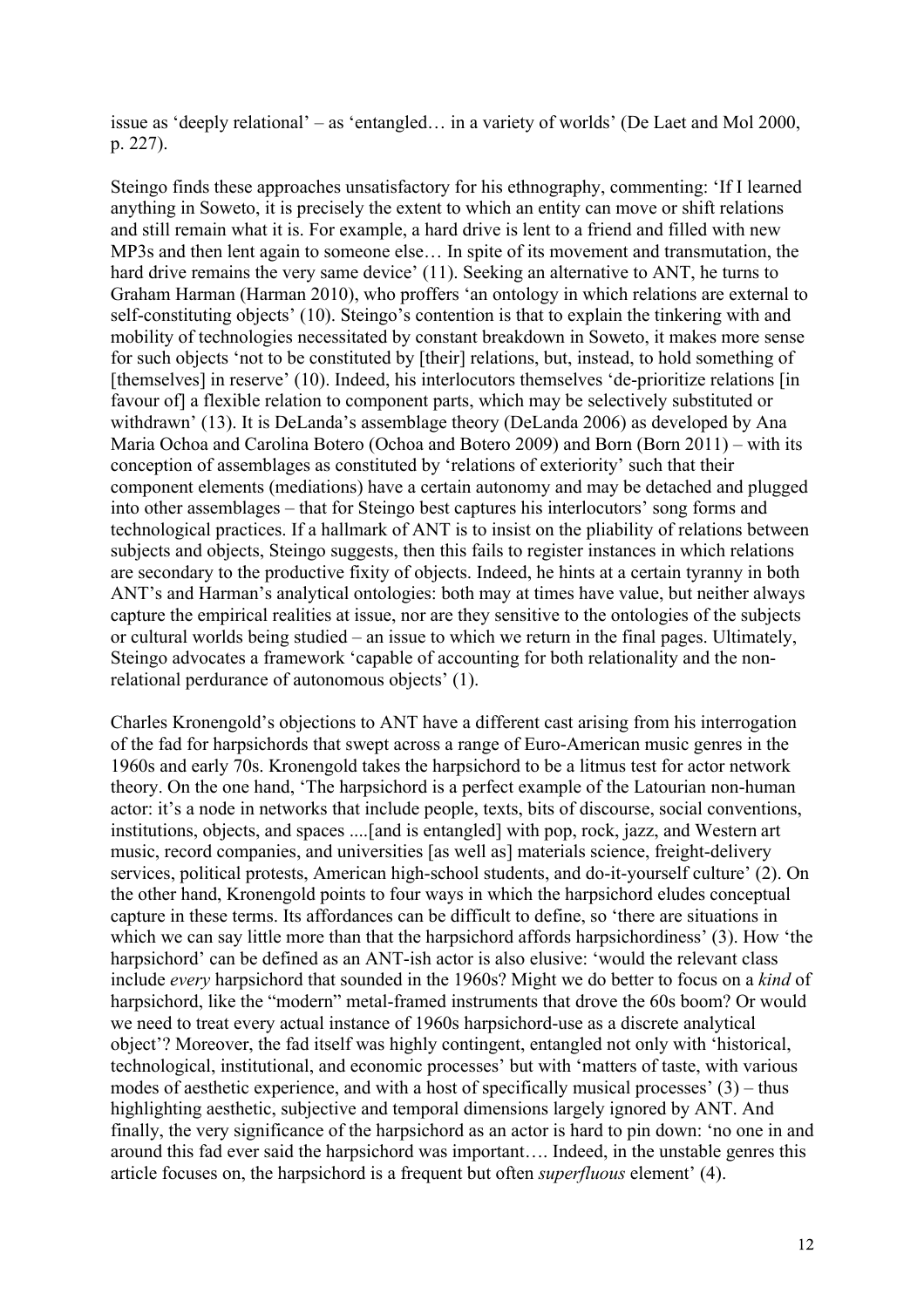issue as 'deeply relational' – as 'entangled… in a variety of worlds' (De Laet and Mol 2000, p. 227).

Steingo finds these approaches unsatisfactory for his ethnography, commenting: 'If I learned anything in Soweto, it is precisely the extent to which an entity can move or shift relations and still remain what it is. For example, a hard drive is lent to a friend and filled with new MP3s and then lent again to someone else… In spite of its movement and transmutation, the hard drive remains the very same device' (11). Seeking an alternative to ANT, he turns to Graham Harman (Harman 2010), who proffers 'an ontology in which relations are external to self-constituting objects' (10). Steingo's contention is that to explain the tinkering with and mobility of technologies necessitated by constant breakdown in Soweto, it makes more sense for such objects 'not to be constituted by [their] relations, but, instead, to hold something of [themselves] in reserve' (10). Indeed, his interlocutors themselves 'de-prioritize relations [in favour of] a flexible relation to component parts, which may be selectively substituted or withdrawn' (13). It is DeLanda's assemblage theory (DeLanda 2006) as developed by Ana Maria Ochoa and Carolina Botero (Ochoa and Botero 2009) and Born (Born 2011) – with its conception of assemblages as constituted by 'relations of exteriority' such that their component elements (mediations) have a certain autonomy and may be detached and plugged into other assemblages – that for Steingo best captures his interlocutors' song forms and technological practices. If a hallmark of ANT is to insist on the pliability of relations between subjects and objects, Steingo suggests, then this fails to register instances in which relations are secondary to the productive fixity of objects. Indeed, he hints at a certain tyranny in both ANT's and Harman's analytical ontologies: both may at times have value, but neither always capture the empirical realities at issue, nor are they sensitive to the ontologies of the subjects or cultural worlds being studied – an issue to which we return in the final pages. Ultimately, Steingo advocates a framework 'capable of accounting for both relationality and the non-relational perdurance of autonomous objects' (1).

Charles Kronengold's objections to ANT have a different cast arising from his interrogation of the fad for harpsichords that swept across a range of Euro-American music genres in the 1960s and early 70s. Kronengold takes the harpsichord to be a litmus test for actor network theory. On the one hand, 'The harpsichord is a perfect example of the Latourian non-human actor: it's a node in networks that include people, texts, bits of discourse, social conventions, institutions, objects, and spaces ....[and is entangled] with pop, rock, jazz, and Western art music, record companies, and universities [as well as] materials science, freight-delivery services, political protests, American high-school students, and do-it-yourself culture' (2). On the other hand, Kronengold points to four ways in which the harpsichord eludes conceptual capture in these terms. Its affordances can be difficult to define, so 'there are situations in which we can say little more than that the harpsichord affords harpsichordiness' (3). How 'the harpsichord' can be defined as an ANT-ish actor is also elusive: 'would the relevant class include *every* harpsichord that sounded in the 1960s? Might we do better to focus on a *kind* of harpsichord, like the "modern" metal-framed instruments that drove the 60s boom? Or would we need to treat every actual instance of 1960s harpsichord-use as a discrete analytical object'? Moreover, the fad itself was highly contingent, entangled not only with 'historical, technological, institutional, and economic processes' but with 'matters of taste, with various modes of aesthetic experience, and with a host of specifically musical processes' (3) – thus highlighting aesthetic, subjective and temporal dimensions largely ignored by ANT. And finally, the very significance of the harpsichord as an actor is hard to pin down: 'no one in and around this fad ever said the harpsichord was important…. Indeed, in the unstable genres this article focuses on, the harpsichord is a frequent but often *superfluous* element' (4).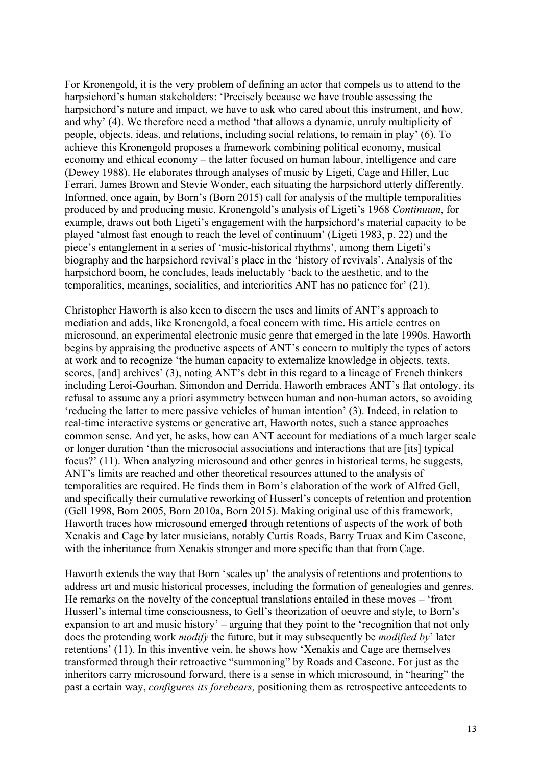For Kronengold, it is the very problem of defining an actor that compels us to attend to the harpsichord's human stakeholders: 'Precisely because we have trouble assessing the harpsichord's nature and impact, we have to ask who cared about this instrument, and how, and why' (4). We therefore need a method 'that allows a dynamic, unruly multiplicity of people, objects, ideas, and relations, including social relations, to remain in play' (6). To achieve this Kronengold proposes a framework combining political economy, musical economy and ethical economy – the latter focused on human labour, intelligence and care (Dewey 1988). He elaborates through analyses of music by Ligeti, Cage and Hiller, Luc Ferrari, James Brown and Stevie Wonder, each situating the harpsichord utterly differently. Informed, once again, by Born's (Born 2015) call for analysis of the multiple temporalities produced by and producing music, Kronengold's analysis of Ligeti's 1968 *Continuum*, for example, draws out both Ligeti's engagement with the harpsichord's material capacity to be played 'almost fast enough to reach the level of continuum' (Ligeti 1983, p. 22) and the piece's entanglement in a series of 'music-historical rhythms', among them Ligeti's biography and the harpsichord revival's place in the 'history of revivals'. Analysis of the harpsichord boom, he concludes, leads ineluctably 'back to the aesthetic, and to the temporalities, meanings, socialities, and interiorities ANT has no patience for' (21).

Christopher Haworth is also keen to discern the uses and limits of ANT's approach to mediation and adds, like Kronengold, a focal concern with time. His article centres on microsound, an experimental electronic music genre that emerged in the late 1990s. Haworth begins by appraising the productive aspects of ANT's concern to multiply the types of actors at work and to recognize 'the human capacity to externalize knowledge in objects, texts, scores, [and] archives' (3), noting ANT's debt in this regard to a lineage of French thinkers including Leroi-Gourhan, Simondon and Derrida. Haworth embraces ANT's flat ontology, its refusal to assume any a priori asymmetry between human and non-human actors, so avoiding 'reducing the latter to mere passive vehicles of human intention' (3). Indeed, in relation to real-time interactive systems or generative art, Haworth notes, such a stance approaches common sense. And yet, he asks, how can ANT account for mediations of a much larger scale or longer duration 'than the microsocial associations and interactions that are [its] typical focus?' (11). When analyzing microsound and other genres in historical terms, he suggests, ANT's limits are reached and other theoretical resources attuned to the analysis of temporalities are required. He finds them in Born's elaboration of the work of Alfred Gell, and specifically their cumulative reworking of Husserl's concepts of retention and protention (Gell 1998, Born 2005, Born 2010a, Born 2015). Making original use of this framework, Haworth traces how microsound emerged through retentions of aspects of the work of both Xenakis and Cage by later musicians, notably Curtis Roads, Barry Truax and Kim Cascone, with the inheritance from Xenakis stronger and more specific than that from Cage.

Haworth extends the way that Born 'scales up' the analysis of retentions and protentions to address art and music historical processes, including the formation of genealogies and genres. He remarks on the novelty of the conceptual translations entailed in these moves – 'from Husserl's internal time consciousness, to Gell's theorization of oeuvre and style, to Born's expansion to art and music history' – arguing that they point to the 'recognition that not only does the protending work *modify* the future, but it may subsequently be *modified by*' later retentions' (11). In this inventive vein, he shows how 'Xenakis and Cage are themselves transformed through their retroactive "summoning" by Roads and Cascone. For just as the inheritors carry microsound forward, there is a sense in which microsound, in "hearing" the past a certain way, *configures its forebears,* positioning them as retrospective antecedents to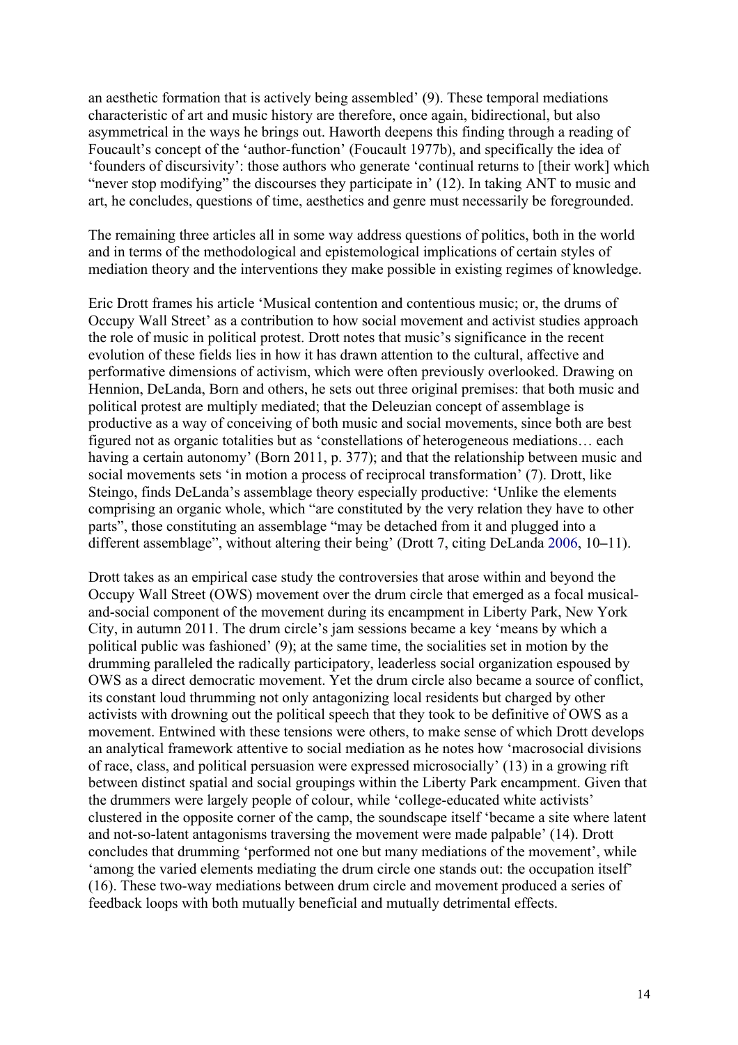an aesthetic formation that is actively being assembled' (9). These temporal mediations characteristic of art and music history are therefore, once again, bidirectional, but also asymmetrical in the ways he brings out. Haworth deepens this finding through a reading of Foucault's concept of the 'author-function' (Foucault 1977b), and specifically the idea of 'founders of discursivity': those authors who generate 'continual returns to [their work] which "never stop modifying" the discourses they participate in' (12). In taking ANT to music and art, he concludes, questions of time, aesthetics and genre must necessarily be foregrounded.

The remaining three articles all in some way address questions of politics, both in the world and in terms of the methodological and epistemological implications of certain styles of mediation theory and the interventions they make possible in existing regimes of knowledge.

Eric Drott frames his article 'Musical contention and contentious music; or, the drums of Occupy Wall Street' as a contribution to how social movement and activist studies approach the role of music in political protest. Drott notes that music's significance in the recent evolution of these fields lies in how it has drawn attention to the cultural, affective and performative dimensions of activism, which were often previously overlooked. Drawing on Hennion, DeLanda, Born and others, he sets out three original premises: that both music and political protest are multiply mediated; that the Deleuzian concept of assemblage is productive as a way of conceiving of both music and social movements, since both are best figured not as organic totalities but as 'constellations of heterogeneous mediations… each having a certain autonomy' (Born 2011, p. 377); and that the relationship between music and social movements sets 'in motion a process of reciprocal transformation' (7). Drott, like Steingo, finds DeLanda's assemblage theory especially productive: 'Unlike the elements comprising an organic whole, which "are constituted by the very relation they have to other parts", those constituting an assemblage "may be detached from it and plugged into a different assemblage", without altering their being' (Drott 7, citing DeLanda 2006, 10–11).

Drott takes as an empirical case study the controversies that arose within and beyond the Occupy Wall Street (OWS) movement over the drum circle that emerged as a focal musical-and-social component of the movement during its encampment in Liberty Park, New York City, in autumn 2011. The drum circle's jam sessions became a key 'means by which a political public was fashioned' (9); at the same time, the socialities set in motion by the drumming paralleled the radically participatory, leaderless social organization espoused by OWS as a direct democratic movement. Yet the drum circle also became a source of conflict, its constant loud thrumming not only antagonizing local residents but charged by other activists with drowning out the political speech that they took to be definitive of OWS as a movement. Entwined with these tensions were others, to make sense of which Drott develops an analytical framework attentive to social mediation as he notes how 'macrosocial divisions of race, class, and political persuasion were expressed microsocially' (13) in a growing rift between distinct spatial and social groupings within the Liberty Park encampment. Given that the drummers were largely people of colour, while 'college-educated white activists' clustered in the opposite corner of the camp, the soundscape itself 'became a site where latent and not-so-latent antagonisms traversing the movement were made palpable' (14). Drott concludes that drumming 'performed not one but many mediations of the movement', while 'among the varied elements mediating the drum circle one stands out: the occupation itself' (16). These two-way mediations between drum circle and movement produced a series of feedback loops with both mutually beneficial and mutually detrimental effects.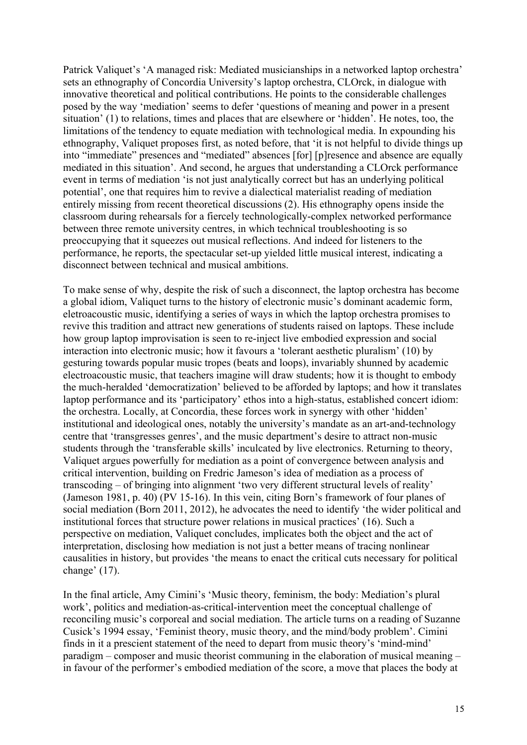Patrick Valiquet's 'A managed risk: Mediated musicianships in a networked laptop orchestra' sets an ethnography of Concordia University's laptop orchestra, CLOrck, in dialogue with innovative theoretical and political contributions. He points to the considerable challenges posed by the way 'mediation' seems to defer 'questions of meaning and power in a present situation' (1) to relations, times and places that are elsewhere or 'hidden'. He notes, too, the limitations of the tendency to equate mediation with technological media. In expounding his ethnography, Valiquet proposes first, as noted before, that 'it is not helpful to divide things up into "immediate" presences and "mediated" absences [for] [p]resence and absence are equally mediated in this situation'. And second, he argues that understanding a CLOrck performance event in terms of mediation 'is not just analytically correct but has an underlying political potential', one that requires him to revive a dialectical materialist reading of mediation entirely missing from recent theoretical discussions (2). His ethnography opens inside the classroom during rehearsals for a fiercely technologically-complex networked performance between three remote university centres, in which technical troubleshooting is so preoccupying that it squeezes out musical reflections. And indeed for listeners to the performance, he reports, the spectacular set-up yielded little musical interest, indicating a disconnect between technical and musical ambitions.

To make sense of why, despite the risk of such a disconnect, the laptop orchestra has become a global idiom, Valiquet turns to the history of electronic music's dominant academic form, eletroacoustic music, identifying a series of ways in which the laptop orchestra promises to revive this tradition and attract new generations of students raised on laptops. These include how group laptop improvisation is seen to re-inject live embodied expression and social interaction into electronic music; how it favours a 'tolerant aesthetic pluralism' (10) by gesturing towards popular music tropes (beats and loops), invariably shunned by academic electroacoustic music, that teachers imagine will draw students; how it is thought to embody the much-heralded 'democratization' believed to be afforded by laptops; and how it translates laptop performance and its 'participatory' ethos into a high-status, established concert idiom: the orchestra. Locally, at Concordia, these forces work in synergy with other 'hidden' institutional and ideological ones, notably the university's mandate as an art-and-technology centre that 'transgresses genres', and the music department's desire to attract non-music students through the 'transferable skills' inculcated by live electronics. Returning to theory, Valiquet argues powerfully for mediation as a point of convergence between analysis and critical intervention, building on Fredric Jameson's idea of mediation as a process of transcoding – of bringing into alignment 'two very different structural levels of reality' (Jameson 1981, p. 40) (PV 15-16). In this vein, citing Born's framework of four planes of social mediation (Born 2011, 2012), he advocates the need to identify 'the wider political and institutional forces that structure power relations in musical practices' (16). Such a perspective on mediation, Valiquet concludes, implicates both the object and the act of interpretation, disclosing how mediation is not just a better means of tracing nonlinear causalities in history, but provides 'the means to enact the critical cuts necessary for political change' (17).

In the final article, Amy Cimini's 'Music theory, feminism, the body: Mediation's plural work', politics and mediation-as-critical-intervention meet the conceptual challenge of reconciling music's corporeal and social mediation. The article turns on a reading of Suzanne Cusick's 1994 essay, 'Feminist theory, music theory, and the mind/body problem'. Cimini finds in it a prescient statement of the need to depart from music theory's 'mind-mind' paradigm – composer and music theorist communing in the elaboration of musical meaning – in favour of the performer's embodied mediation of the score, a move that places the body at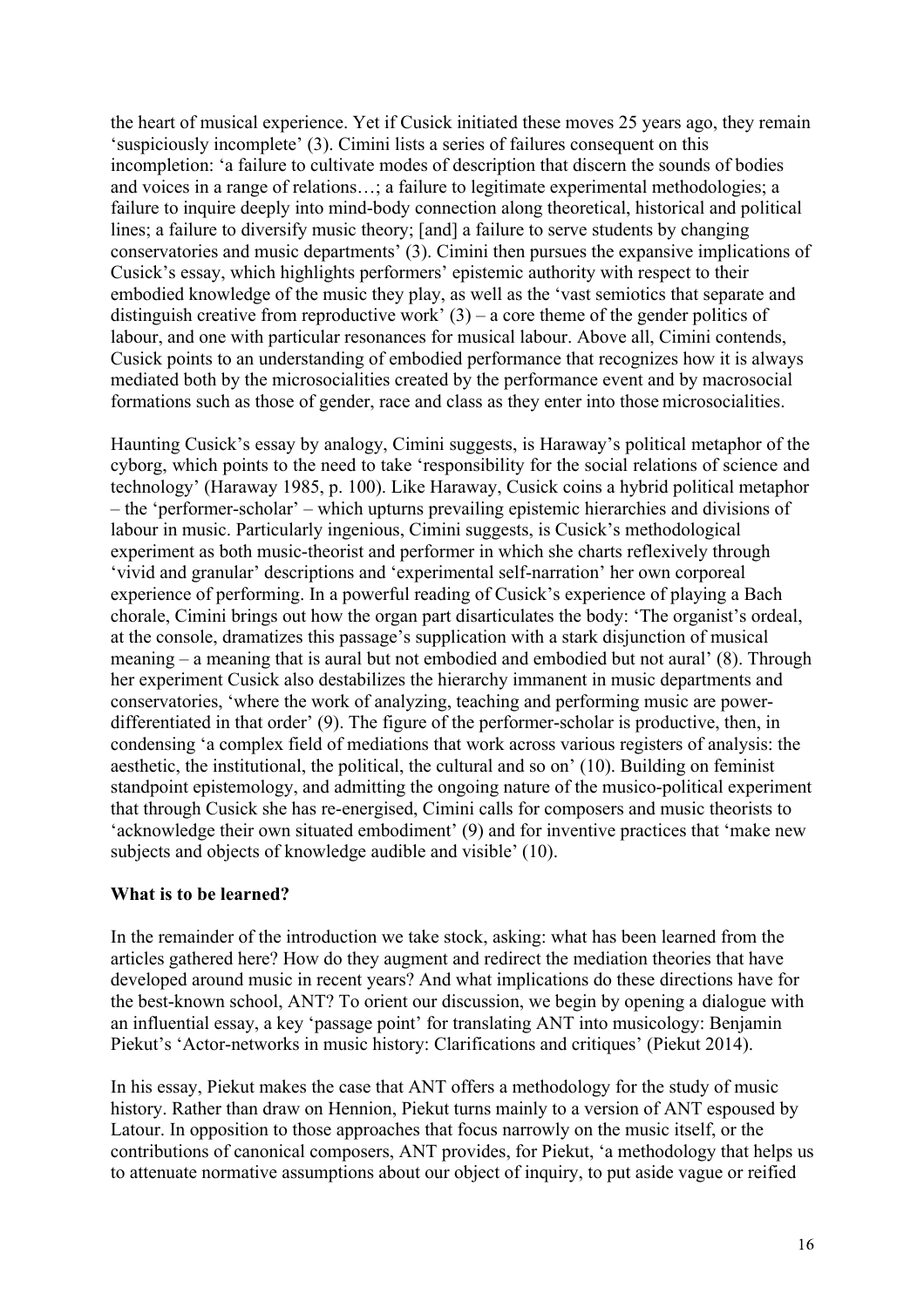the heart of musical experience. Yet if Cusick initiated these moves 25 years ago, they remain 'suspiciously incomplete' (3). Cimini lists a series of failures consequent on this incompletion: 'a failure to cultivate modes of description that discern the sounds of bodies and voices in a range of relations…; a failure to legitimate experimental methodologies; a failure to inquire deeply into mind-body connection along theoretical, historical and political lines; a failure to diversify music theory; [and] a failure to serve students by changing conservatories and music departments' (3). Cimini then pursues the expansive implications of Cusick's essay, which highlights performers' epistemic authority with respect to their embodied knowledge of the music they play, as well as the 'vast semiotics that separate and distinguish creative from reproductive work' (3) – a core theme of the gender politics of labour, and one with particular resonances for musical labour. Above all, Cimini contends, Cusick points to an understanding of embodied performance that recognizes how it is always mediated both by the microsocialities created by the performance event and by macrosocial formations such as those of gender, race and class as they enter into those microsocialities.

Haunting Cusick's essay by analogy, Cimini suggests, is Haraway's political metaphor of the cyborg, which points to the need to take 'responsibility for the social relations of science and technology' (Haraway 1985, p. 100). Like Haraway, Cusick coins a hybrid political metaphor – the 'performer-scholar' – which upturns prevailing epistemic hierarchies and divisions of labour in music. Particularly ingenious, Cimini suggests, is Cusick's methodological experiment as both music-theorist and performer in which she charts reflexively through 'vivid and granular' descriptions and 'experimental self-narration' her own corporeal experience of performing. In a powerful reading of Cusick's experience of playing a Bach chorale, Cimini brings out how the organ part disarticulates the body: 'The organist's ordeal, at the console, dramatizes this passage's supplication with a stark disjunction of musical meaning – a meaning that is aural but not embodied and embodied but not aural' (8). Through her experiment Cusick also destabilizes the hierarchy immanent in music departments and conservatories, 'where the work of analyzing, teaching and performing music are power-differentiated in that order' (9). The figure of the performer-scholar is productive, then, in condensing 'a complex field of mediations that work across various registers of analysis: the aesthetic, the institutional, the political, the cultural and so on' (10). Building on feminist standpoint epistemology, and admitting the ongoing nature of the musico-political experiment that through Cusick she has re-energised, Cimini calls for composers and music theorists to 'acknowledge their own situated embodiment' (9) and for inventive practices that 'make new subjects and objects of knowledge audible and visible' (10).

**What is to be learned?**

In the remainder of the introduction we take stock, asking: what has been learned from the articles gathered here? How do they augment and redirect the mediation theories that have developed around music in recent years? And what implications do these directions have for the best-known school, ANT? To orient our discussion, we begin by opening a dialogue with an influential essay, a key 'passage point' for translating ANT into musicology: Benjamin Piekut's 'Actor-networks in music history: Clarifications and critiques' (Piekut 2014).

In his essay, Piekut makes the case that ANT offers a methodology for the study of music history. Rather than draw on Hennion, Piekut turns mainly to a version of ANT espoused by Latour. In opposition to those approaches that focus narrowly on the music itself, or the contributions of canonical composers, ANT provides, for Piekut, 'a methodology that helps us to attenuate normative assumptions about our object of inquiry, to put aside vague or reified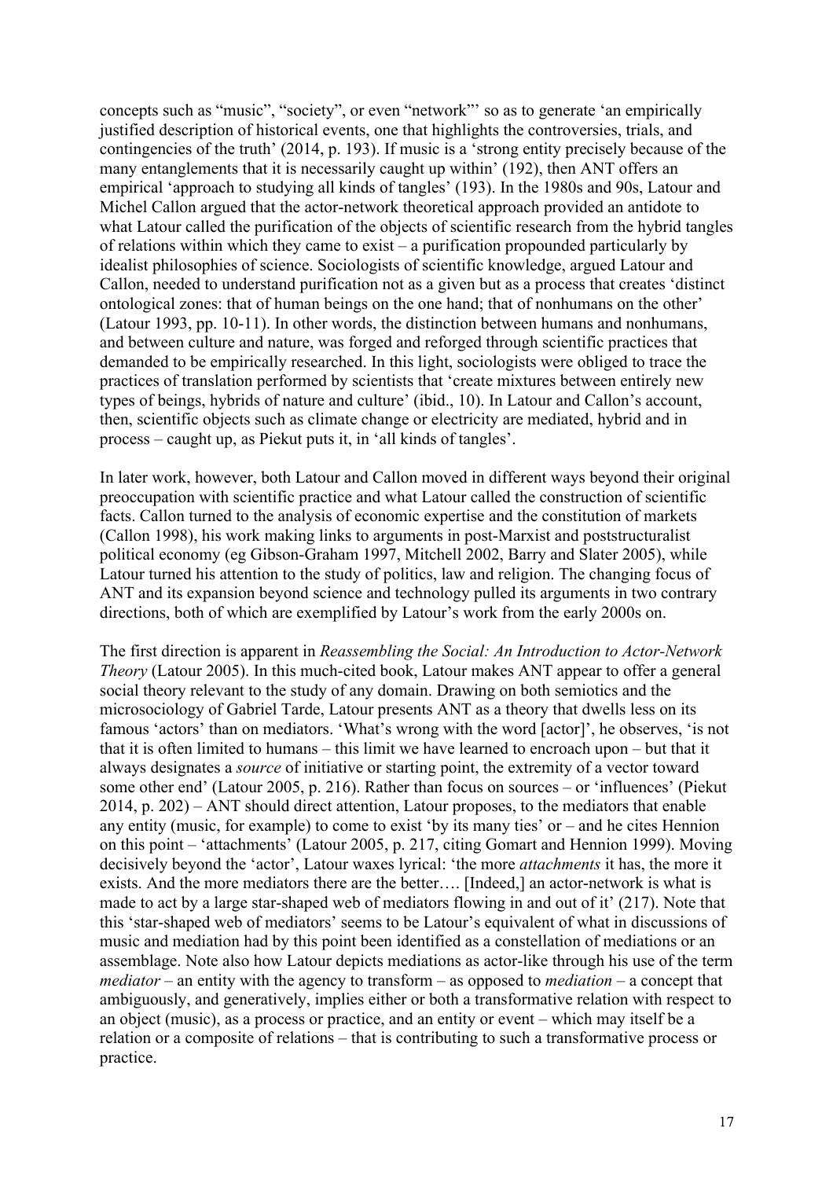concepts such as "music", "society", or even "network"' so as to generate 'an empirically justified description of historical events, one that highlights the controversies, trials, and contingencies of the truth' (2014, p. 193). If music is a 'strong entity precisely because of the many entanglements that it is necessarily caught up within' (192), then ANT offers an empirical 'approach to studying all kinds of tangles' (193). In the 1980s and 90s, Latour and Michel Callon argued that the actor-network theoretical approach provided an antidote to what Latour called the purification of the objects of scientific research from the hybrid tangles of relations within which they came to exist – a purification propounded particularly by idealist philosophies of science. Sociologists of scientific knowledge, argued Latour and Callon, needed to understand purification not as a given but as a process that creates 'distinct ontological zones: that of human beings on the one hand; that of nonhumans on the other' (Latour 1993, pp. 10-11). In other words, the distinction between humans and nonhumans, and between culture and nature, was forged and reforged through scientific practices that demanded to be empirically researched. In this light, sociologists were obliged to trace the practices of translation performed by scientists that 'create mixtures between entirely new types of beings, hybrids of nature and culture' (ibid., 10). In Latour and Callon's account, then, scientific objects such as climate change or electricity are mediated, hybrid and in process – caught up, as Piekut puts it, in 'all kinds of tangles'.

In later work, however, both Latour and Callon moved in different ways beyond their original preoccupation with scientific practice and what Latour called the construction of scientific facts. Callon turned to the analysis of economic expertise and the constitution of markets (Callon 1998), his work making links to arguments in post-Marxist and poststructuralist political economy (eg Gibson-Graham 1997, Mitchell 2002, Barry and Slater 2005), while Latour turned his attention to the study of politics, law and religion. The changing focus of ANT and its expansion beyond science and technology pulled its arguments in two contrary directions, both of which are exemplified by Latour's work from the early 2000s on.

The first direction is apparent in *Reassembling the Social: An Introduction to Actor-Network Theory* (Latour 2005). In this much-cited book, Latour makes ANT appear to offer a general social theory relevant to the study of any domain. Drawing on both semiotics and the microsociology of Gabriel Tarde, Latour presents ANT as a theory that dwells less on its famous 'actors' than on mediators. 'What's wrong with the word [actor]', he observes, 'is not that it is often limited to humans – this limit we have learned to encroach upon – but that it always designates a *source* of initiative or starting point, the extremity of a vector toward some other end' (Latour 2005, p. 216). Rather than focus on sources – or 'influences' (Piekut 2014, p. 202) – ANT should direct attention, Latour proposes, to the mediators that enable any entity (music, for example) to come to exist 'by its many ties' or – and he cites Hennion on this point – 'attachments' (Latour 2005, p. 217, citing Gomart and Hennion 1999). Moving decisively beyond the 'actor', Latour waxes lyrical: 'the more *attachments* it has, the more it exists. And the more mediators there are the better…. [Indeed,] an actor-network is what is made to act by a large star-shaped web of mediators flowing in and out of it' (217). Note that this 'star-shaped web of mediators' seems to be Latour's equivalent of what in discussions of music and mediation had by this point been identified as a constellation of mediations or an assemblage. Note also how Latour depicts mediations as actor-like through his use of the term *mediator* – an entity with the agency to transform – as opposed to *mediation* – a concept that ambiguously, and generatively, implies either or both a transformative relation with respect to an object (music), as a process or practice, and an entity or event – which may itself be a relation or a composite of relations – that is contributing to such a transformative process or practice.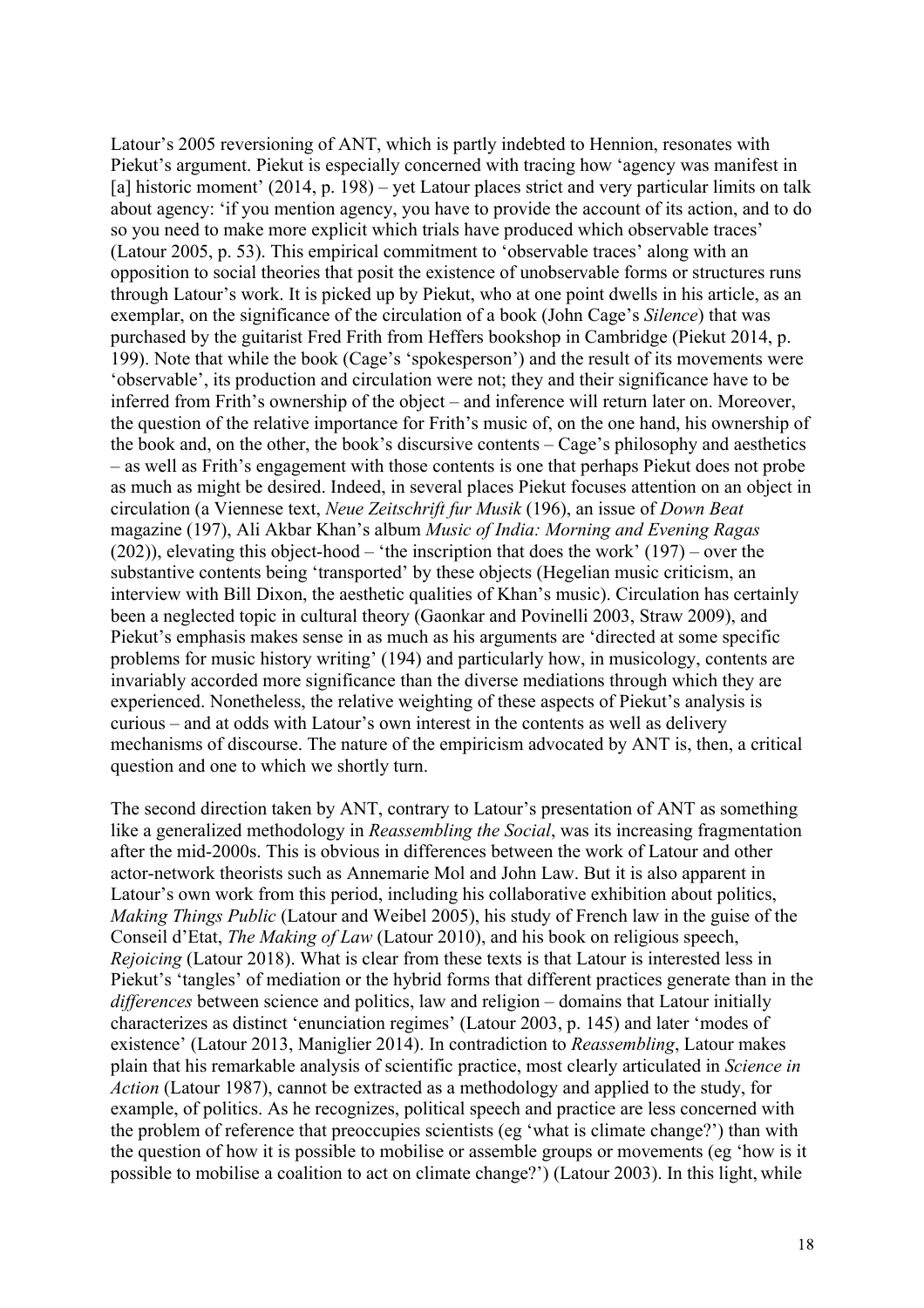Latour's 2005 reversioning of ANT, which is partly indebted to Hennion, resonates with Piekut's argument. Piekut is especially concerned with tracing how 'agency was manifest in [a] historic moment' (2014, p. 198) – yet Latour places strict and very particular limits on talk about agency: 'if you mention agency, you have to provide the account of its action, and to do so you need to make more explicit which trials have produced which observable traces' (Latour 2005, p. 53). This empirical commitment to 'observable traces' along with an opposition to social theories that posit the existence of unobservable forms or structures runs through Latour's work. It is picked up by Piekut, who at one point dwells in his article, as an exemplar, on the significance of the circulation of a book (John Cage's *Silence*) that was purchased by the guitarist Fred Frith from Heffers bookshop in Cambridge (Piekut 2014, p. 199). Note that while the book (Cage's 'spokesperson') and the result of its movements were 'observable', its production and circulation were not; they and their significance have to be inferred from Frith's ownership of the object – and inference will return later on. Moreover, the question of the relative importance for Frith's music of, on the one hand, his ownership of the book and, on the other, the book's discursive contents – Cage's philosophy and aesthetics – as well as Frith's engagement with those contents is one that perhaps Piekut does not probe as much as might be desired. Indeed, in several places Piekut focuses attention on an object in circulation (a Viennese text, *Neue Zeitschrift fur Musik* (196), an issue of *Down Beat* magazine (197), Ali Akbar Khan's album *Music of India: Morning and Evening Ragas* (202)), elevating this object-hood – 'the inscription that does the work' (197) – over the substantive contents being 'transported' by these objects (Hegelian music criticism, an interview with Bill Dixon, the aesthetic qualities of Khan's music). Circulation has certainly been a neglected topic in cultural theory (Gaonkar and Povinelli 2003, Straw 2009), and Piekut's emphasis makes sense in as much as his arguments are 'directed at some specific problems for music history writing' (194) and particularly how, in musicology, contents are invariably accorded more significance than the diverse mediations through which they are experienced. Nonetheless, the relative weighting of these aspects of Piekut's analysis is curious – and at odds with Latour's own interest in the contents as well as delivery mechanisms of discourse. The nature of the empiricism advocated by ANT is, then, a critical question and one to which we shortly turn.

The second direction taken by ANT, contrary to Latour's presentation of ANT as something like a generalized methodology in *Reassembling the Social*, was its increasing fragmentation after the mid-2000s. This is obvious in differences between the work of Latour and other actor-network theorists such as Annemarie Mol and John Law. But it is also apparent in Latour's own work from this period, including his collaborative exhibition about politics, *Making Things Public* (Latour and Weibel 2005), his study of French law in the guise of the Conseil d'Etat, *The Making of Law* (Latour 2010), and his book on religious speech, *Rejoicing* (Latour 2018). What is clear from these texts is that Latour is interested less in Piekut's 'tangles' of mediation or the hybrid forms that different practices generate than in the *differences* between science and politics, law and religion – domains that Latour initially characterizes as distinct 'enunciation regimes' (Latour 2003, p. 145) and later 'modes of existence' (Latour 2013, Maniglier 2014). In contradiction to *Reassembling*, Latour makes plain that his remarkable analysis of scientific practice, most clearly articulated in *Science in Action* (Latour 1987), cannot be extracted as a methodology and applied to the study, for example, of politics. As he recognizes, political speech and practice are less concerned with the problem of reference that preoccupies scientists (eg 'what is climate change?') than with the question of how it is possible to mobilise or assemble groups or movements (eg 'how is it possible to mobilise a coalition to act on climate change?') (Latour 2003). In this light, while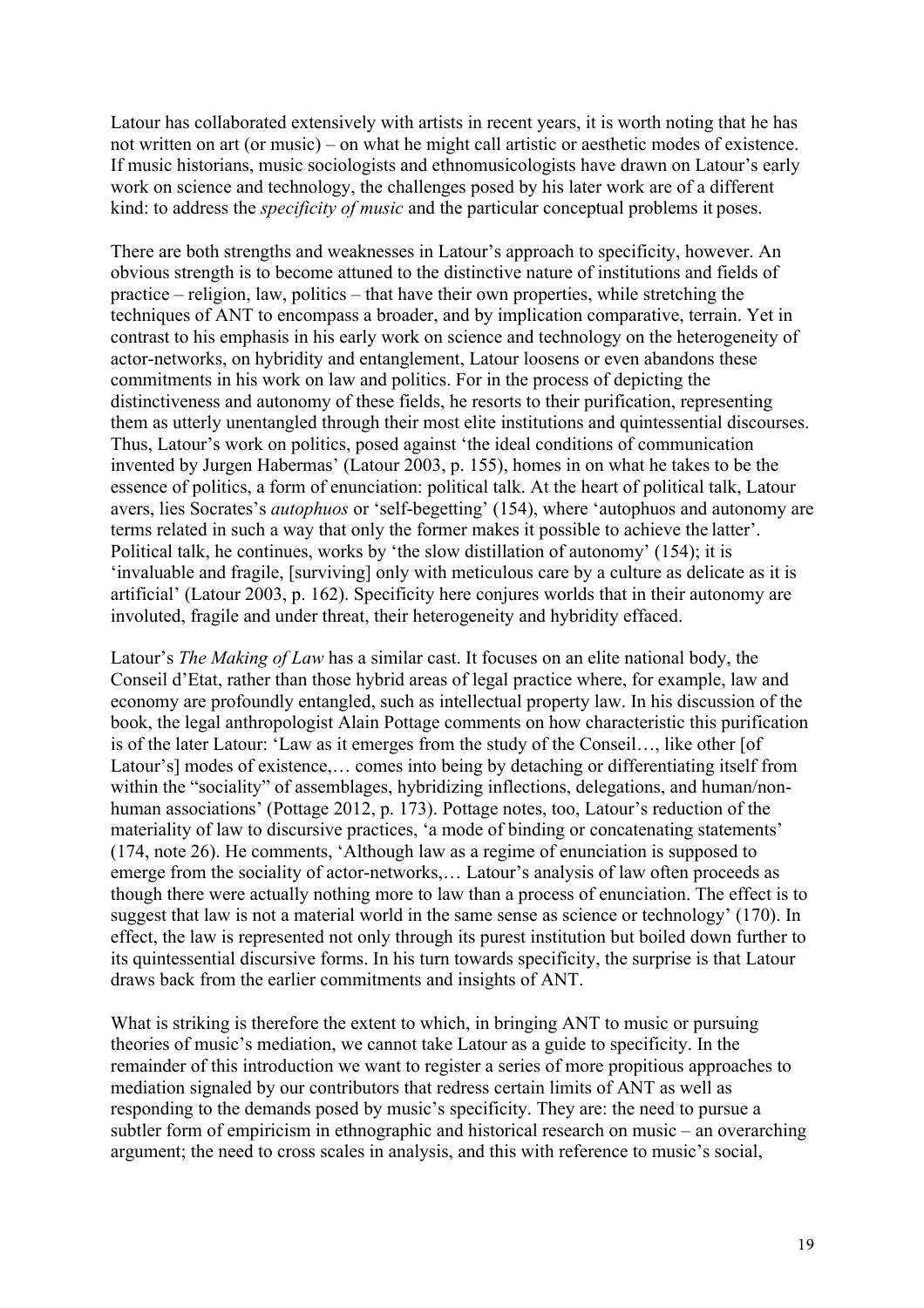Latour has collaborated extensively with artists in recent years, it is worth noting that he has not written on art (or music) – on what he might call artistic or aesthetic modes of existence. If music historians, music sociologists and ethnomusicologists have drawn on Latour's early work on science and technology, the challenges posed by his later work are of a different kind: to address the *specificity of music* and the particular conceptual problems it poses.

There are both strengths and weaknesses in Latour's approach to specificity, however. An obvious strength is to become attuned to the distinctive nature of institutions and fields of practice – religion, law, politics – that have their own properties, while stretching the techniques of ANT to encompass a broader, and by implication comparative, terrain. Yet in contrast to his emphasis in his early work on science and technology on the heterogeneity of actor-networks, on hybridity and entanglement, Latour loosens or even abandons these commitments in his work on law and politics. For in the process of depicting the distinctiveness and autonomy of these fields, he resorts to their purification, representing them as utterly unentangled through their most elite institutions and quintessential discourses. Thus, Latour's work on politics, posed against 'the ideal conditions of communication invented by Jurgen Habermas' (Latour 2003, p. 155), homes in on what he takes to be the essence of politics, a form of enunciation: political talk. At the heart of political talk, Latour avers, lies Socrates's *autophuos* or 'self-begetting' (154), where 'autophuos and autonomy are terms related in such a way that only the former makes it possible to achieve the latter'. Political talk, he continues, works by 'the slow distillation of autonomy' (154); it is 'invaluable and fragile, [surviving] only with meticulous care by a culture as delicate as it is artificial' (Latour 2003, p. 162). Specificity here conjures worlds that in their autonomy are involuted, fragile and under threat, their heterogeneity and hybridity effaced.

Latour's *The Making of Law* has a similar cast. It focuses on an elite national body, the Conseil d'Etat, rather than those hybrid areas of legal practice where, for example, law and economy are profoundly entangled, such as intellectual property law. In his discussion of the book, the legal anthropologist Alain Pottage comments on how characteristic this purification is of the later Latour: 'Law as it emerges from the study of the Conseil…, like other [of Latour's] modes of existence,… comes into being by detaching or differentiating itself from within the "sociality" of assemblages, hybridizing inflections, delegations, and human/non-human associations' (Pottage 2012, p. 173). Pottage notes, too, Latour's reduction of the materiality of law to discursive practices, 'a mode of binding or concatenating statements' (174, note 26). He comments, 'Although law as a regime of enunciation is supposed to emerge from the sociality of actor-networks,… Latour's analysis of law often proceeds as though there were actually nothing more to law than a process of enunciation. The effect is to suggest that law is not a material world in the same sense as science or technology' (170). In effect, the law is represented not only through its purest institution but boiled down further to its quintessential discursive forms. In his turn towards specificity, the surprise is that Latour draws back from the earlier commitments and insights of ANT.

What is striking is therefore the extent to which, in bringing ANT to music or pursuing theories of music's mediation, we cannot take Latour as a guide to specificity. In the remainder of this introduction we want to register a series of more propitious approaches to mediation signaled by our contributors that redress certain limits of ANT as well as responding to the demands posed by music's specificity. They are: the need to pursue a subtler form of empiricism in ethnographic and historical research on music – an overarching argument; the need to cross scales in analysis, and this with reference to music's social,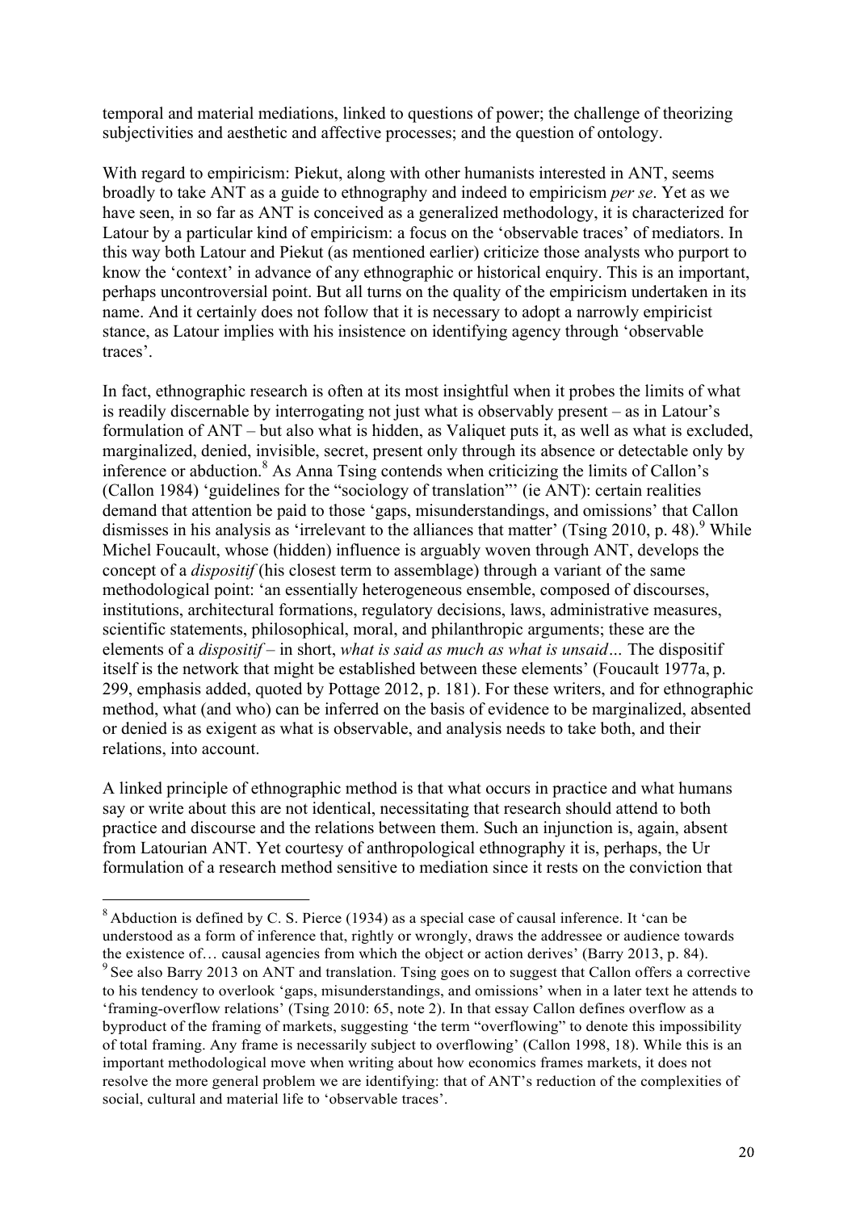temporal and material mediations, linked to questions of power; the challenge of theorizing subjectivities and aesthetic and affective processes; and the question of ontology.

With regard to empiricism: Piekut, along with other humanists interested in ANT, seems broadly to take ANT as a guide to ethnography and indeed to empiricism *per se*. Yet as we have seen, in so far as ANT is conceived as a generalized methodology, it is characterized for Latour by a particular kind of empiricism: a focus on the 'observable traces' of mediators. In this way both Latour and Piekut (as mentioned earlier) criticize those analysts who purport to know the 'context' in advance of any ethnographic or historical enquiry. This is an important, perhaps uncontroversial point. But all turns on the quality of the empiricism undertaken in its name. And it certainly does not follow that it is necessary to adopt a narrowly empiricist stance, as Latour implies with his insistence on identifying agency through 'observable traces'.

In fact, ethnographic research is often at its most insightful when it probes the limits of what is readily discernable by interrogating not just what is observably present – as in Latour's formulation of ANT – but also what is hidden, as Valiquet puts it, as well as what is excluded, marginalized, denied, invisible, secret, present only through its absence or detectable only by inference or abduction.[8] As Anna Tsing contends when criticizing the limits of Callon's (Callon 1984) 'guidelines for the "sociology of translation"' (ie ANT): certain realities demand that attention be paid to those 'gaps, misunderstandings, and omissions' that Callon dismisses in his analysis as 'irrelevant to the alliances that matter' (Tsing 2010, p. 48).[9] While Michel Foucault, whose (hidden) influence is arguably woven through ANT, develops the concept of a *dispositif* (his closest term to assemblage) through a variant of the same methodological point: 'an essentially heterogeneous ensemble, composed of discourses, institutions, architectural formations, regulatory decisions, laws, administrative measures, scientific statements, philosophical, moral, and philanthropic arguments; these are the elements of a *dispositif* – in short, *what is said as much as what is unsaid…* The dispositif itself is the network that might be established between these elements' (Foucault 1977a, p. 299, emphasis added, quoted by Pottage 2012, p. 181). For these writers, and for ethnographic method, what (and who) can be inferred on the basis of evidence to be marginalized, absented or denied is as exigent as what is observable, and analysis needs to take both, and their relations, into account.

A linked principle of ethnographic method is that what occurs in practice and what humans say or write about this are not identical, necessitating that research should attend to both practice and discourse and the relations between them. Such an injunction is, again, absent from Latourian ANT. Yet courtesy of anthropological ethnography it is, perhaps, the Ur formulation of a research method sensitive to mediation since it rests on the conviction that

---

[8] Abduction is defined by C. S. Pierce (1934) as a special case of causal inference. It 'can be understood as a form of inference that, rightly or wrongly, draws the addressee or audience towards the existence of… causal agencies from which the object or action derives' (Barry 2013, p. 84).

[9] See also Barry 2013 on ANT and translation. Tsing goes on to suggest that Callon offers a corrective to his tendency to overlook 'gaps, misunderstandings, and omissions' when in a later text he attends to 'framing-overflow relations' (Tsing 2010: 65, note 2). In that essay Callon defines overflow as a byproduct of the framing of markets, suggesting 'the term "overflowing" to denote this impossibility of total framing. Any frame is necessarily subject to overflowing' (Callon 1998, 18). While this is an important methodological move when writing about how economics frames markets, it does not resolve the more general problem we are identifying: that of ANT's reduction of the complexities of social, cultural and material life to 'observable traces'.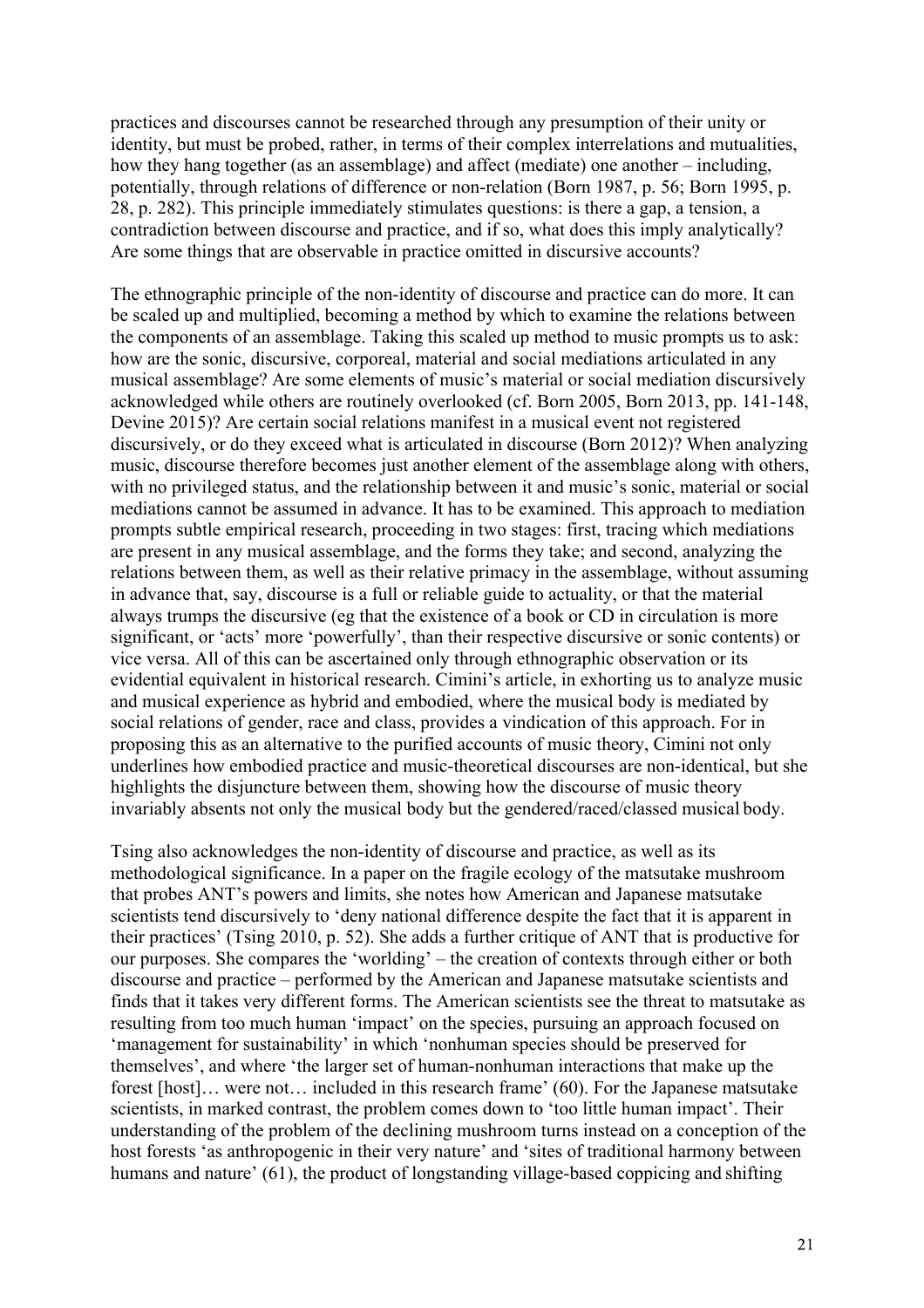practices and discourses cannot be researched through any presumption of their unity or identity, but must be probed, rather, in terms of their complex interrelations and mutualities, how they hang together (as an assemblage) and affect (mediate) one another – including, potentially, through relations of difference or non-relation (Born 1987, p. 56; Born 1995, p. 28, p. 282). This principle immediately stimulates questions: is there a gap, a tension, a contradiction between discourse and practice, and if so, what does this imply analytically? Are some things that are observable in practice omitted in discursive accounts?

The ethnographic principle of the non-identity of discourse and practice can do more. It can be scaled up and multiplied, becoming a method by which to examine the relations between the components of an assemblage. Taking this scaled up method to music prompts us to ask: how are the sonic, discursive, corporeal, material and social mediations articulated in any musical assemblage? Are some elements of music's material or social mediation discursively acknowledged while others are routinely overlooked (cf. Born 2005, Born 2013, pp. 141-148, Devine 2015)? Are certain social relations manifest in a musical event not registered discursively, or do they exceed what is articulated in discourse (Born 2012)? When analyzing music, discourse therefore becomes just another element of the assemblage along with others, with no privileged status, and the relationship between it and music's sonic, material or social mediations cannot be assumed in advance. It has to be examined. This approach to mediation prompts subtle empirical research, proceeding in two stages: first, tracing which mediations are present in any musical assemblage, and the forms they take; and second, analyzing the relations between them, as well as their relative primacy in the assemblage, without assuming in advance that, say, discourse is a full or reliable guide to actuality, or that the material always trumps the discursive (eg that the existence of a book or CD in circulation is more significant, or 'acts' more 'powerfully', than their respective discursive or sonic contents) or vice versa. All of this can be ascertained only through ethnographic observation or its evidential equivalent in historical research. Cimini's article, in exhorting us to analyze music and musical experience as hybrid and embodied, where the musical body is mediated by social relations of gender, race and class, provides a vindication of this approach. For in proposing this as an alternative to the purified accounts of music theory, Cimini not only underlines how embodied practice and music-theoretical discourses are non-identical, but she highlights the disjuncture between them, showing how the discourse of music theory invariably absents not only the musical body but the gendered/raced/classed musical body.

Tsing also acknowledges the non-identity of discourse and practice, as well as its methodological significance. In a paper on the fragile ecology of the matsutake mushroom that probes ANT's powers and limits, she notes how American and Japanese matsutake scientists tend discursively to 'deny national difference despite the fact that it is apparent in their practices' (Tsing 2010, p. 52). She adds a further critique of ANT that is productive for our purposes. She compares the 'worlding' – the creation of contexts through either or both discourse and practice – performed by the American and Japanese matsutake scientists and finds that it takes very different forms. The American scientists see the threat to matsutake as resulting from too much human 'impact' on the species, pursuing an approach focused on 'management for sustainability' in which 'nonhuman species should be preserved for themselves', and where 'the larger set of human-nonhuman interactions that make up the forest [host]… were not… included in this research frame' (60). For the Japanese matsutake scientists, in marked contrast, the problem comes down to 'too little human impact'. Their understanding of the problem of the declining mushroom turns instead on a conception of the host forests 'as anthropogenic in their very nature' and 'sites of traditional harmony between humans and nature' (61), the product of longstanding village-based coppicing and shifting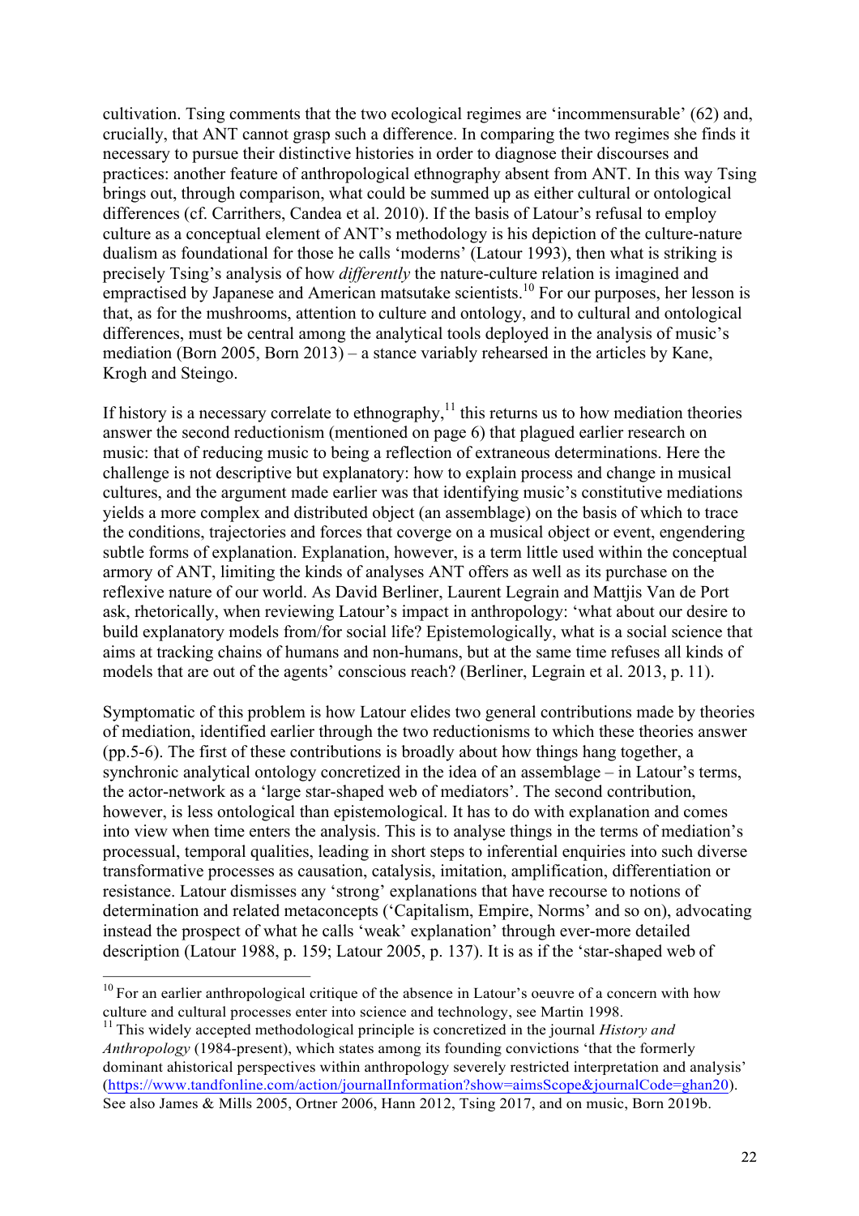cultivation. Tsing comments that the two ecological regimes are 'incommensurable' (62) and, crucially, that ANT cannot grasp such a difference. In comparing the two regimes she finds it necessary to pursue their distinctive histories in order to diagnose their discourses and practices: another feature of anthropological ethnography absent from ANT. In this way Tsing brings out, through comparison, what could be summed up as either cultural or ontological differences (cf. Carrithers, Candea et al. 2010). If the basis of Latour's refusal to employ culture as a conceptual element of ANT's methodology is his depiction of the culture-nature dualism as foundational for those he calls 'moderns' (Latour 1993), then what is striking is precisely Tsing's analysis of how *differently* the nature-culture relation is imagined and empractised by Japanese and American matsutake scientists.[10] For our purposes, her lesson is that, as for the mushrooms, attention to culture and ontology, and to cultural and ontological differences, must be central among the analytical tools deployed in the analysis of music's mediation (Born 2005, Born 2013) – a stance variably rehearsed in the articles by Kane, Krogh and Steingo.

If history is a necessary correlate to ethnography,[11] this returns us to how mediation theories answer the second reductionism (mentioned on page 6) that plagued earlier research on music: that of reducing music to being a reflection of extraneous determinations. Here the challenge is not descriptive but explanatory: how to explain process and change in musical cultures, and the argument made earlier was that identifying music's constitutive mediations yields a more complex and distributed object (an assemblage) on the basis of which to trace the conditions, trajectories and forces that coverge on a musical object or event, engendering subtle forms of explanation. Explanation, however, is a term little used within the conceptual armory of ANT, limiting the kinds of analyses ANT offers as well as its purchase on the reflexive nature of our world. As David Berliner, Laurent Legrain and Mattjis Van de Port ask, rhetorically, when reviewing Latour's impact in anthropology: 'what about our desire to build explanatory models from/for social life? Epistemologically, what is a social science that aims at tracking chains of humans and non-humans, but at the same time refuses all kinds of models that are out of the agents' conscious reach? (Berliner, Legrain et al. 2013, p. 11).

Symptomatic of this problem is how Latour elides two general contributions made by theories of mediation, identified earlier through the two reductionisms to which these theories answer (pp.5-6). The first of these contributions is broadly about how things hang together, a synchronic analytical ontology concretized in the idea of an assemblage – in Latour's terms, the actor-network as a 'large star-shaped web of mediators'. The second contribution, however, is less ontological than epistemological. It has to do with explanation and comes into view when time enters the analysis. This is to analyse things in the terms of mediation's processual, temporal qualities, leading in short steps to inferential enquiries into such diverse transformative processes as causation, catalysis, imitation, amplification, differentiation or resistance. Latour dismisses any 'strong' explanations that have recourse to notions of determination and related metaconcepts ('Capitalism, Empire, Norms' and so on), advocating instead the prospect of what he calls 'weak' explanation' through ever-more detailed description (Latour 1988, p. 159; Latour 2005, p. 137). It is as if the 'star-shaped web of

[10] For an earlier anthropological critique of the absence in Latour's oeuvre of a concern with how culture and cultural processes enter into science and technology, see Martin 1998.

[11] This widely accepted methodological principle is concretized in the journal *History and Anthropology* (1984-present), which states among its founding convictions 'that the formerly dominant ahistorical perspectives within anthropology severely restricted interpretation and analysis' (https://www.tandfonline.com/action/journalInformation?show=aimsScope&journalCode=ghan20). See also James & Mills 2005, Ortner 2006, Hann 2012, Tsing 2017, and on music, Born 2019b.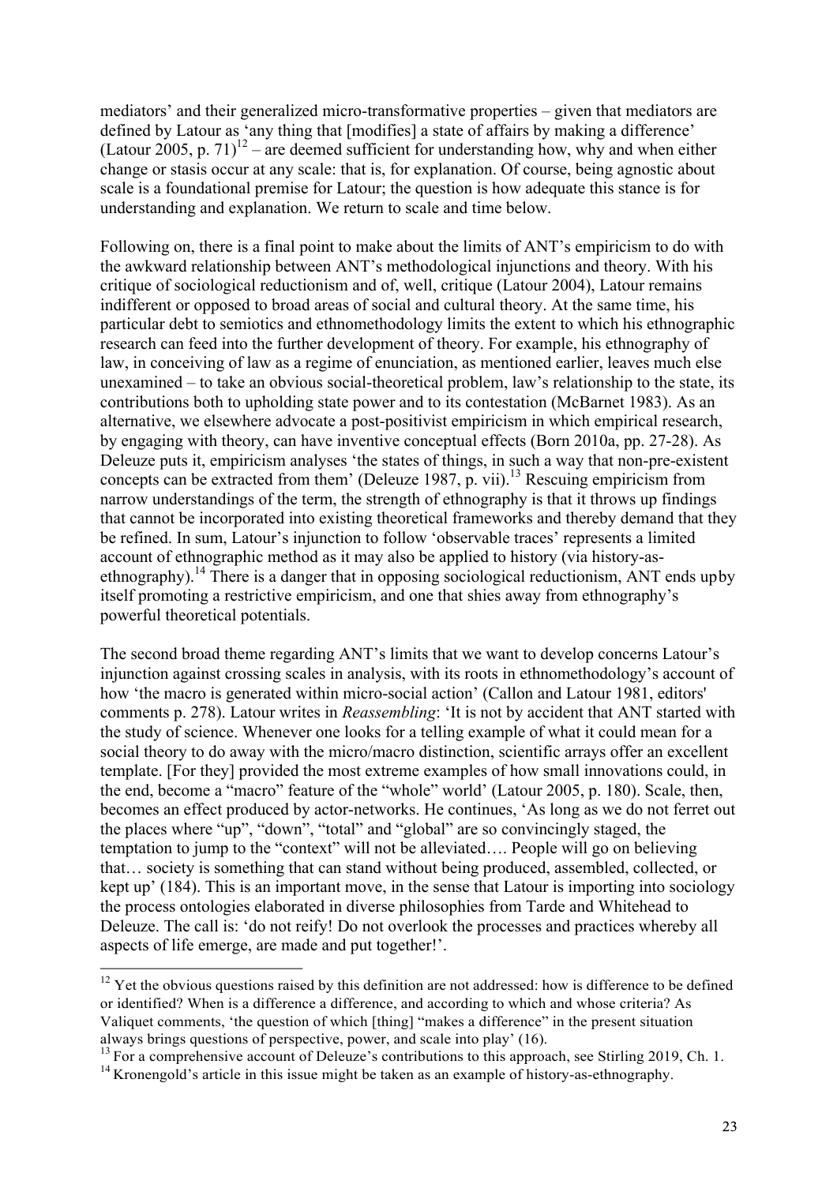mediators' and their generalized micro-transformative properties – given that mediators are defined by Latour as 'any thing that [modifies] a state of affairs by making a difference' (Latour 2005, p. 71)[12] – are deemed sufficient for understanding how, why and when either change or stasis occur at any scale: that is, for explanation. Of course, being agnostic about scale is a foundational premise for Latour; the question is how adequate this stance is for understanding and explanation. We return to scale and time below.

Following on, there is a final point to make about the limits of ANT's empiricism to do with the awkward relationship between ANT's methodological injunctions and theory. With his critique of sociological reductionism and of, well, critique (Latour 2004), Latour remains indifferent or opposed to broad areas of social and cultural theory. At the same time, his particular debt to semiotics and ethnomethodology limits the extent to which his ethnographic research can feed into the further development of theory. For example, his ethnography of law, in conceiving of law as a regime of enunciation, as mentioned earlier, leaves much else unexamined – to take an obvious social-theoretical problem, law's relationship to the state, its contributions both to upholding state power and to its contestation (McBarnet 1983). As an alternative, we elsewhere advocate a post-positivist empiricism in which empirical research, by engaging with theory, can have inventive conceptual effects (Born 2010a, pp. 27-28). As Deleuze puts it, empiricism analyses 'the states of things, in such a way that non-pre-existent concepts can be extracted from them' (Deleuze 1987, p. vii).[13] Rescuing empiricism from narrow understandings of the term, the strength of ethnography is that it throws up findings that cannot be incorporated into existing theoretical frameworks and thereby demand that they be refined. In sum, Latour's injunction to follow 'observable traces' represents a limited account of ethnographic method as it may also be applied to history (via history-as-ethnography).[14] There is a danger that in opposing sociological reductionism, ANT ends upby itself promoting a restrictive empiricism, and one that shies away from ethnography's powerful theoretical potentials.

The second broad theme regarding ANT's limits that we want to develop concerns Latour's injunction against crossing scales in analysis, with its roots in ethnomethodology's account of how 'the macro is generated within micro-social action' (Callon and Latour 1981, editors' comments p. 278). Latour writes in *Reassembling*: 'It is not by accident that ANT started with the study of science. Whenever one looks for a telling example of what it could mean for a social theory to do away with the micro/macro distinction, scientific arrays offer an excellent template. [For they] provided the most extreme examples of how small innovations could, in the end, become a "macro" feature of the "whole" world' (Latour 2005, p. 180). Scale, then, becomes an effect produced by actor-networks. He continues, 'As long as we do not ferret out the places where "up", "down", "total" and "global" are so convincingly staged, the temptation to jump to the "context" will not be alleviated…. People will go on believing that… society is something that can stand without being produced, assembled, collected, or kept up' (184). This is an important move, in the sense that Latour is importing into sociology the process ontologies elaborated in diverse philosophies from Tarde and Whitehead to Deleuze. The call is: 'do not reify! Do not overlook the processes and practices whereby all aspects of life emerge, are made and put together!'.

---

[12] Yet the obvious questions raised by this definition are not addressed: how is difference to be defined or identified? When is a difference a difference, and according to which and whose criteria? As Valiquet comments, 'the question of which [thing] "makes a difference" in the present situation always brings questions of perspective, power, and scale into play' (16).

[13] For a comprehensive account of Deleuze's contributions to this approach, see Stirling 2019, Ch. 1.

[14] Kronengold's article in this issue might be taken as an example of history-as-ethnography.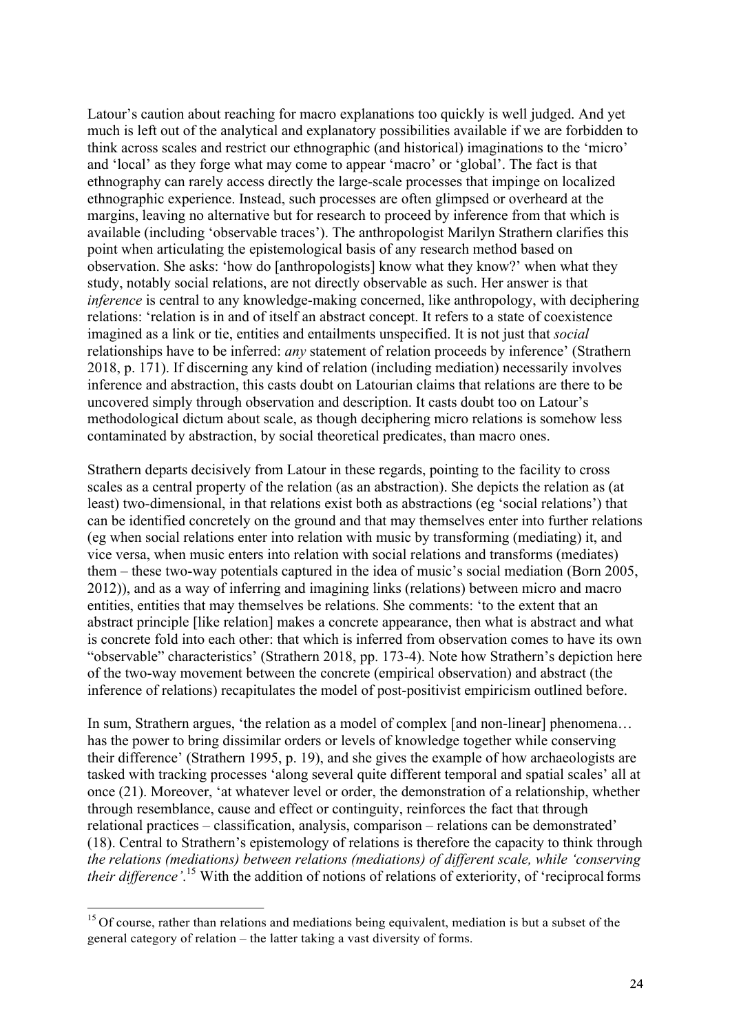Latour's caution about reaching for macro explanations too quickly is well judged. And yet much is left out of the analytical and explanatory possibilities available if we are forbidden to think across scales and restrict our ethnographic (and historical) imaginations to the 'micro' and 'local' as they forge what may come to appear 'macro' or 'global'. The fact is that ethnography can rarely access directly the large-scale processes that impinge on localized ethnographic experience. Instead, such processes are often glimpsed or overheard at the margins, leaving no alternative but for research to proceed by inference from that which is available (including 'observable traces'). The anthropologist Marilyn Strathern clarifies this point when articulating the epistemological basis of any research method based on observation. She asks: 'how do [anthropologists] know what they know?' when what they study, notably social relations, are not directly observable as such. Her answer is that *inference* is central to any knowledge-making concerned, like anthropology, with deciphering relations: 'relation is in and of itself an abstract concept. It refers to a state of coexistence imagined as a link or tie, entities and entailments unspecified. It is not just that *social* relationships have to be inferred: *any* statement of relation proceeds by inference' (Strathern 2018, p. 171). If discerning any kind of relation (including mediation) necessarily involves inference and abstraction, this casts doubt on Latourian claims that relations are there to be uncovered simply through observation and description. It casts doubt too on Latour's methodological dictum about scale, as though deciphering micro relations is somehow less contaminated by abstraction, by social theoretical predicates, than macro ones.

Strathern departs decisively from Latour in these regards, pointing to the facility to cross scales as a central property of the relation (as an abstraction). She depicts the relation as (at least) two-dimensional, in that relations exist both as abstractions (eg 'social relations') that can be identified concretely on the ground and that may themselves enter into further relations (eg when social relations enter into relation with music by transforming (mediating) it, and vice versa, when music enters into relation with social relations and transforms (mediates) them – these two-way potentials captured in the idea of music's social mediation (Born 2005, 2012)), and as a way of inferring and imagining links (relations) between micro and macro entities, entities that may themselves be relations. She comments: 'to the extent that an abstract principle [like relation] makes a concrete appearance, then what is abstract and what is concrete fold into each other: that which is inferred from observation comes to have its own "observable" characteristics' (Strathern 2018, pp. 173-4). Note how Strathern's depiction here of the two-way movement between the concrete (empirical observation) and abstract (the inference of relations) recapitulates the model of post-positivist empiricism outlined before.

In sum, Strathern argues, 'the relation as a model of complex [and non-linear] phenomena… has the power to bring dissimilar orders or levels of knowledge together while conserving their difference' (Strathern 1995, p. 19), and she gives the example of how archaeologists are tasked with tracking processes 'along several quite different temporal and spatial scales' all at once (21). Moreover, 'at whatever level or order, the demonstration of a relationship, whether through resemblance, cause and effect or contiguity, reinforces the fact that through relational practices – classification, analysis, comparison – relations can be demonstrated' (18). Central to Strathern's epistemology of relations is therefore the capacity to think through *the relations (mediations) between relations (mediations) of different scale, while 'conserving their difference'*.[15] With the addition of notions of relations of exteriority, of 'reciprocal forms

[15] Of course, rather than relations and mediations being equivalent, mediation is but a subset of the general category of relation – the latter taking a vast diversity of forms.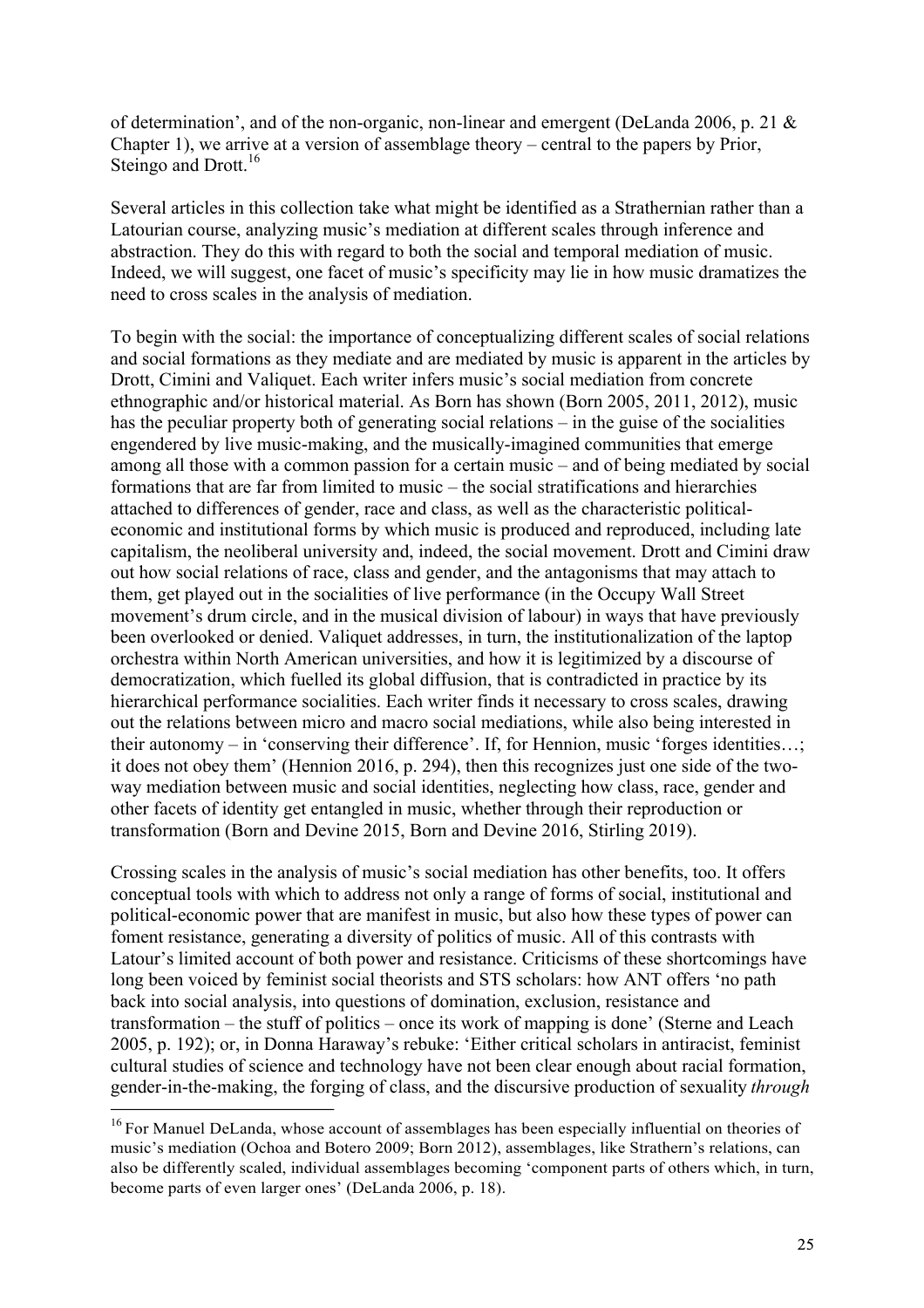of determination', and of the non-organic, non-linear and emergent (DeLanda 2006, p. 21 & Chapter 1), we arrive at a version of assemblage theory – central to the papers by Prior, Steingo and Drott.[16]

Several articles in this collection take what might be identified as a Strathernian rather than a Latourian course, analyzing music's mediation at different scales through inference and abstraction. They do this with regard to both the social and temporal mediation of music. Indeed, we will suggest, one facet of music's specificity may lie in how music dramatizes the need to cross scales in the analysis of mediation.

To begin with the social: the importance of conceptualizing different scales of social relations and social formations as they mediate and are mediated by music is apparent in the articles by Drott, Cimini and Valiquet. Each writer infers music's social mediation from concrete ethnographic and/or historical material. As Born has shown (Born 2005, 2011, 2012), music has the peculiar property both of generating social relations – in the guise of the socialities engendered by live music-making, and the musically-imagined communities that emerge among all those with a common passion for a certain music – and of being mediated by social formations that are far from limited to music – the social stratifications and hierarchies attached to differences of gender, race and class, as well as the characteristic political-economic and institutional forms by which music is produced and reproduced, including late capitalism, the neoliberal university and, indeed, the social movement. Drott and Cimini draw out how social relations of race, class and gender, and the antagonisms that may attach to them, get played out in the socialities of live performance (in the Occupy Wall Street movement's drum circle, and in the musical division of labour) in ways that have previously been overlooked or denied. Valiquet addresses, in turn, the institutionalization of the laptop orchestra within North American universities, and how it is legitimized by a discourse of democratization, which fuelled its global diffusion, that is contradicted in practice by its hierarchical performance socialities. Each writer finds it necessary to cross scales, drawing out the relations between micro and macro social mediations, while also being interested in their autonomy – in 'conserving their difference'. If, for Hennion, music 'forges identities…; it does not obey them' (Hennion 2016, p. 294), then this recognizes just one side of the two-way mediation between music and social identities, neglecting how class, race, gender and other facets of identity get entangled in music, whether through their reproduction or transformation (Born and Devine 2015, Born and Devine 2016, Stirling 2019).

Crossing scales in the analysis of music's social mediation has other benefits, too. It offers conceptual tools with which to address not only a range of forms of social, institutional and political-economic power that are manifest in music, but also how these types of power can foment resistance, generating a diversity of politics of music. All of this contrasts with Latour's limited account of both power and resistance. Criticisms of these shortcomings have long been voiced by feminist social theorists and STS scholars: how ANT offers 'no path back into social analysis, into questions of domination, exclusion, resistance and transformation – the stuff of politics – once its work of mapping is done' (Sterne and Leach 2005, p. 192); or, in Donna Haraway's rebuke: 'Either critical scholars in antiracist, feminist cultural studies of science and technology have not been clear enough about racial formation, gender-in-the-making, the forging of class, and the discursive production of sexuality *through*

[16] For Manuel DeLanda, whose account of assemblages has been especially influential on theories of music's mediation (Ochoa and Botero 2009; Born 2012), assemblages, like Strathern's relations, can also be differently scaled, individual assemblages becoming 'component parts of others which, in turn, become parts of even larger ones' (DeLanda 2006, p. 18).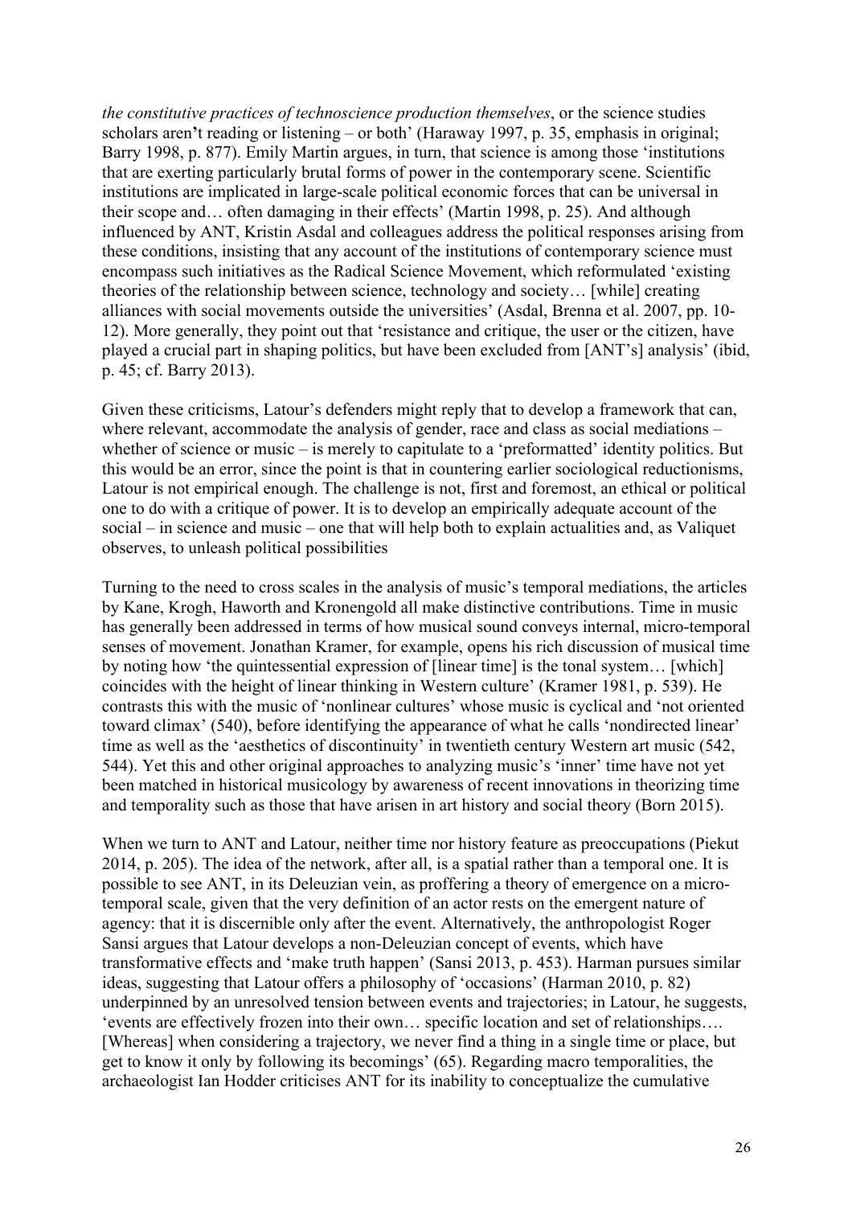*the constitutive practices of technoscience production themselves*, or the science studies scholars aren't reading or listening – or both' (Haraway 1997, p. 35, emphasis in original; Barry 1998, p. 877). Emily Martin argues, in turn, that science is among those 'institutions that are exerting particularly brutal forms of power in the contemporary scene. Scientific institutions are implicated in large-scale political economic forces that can be universal in their scope and… often damaging in their effects' (Martin 1998, p. 25). And although influenced by ANT, Kristin Asdal and colleagues address the political responses arising from these conditions, insisting that any account of the institutions of contemporary science must encompass such initiatives as the Radical Science Movement, which reformulated 'existing theories of the relationship between science, technology and society… [while] creating alliances with social movements outside the universities' (Asdal, Brenna et al. 2007, pp. 10-12). More generally, they point out that 'resistance and critique, the user or the citizen, have played a crucial part in shaping politics, but have been excluded from [ANT's] analysis' (ibid, p. 45; cf. Barry 2013).

Given these criticisms, Latour's defenders might reply that to develop a framework that can, where relevant, accommodate the analysis of gender, race and class as social mediations – whether of science or music – is merely to capitulate to a 'preformatted' identity politics. But this would be an error, since the point is that in countering earlier sociological reductionisms, Latour is not empirical enough. The challenge is not, first and foremost, an ethical or political one to do with a critique of power. It is to develop an empirically adequate account of the social – in science and music – one that will help both to explain actualities and, as Valiquet observes, to unleash political possibilities

Turning to the need to cross scales in the analysis of music's temporal mediations, the articles by Kane, Krogh, Haworth and Kronengold all make distinctive contributions. Time in music has generally been addressed in terms of how musical sound conveys internal, micro-temporal senses of movement. Jonathan Kramer, for example, opens his rich discussion of musical time by noting how 'the quintessential expression of [linear time] is the tonal system… [which] coincides with the height of linear thinking in Western culture' (Kramer 1981, p. 539). He contrasts this with the music of 'nonlinear cultures' whose music is cyclical and 'not oriented toward climax' (540), before identifying the appearance of what he calls 'nondirected linear' time as well as the 'aesthetics of discontinuity' in twentieth century Western art music (542, 544). Yet this and other original approaches to analyzing music's 'inner' time have not yet been matched in historical musicology by awareness of recent innovations in theorizing time and temporality such as those that have arisen in art history and social theory (Born 2015).

When we turn to ANT and Latour, neither time nor history feature as preoccupations (Piekut 2014, p. 205). The idea of the network, after all, is a spatial rather than a temporal one. It is possible to see ANT, in its Deleuzian vein, as proffering a theory of emergence on a micro-temporal scale, given that the very definition of an actor rests on the emergent nature of agency: that it is discernible only after the event. Alternatively, the anthropologist Roger Sansi argues that Latour develops a non-Deleuzian concept of events, which have transformative effects and 'make truth happen' (Sansi 2013, p. 453). Harman pursues similar ideas, suggesting that Latour offers a philosophy of 'occasions' (Harman 2010, p. 82) underpinned by an unresolved tension between events and trajectories; in Latour, he suggests, 'events are effectively frozen into their own… specific location and set of relationships…. [Whereas] when considering a trajectory, we never find a thing in a single time or place, but get to know it only by following its becomings' (65). Regarding macro temporalities, the archaeologist Ian Hodder criticises ANT for its inability to conceptualize the cumulative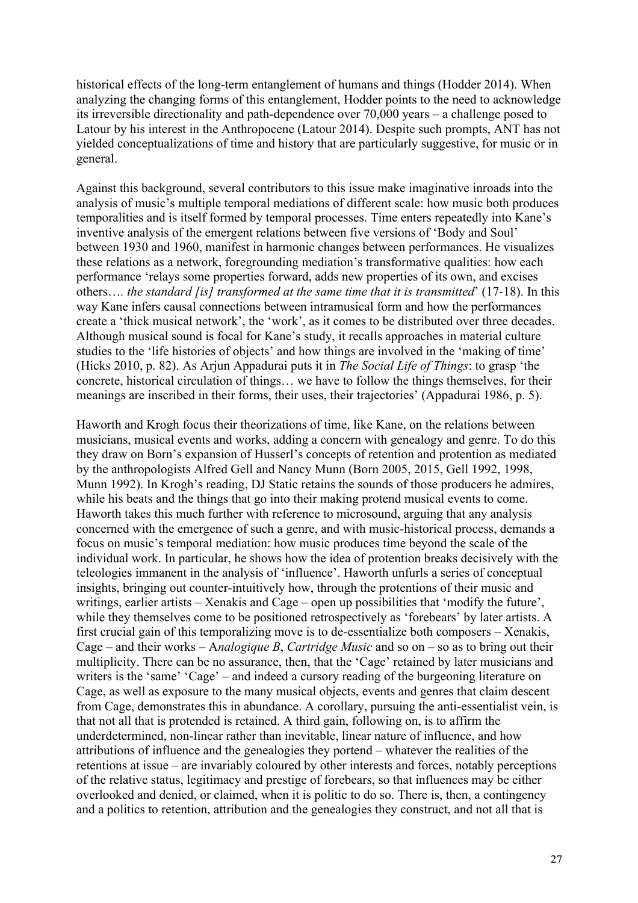historical effects of the long-term entanglement of humans and things (Hodder 2014). When analyzing the changing forms of this entanglement, Hodder points to the need to acknowledge its irreversible directionality and path-dependence over 70,000 years – a challenge posed to Latour by his interest in the Anthropocene (Latour 2014). Despite such prompts, ANT has not yielded conceptualizations of time and history that are particularly suggestive, for music or in general.

Against this background, several contributors to this issue make imaginative inroads into the analysis of music's multiple temporal mediations of different scale: how music both produces temporalities and is itself formed by temporal processes. Time enters repeatedly into Kane's inventive analysis of the emergent relations between five versions of 'Body and Soul' between 1930 and 1960, manifest in harmonic changes between performances. He visualizes these relations as a network, foregrounding mediation's transformative qualities: how each performance 'relays some properties forward, adds new properties of its own, and excises others…. *the standard [is] transformed at the same time that it is transmitted*' (17-18). In this way Kane infers causal connections between intramusical form and how the performances create a 'thick musical network', the 'work', as it comes to be distributed over three decades. Although musical sound is focal for Kane's study, it recalls approaches in material culture studies to the 'life histories of objects' and how things are involved in the 'making of time' (Hicks 2010, p. 82). As Arjun Appadurai puts it in *The Social Life of Things*: to grasp 'the concrete, historical circulation of things… we have to follow the things themselves, for their meanings are inscribed in their forms, their uses, their trajectories' (Appadurai 1986, p. 5).

Haworth and Krogh focus their theorizations of time, like Kane, on the relations between musicians, musical events and works, adding a concern with genealogy and genre. To do this they draw on Born's expansion of Husserl's concepts of retention and protention as mediated by the anthropologists Alfred Gell and Nancy Munn (Born 2005, 2015, Gell 1992, 1998, Munn 1992). In Krogh's reading, DJ Static retains the sounds of those producers he admires, while his beats and the things that go into their making protend musical events to come. Haworth takes this much further with reference to microsound, arguing that any analysis concerned with the emergence of such a genre, and with music-historical process, demands a focus on music's temporal mediation: how music produces time beyond the scale of the individual work. In particular, he shows how the idea of protention breaks decisively with the teleologies immanent in the analysis of 'influence'. Haworth unfurls a series of conceptual insights, bringing out counter-intuitively how, through the protentions of their music and writings, earlier artists – Xenakis and Cage – open up possibilities that 'modify the future', while they themselves come to be positioned retrospectively as 'forebears' by later artists. A first crucial gain of this temporalizing move is to de-essentialize both composers – Xenakis, Cage – and their works – A*nalogique B*, *Cartridge Music* and so on – so as to bring out their multiplicity. There can be no assurance, then, that the 'Cage' retained by later musicians and writers is the 'same' 'Cage' – and indeed a cursory reading of the burgeoning literature on Cage, as well as exposure to the many musical objects, events and genres that claim descent from Cage, demonstrates this in abundance. A corollary, pursuing the anti-essentialist vein, is that not all that is protended is retained. A third gain, following on, is to affirm the underdetermined, non-linear rather than inevitable, linear nature of influence, and how attributions of influence and the genealogies they portend – whatever the realities of the retentions at issue – are invariably coloured by other interests and forces, notably perceptions of the relative status, legitimacy and prestige of forebears, so that influences may be either overlooked and denied, or claimed, when it is politic to do so. There is, then, a contingency and a politics to retention, attribution and the genealogies they construct, and not all that is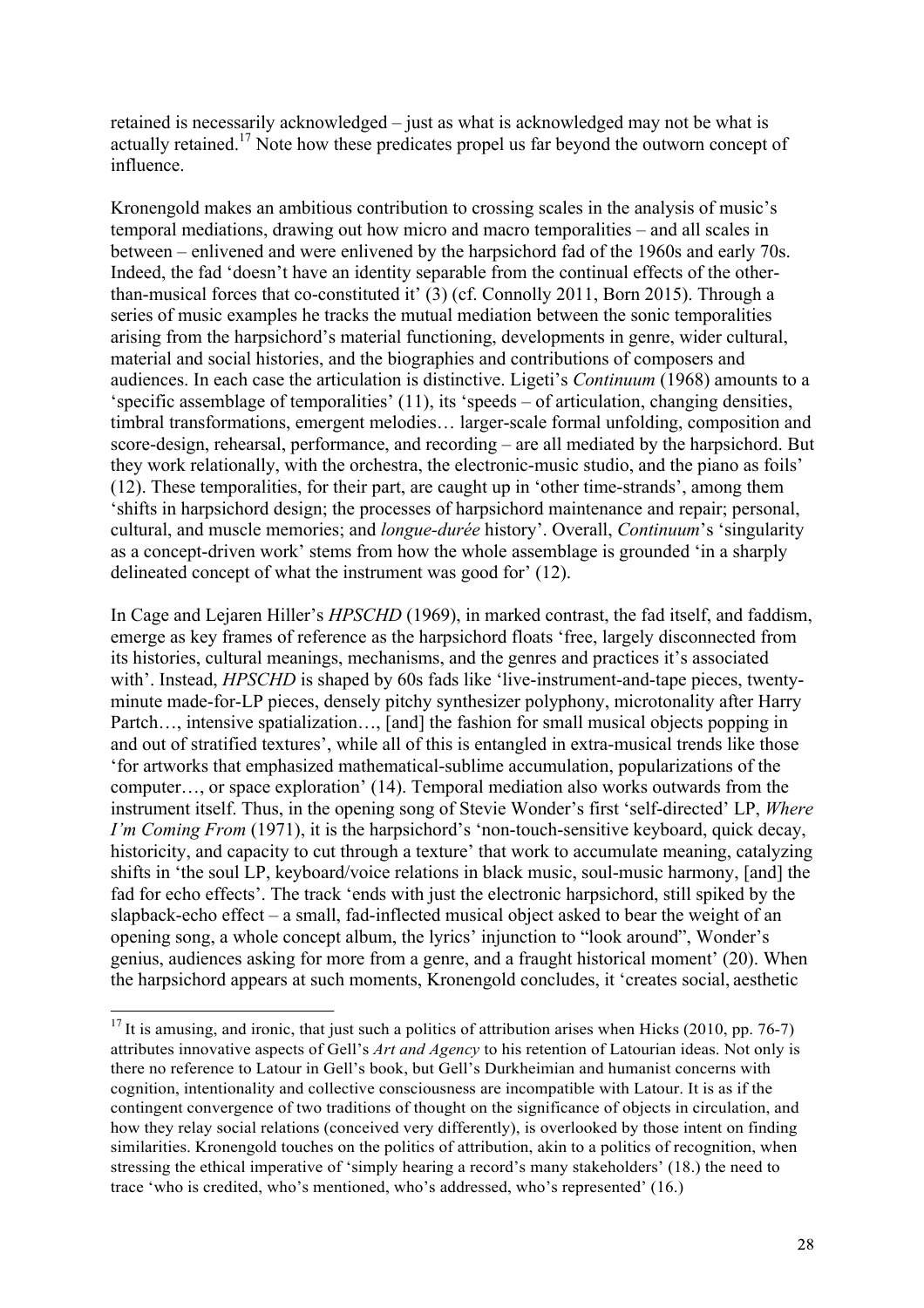retained is necessarily acknowledged – just as what is acknowledged may not be what is actually retained.[17] Note how these predicates propel us far beyond the outworn concept of influence.

Kronengold makes an ambitious contribution to crossing scales in the analysis of music's temporal mediations, drawing out how micro and macro temporalities – and all scales in between – enlivened and were enlivened by the harpsichord fad of the 1960s and early 70s. Indeed, the fad 'doesn't have an identity separable from the continual effects of the other-than-musical forces that co-constituted it' (3) (cf. Connolly 2011, Born 2015). Through a series of music examples he tracks the mutual mediation between the sonic temporalities arising from the harpsichord's material functioning, developments in genre, wider cultural, material and social histories, and the biographies and contributions of composers and audiences. In each case the articulation is distinctive. Ligeti's *Continuum* (1968) amounts to a 'specific assemblage of temporalities' (11), its 'speeds – of articulation, changing densities, timbral transformations, emergent melodies… larger-scale formal unfolding, composition and score-design, rehearsal, performance, and recording – are all mediated by the harpsichord. But they work relationally, with the orchestra, the electronic-music studio, and the piano as foils' (12). These temporalities, for their part, are caught up in 'other time-strands', among them 'shifts in harpsichord design; the processes of harpsichord maintenance and repair; personal, cultural, and muscle memories; and *longue-durée* history'. Overall, *Continuum*'s 'singularity as a concept-driven work' stems from how the whole assemblage is grounded 'in a sharply delineated concept of what the instrument was good for' (12).

In Cage and Lejaren Hiller's *HPSCHD* (1969), in marked contrast, the fad itself, and faddism, emerge as key frames of reference as the harpsichord floats 'free, largely disconnected from its histories, cultural meanings, mechanisms, and the genres and practices it's associated with'. Instead, *HPSCHD* is shaped by 60s fads like 'live-instrument-and-tape pieces, twenty-minute made-for-LP pieces, densely pitchy synthesizer polyphony, microtonality after Harry Partch…, intensive spatialization…, [and] the fashion for small musical objects popping in and out of stratified textures', while all of this is entangled in extra-musical trends like those 'for artworks that emphasized mathematical-sublime accumulation, popularizations of the computer…, or space exploration' (14). Temporal mediation also works outwards from the instrument itself. Thus, in the opening song of Stevie Wonder's first 'self-directed' LP, *Where I'm Coming From* (1971), it is the harpsichord's 'non-touch-sensitive keyboard, quick decay, historicity, and capacity to cut through a texture' that work to accumulate meaning, catalyzing shifts in 'the soul LP, keyboard/voice relations in black music, soul-music harmony, [and] the fad for echo effects'. The track 'ends with just the electronic harpsichord, still spiked by the slapback-echo effect – a small, fad-inflected musical object asked to bear the weight of an opening song, a whole concept album, the lyrics' injunction to "look around", Wonder's genius, audiences asking for more from a genre, and a fraught historical moment' (20). When the harpsichord appears at such moments, Kronengold concludes, it 'creates social, aesthetic

---

[17] It is amusing, and ironic, that just such a politics of attribution arises when Hicks (2010, pp. 76-7) attributes innovative aspects of Gell's *Art and Agency* to his retention of Latourian ideas. Not only is there no reference to Latour in Gell's book, but Gell's Durkheimian and humanist concerns with cognition, intentionality and collective consciousness are incompatible with Latour. It is as if the contingent convergence of two traditions of thought on the significance of objects in circulation, and how they relay social relations (conceived very differently), is overlooked by those intent on finding similarities. Kronengold touches on the politics of attribution, akin to a politics of recognition, when stressing the ethical imperative of 'simply hearing a record's many stakeholders' (18.) the need to trace 'who is credited, who's mentioned, who's addressed, who's represented' (16.)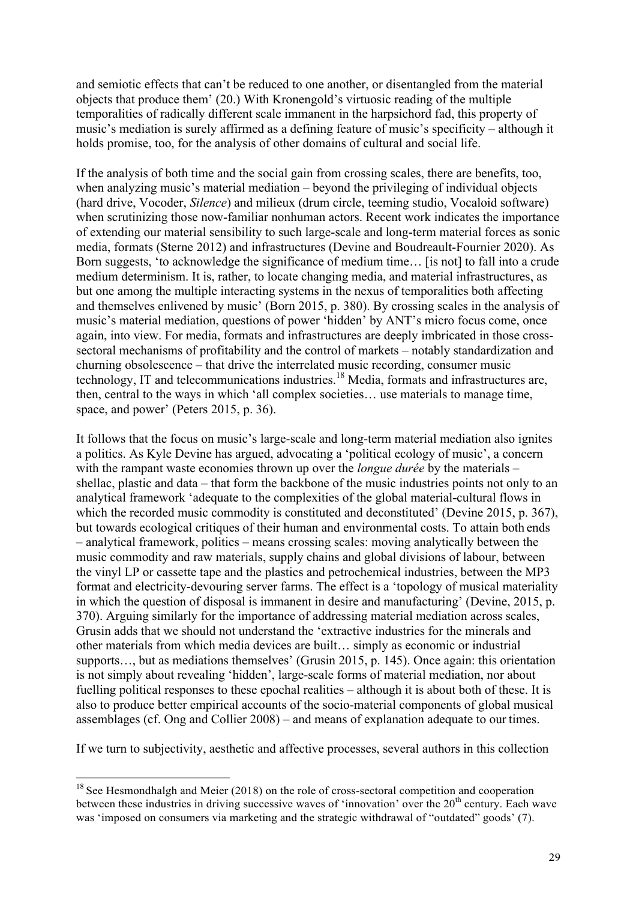and semiotic effects that can't be reduced to one another, or disentangled from the material objects that produce them' (20.) With Kronengold's virtuosic reading of the multiple temporalities of radically different scale immanent in the harpsichord fad, this property of music's mediation is surely affirmed as a defining feature of music's specificity – although it holds promise, too, for the analysis of other domains of cultural and social life.

If the analysis of both time and the social gain from crossing scales, there are benefits, too, when analyzing music's material mediation – beyond the privileging of individual objects (hard drive, Vocoder, *Silence*) and milieux (drum circle, teeming studio, Vocaloid software) when scrutinizing those now-familiar nonhuman actors. Recent work indicates the importance of extending our material sensibility to such large-scale and long-term material forces as sonic media, formats (Sterne 2012) and infrastructures (Devine and Boudreault-Fournier 2020). As Born suggests, 'to acknowledge the significance of medium time… [is not] to fall into a crude medium determinism. It is, rather, to locate changing media, and material infrastructures, as but one among the multiple interacting systems in the nexus of temporalities both affecting and themselves enlivened by music' (Born 2015, p. 380). By crossing scales in the analysis of music's material mediation, questions of power 'hidden' by ANT's micro focus come, once again, into view. For media, formats and infrastructures are deeply imbricated in those cross-sectoral mechanisms of profitability and the control of markets – notably standardization and churning obsolescence – that drive the interrelated music recording, consumer music technology, IT and telecommunications industries.[18] Media, formats and infrastructures are, then, central to the ways in which 'all complex societies… use materials to manage time, space, and power' (Peters 2015, p. 36).

It follows that the focus on music's large-scale and long-term material mediation also ignites a politics. As Kyle Devine has argued, advocating a 'political ecology of music', a concern with the rampant waste economies thrown up over the *longue durée* by the materials – shellac, plastic and data – that form the backbone of the music industries points not only to an analytical framework 'adequate to the complexities of the global material-cultural flows in which the recorded music commodity is constituted and deconstituted' (Devine 2015, p. 367), but towards ecological critiques of their human and environmental costs. To attain both ends – analytical framework, politics – means crossing scales: moving analytically between the music commodity and raw materials, supply chains and global divisions of labour, between the vinyl LP or cassette tape and the plastics and petrochemical industries, between the MP3 format and electricity-devouring server farms. The effect is a 'topology of musical materiality in which the question of disposal is immanent in desire and manufacturing' (Devine, 2015, p. 370). Arguing similarly for the importance of addressing material mediation across scales, Grusin adds that we should not understand the 'extractive industries for the minerals and other materials from which media devices are built… simply as economic or industrial supports…, but as mediations themselves' (Grusin 2015, p. 145). Once again: this orientation is not simply about revealing 'hidden', large-scale forms of material mediation, nor about fuelling political responses to these epochal realities – although it is about both of these. It is also to produce better empirical accounts of the socio-material components of global musical assemblages (cf. Ong and Collier 2008) – and means of explanation adequate to our times.

If we turn to subjectivity, aesthetic and affective processes, several authors in this collection

[18] See Hesmondhalgh and Meier (2018) on the role of cross-sectoral competition and cooperation between these industries in driving successive waves of 'innovation' over the 20th century. Each wave was 'imposed on consumers via marketing and the strategic withdrawal of "outdated" goods' (7).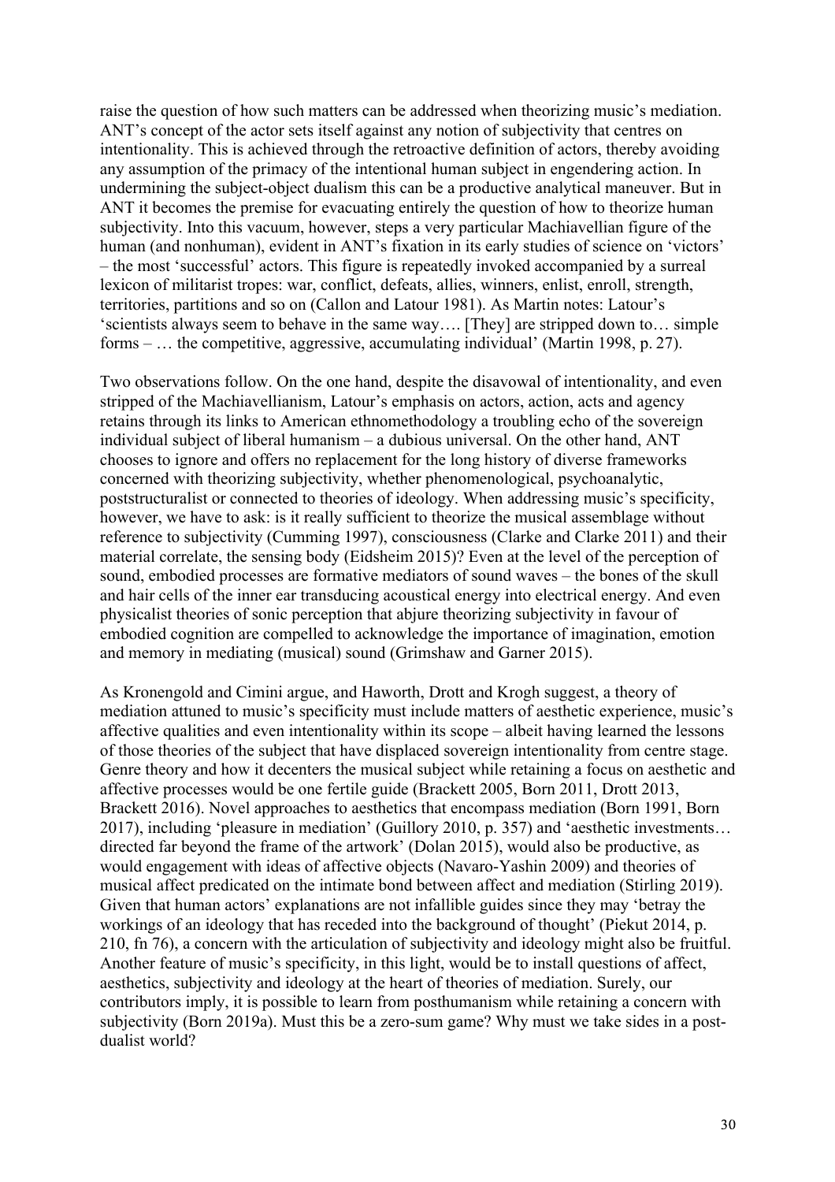raise the question of how such matters can be addressed when theorizing music's mediation. ANT's concept of the actor sets itself against any notion of subjectivity that centres on intentionality. This is achieved through the retroactive definition of actors, thereby avoiding any assumption of the primacy of the intentional human subject in engendering action. In undermining the subject-object dualism this can be a productive analytical maneuver. But in ANT it becomes the premise for evacuating entirely the question of how to theorize human subjectivity. Into this vacuum, however, steps a very particular Machiavellian figure of the human (and nonhuman), evident in ANT's fixation in its early studies of science on 'victors' – the most 'successful' actors. This figure is repeatedly invoked accompanied by a surreal lexicon of militarist tropes: war, conflict, defeats, allies, winners, enlist, enroll, strength, territories, partitions and so on (Callon and Latour 1981). As Martin notes: Latour's 'scientists always seem to behave in the same way…. [They] are stripped down to… simple forms – … the competitive, aggressive, accumulating individual' (Martin 1998, p. 27).

Two observations follow. On the one hand, despite the disavowal of intentionality, and even stripped of the Machiavellianism, Latour's emphasis on actors, action, acts and agency retains through its links to American ethnomethodology a troubling echo of the sovereign individual subject of liberal humanism – a dubious universal. On the other hand, ANT chooses to ignore and offers no replacement for the long history of diverse frameworks concerned with theorizing subjectivity, whether phenomenological, psychoanalytic, poststructuralist or connected to theories of ideology. When addressing music's specificity, however, we have to ask: is it really sufficient to theorize the musical assemblage without reference to subjectivity (Cumming 1997), consciousness (Clarke and Clarke 2011) and their material correlate, the sensing body (Eidsheim 2015)? Even at the level of the perception of sound, embodied processes are formative mediators of sound waves – the bones of the skull and hair cells of the inner ear transducing acoustical energy into electrical energy. And even physicalist theories of sonic perception that abjure theorizing subjectivity in favour of embodied cognition are compelled to acknowledge the importance of imagination, emotion and memory in mediating (musical) sound (Grimshaw and Garner 2015).

As Kronengold and Cimini argue, and Haworth, Drott and Krogh suggest, a theory of mediation attuned to music's specificity must include matters of aesthetic experience, music's affective qualities and even intentionality within its scope – albeit having learned the lessons of those theories of the subject that have displaced sovereign intentionality from centre stage. Genre theory and how it decenters the musical subject while retaining a focus on aesthetic and affective processes would be one fertile guide (Brackett 2005, Born 2011, Drott 2013, Brackett 2016). Novel approaches to aesthetics that encompass mediation (Born 1991, Born 2017), including 'pleasure in mediation' (Guillory 2010, p. 357) and 'aesthetic investments… directed far beyond the frame of the artwork' (Dolan 2015), would also be productive, as would engagement with ideas of affective objects (Navaro-Yashin 2009) and theories of musical affect predicated on the intimate bond between affect and mediation (Stirling 2019). Given that human actors' explanations are not infallible guides since they may 'betray the workings of an ideology that has receded into the background of thought' (Piekut 2014, p. 210, fn 76), a concern with the articulation of subjectivity and ideology might also be fruitful. Another feature of music's specificity, in this light, would be to install questions of affect, aesthetics, subjectivity and ideology at the heart of theories of mediation. Surely, our contributors imply, it is possible to learn from posthumanism while retaining a concern with subjectivity (Born 2019a). Must this be a zero-sum game? Why must we take sides in a post-dualist world?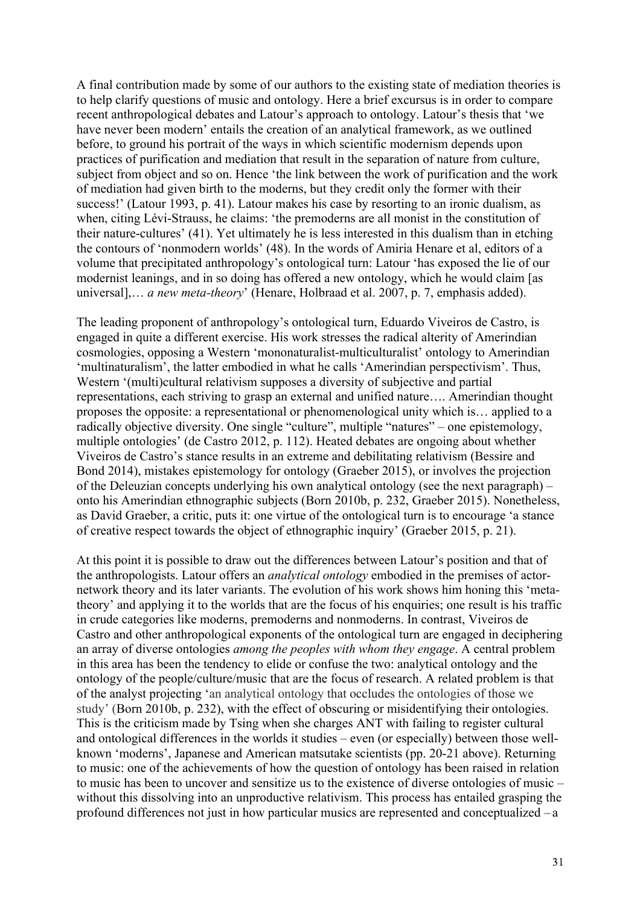A final contribution made by some of our authors to the existing state of mediation theories is to help clarify questions of music and ontology. Here a brief excursus is in order to compare recent anthropological debates and Latour's approach to ontology. Latour's thesis that 'we have never been modern' entails the creation of an analytical framework, as we outlined before, to ground his portrait of the ways in which scientific modernism depends upon practices of purification and mediation that result in the separation of nature from culture, subject from object and so on. Hence 'the link between the work of purification and the work of mediation had given birth to the moderns, but they credit only the former with their success!' (Latour 1993, p. 41). Latour makes his case by resorting to an ironic dualism, as when, citing Lévi-Strauss, he claims: 'the premoderns are all monist in the constitution of their nature-cultures' (41). Yet ultimately he is less interested in this dualism than in etching the contours of 'nonmodern worlds' (48). In the words of Amiria Henare et al, editors of a volume that precipitated anthropology's ontological turn: Latour 'has exposed the lie of our modernist leanings, and in so doing has offered a new ontology, which he would claim [as universal],… *a new meta-theory*' (Henare, Holbraad et al. 2007, p. 7, emphasis added).

The leading proponent of anthropology's ontological turn, Eduardo Viveiros de Castro, is engaged in quite a different exercise. His work stresses the radical alterity of Amerindian cosmologies, opposing a Western 'mononaturalist-multiculturalist' ontology to Amerindian 'multinaturalism', the latter embodied in what he calls 'Amerindian perspectivism'. Thus, Western '(multi)cultural relativism supposes a diversity of subjective and partial representations, each striving to grasp an external and unified nature…. Amerindian thought proposes the opposite: a representational or phenomenological unity which is… applied to a radically objective diversity. One single "culture", multiple "natures" – one epistemology, multiple ontologies' (de Castro 2012, p. 112). Heated debates are ongoing about whether Viveiros de Castro's stance results in an extreme and debilitating relativism (Bessire and Bond 2014), mistakes epistemology for ontology (Graeber 2015), or involves the projection of the Deleuzian concepts underlying his own analytical ontology (see the next paragraph) – onto his Amerindian ethnographic subjects (Born 2010b, p. 232, Graeber 2015). Nonetheless, as David Graeber, a critic, puts it: one virtue of the ontological turn is to encourage 'a stance of creative respect towards the object of ethnographic inquiry' (Graeber 2015, p. 21).

At this point it is possible to draw out the differences between Latour's position and that of the anthropologists. Latour offers an *analytical ontology* embodied in the premises of actor-network theory and its later variants. The evolution of his work shows him honing this 'meta-theory' and applying it to the worlds that are the focus of his enquiries; one result is his traffic in crude categories like moderns, premoderns and nonmoderns. In contrast, Viveiros de Castro and other anthropological exponents of the ontological turn are engaged in deciphering an array of diverse ontologies *among the peoples with whom they engage*. A central problem in this area has been the tendency to elide or confuse the two: analytical ontology and the ontology of the people/culture/music that are the focus of research. A related problem is that of the analyst projecting 'an analytical ontology that occludes the ontologies of those we study' (Born 2010b, p. 232), with the effect of obscuring or misidentifying their ontologies. This is the criticism made by Tsing when she charges ANT with failing to register cultural and ontological differences in the worlds it studies – even (or especially) between those well-known 'moderns', Japanese and American matsutake scientists (pp. 20-21 above). Returning to music: one of the achievements of how the question of ontology has been raised in relation to music has been to uncover and sensitize us to the existence of diverse ontologies of music – without this dissolving into an unproductive relativism. This process has entailed grasping the profound differences not just in how particular musics are represented and conceptualized – a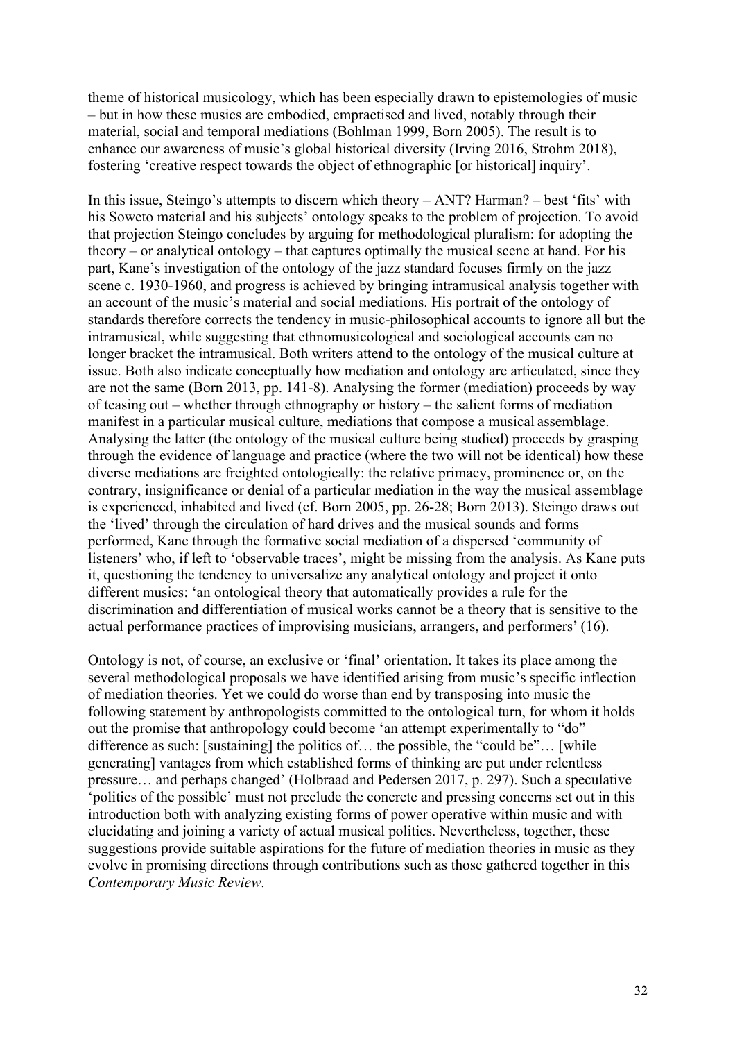theme of historical musicology, which has been especially drawn to epistemologies of music – but in how these musics are embodied, empractised and lived, notably through their material, social and temporal mediations (Bohlman 1999, Born 2005). The result is to enhance our awareness of music's global historical diversity (Irving 2016, Strohm 2018), fostering 'creative respect towards the object of ethnographic [or historical] inquiry'.

In this issue, Steingo's attempts to discern which theory – ANT? Harman? – best 'fits' with his Soweto material and his subjects' ontology speaks to the problem of projection. To avoid that projection Steingo concludes by arguing for methodological pluralism: for adopting the theory – or analytical ontology – that captures optimally the musical scene at hand. For his part, Kane's investigation of the ontology of the jazz standard focuses firmly on the jazz scene c. 1930-1960, and progress is achieved by bringing intramusical analysis together with an account of the music's material and social mediations. His portrait of the ontology of standards therefore corrects the tendency in music-philosophical accounts to ignore all but the intramusical, while suggesting that ethnomusicological and sociological accounts can no longer bracket the intramusical. Both writers attend to the ontology of the musical culture at issue. Both also indicate conceptually how mediation and ontology are articulated, since they are not the same (Born 2013, pp. 141-8). Analysing the former (mediation) proceeds by way of teasing out – whether through ethnography or history – the salient forms of mediation manifest in a particular musical culture, mediations that compose a musical assemblage. Analysing the latter (the ontology of the musical culture being studied) proceeds by grasping through the evidence of language and practice (where the two will not be identical) how these diverse mediations are freighted ontologically: the relative primacy, prominence or, on the contrary, insignificance or denial of a particular mediation in the way the musical assemblage is experienced, inhabited and lived (cf. Born 2005, pp. 26-28; Born 2013). Steingo draws out the 'lived' through the circulation of hard drives and the musical sounds and forms performed, Kane through the formative social mediation of a dispersed 'community of listeners' who, if left to 'observable traces', might be missing from the analysis. As Kane puts it, questioning the tendency to universalize any analytical ontology and project it onto different musics: 'an ontological theory that automatically provides a rule for the discrimination and differentiation of musical works cannot be a theory that is sensitive to the actual performance practices of improvising musicians, arrangers, and performers' (16).

Ontology is not, of course, an exclusive or 'final' orientation. It takes its place among the several methodological proposals we have identified arising from music's specific inflection of mediation theories. Yet we could do worse than end by transposing into music the following statement by anthropologists committed to the ontological turn, for whom it holds out the promise that anthropology could become 'an attempt experimentally to "do" difference as such: [sustaining] the politics of… the possible, the "could be"… [while generating] vantages from which established forms of thinking are put under relentless pressure… and perhaps changed' (Holbraad and Pedersen 2017, p. 297). Such a speculative 'politics of the possible' must not preclude the concrete and pressing concerns set out in this introduction both with analyzing existing forms of power operative within music and with elucidating and joining a variety of actual musical politics. Nevertheless, together, these suggestions provide suitable aspirations for the future of mediation theories in music as they evolve in promising directions through contributions such as those gathered together in this *Contemporary Music Review*.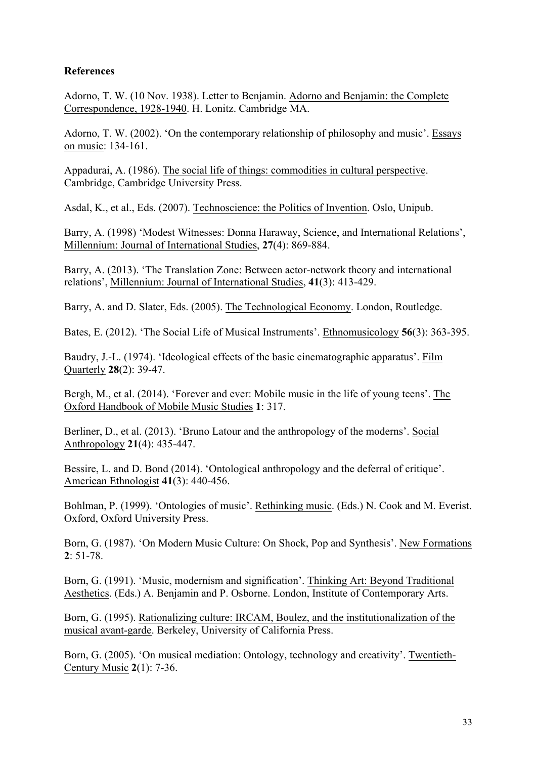**References**

Adorno, T. W. (10 Nov. 1938). Letter to Benjamin. Adorno and Benjamin: the Complete Correspondence, 1928-1940. H. Lonitz. Cambridge MA.

Adorno, T. W. (2002). 'On the contemporary relationship of philosophy and music'. Essays on music: 134-161.

Appadurai, A. (1986). The social life of things: commodities in cultural perspective. Cambridge, Cambridge University Press.

Asdal, K., et al., Eds. (2007). Technoscience: the Politics of Invention. Oslo, Unipub.

Barry, A. (1998) 'Modest Witnesses: Donna Haraway, Science, and International Relations', Millennium: Journal of International Studies, **27**(4): 869-884.

Barry, A. (2013). 'The Translation Zone: Between actor-network theory and international relations', Millennium: Journal of International Studies, **41**(3): 413-429.

Barry, A. and D. Slater, Eds. (2005). The Technological Economy. London, Routledge.

Bates, E. (2012). 'The Social Life of Musical Instruments'. Ethnomusicology **56**(3): 363-395.

Baudry, J.-L. (1974). 'Ideological effects of the basic cinematographic apparatus'. Film Quarterly **28**(2): 39-47.

Bergh, M., et al. (2014). 'Forever and ever: Mobile music in the life of young teens'. The Oxford Handbook of Mobile Music Studies **1**: 317.

Berliner, D., et al. (2013). 'Bruno Latour and the anthropology of the moderns'. Social Anthropology **21**(4): 435-447.

Bessire, L. and D. Bond (2014). 'Ontological anthropology and the deferral of critique'. American Ethnologist **41**(3): 440-456.

Bohlman, P. (1999). 'Ontologies of music'. Rethinking music. (Eds.) N. Cook and M. Everist. Oxford, Oxford University Press.

Born, G. (1987). 'On Modern Music Culture: On Shock, Pop and Synthesis'. New Formations **2**: 51-78.

Born, G. (1991). 'Music, modernism and signification'. Thinking Art: Beyond Traditional Aesthetics. (Eds.) A. Benjamin and P. Osborne. London, Institute of Contemporary Arts.

Born, G. (1995). Rationalizing culture: IRCAM, Boulez, and the institutionalization of the musical avant-garde. Berkeley, University of California Press.

Born, G. (2005). 'On musical mediation: Ontology, technology and creativity'. Twentieth-Century Music **2**(1): 7-36.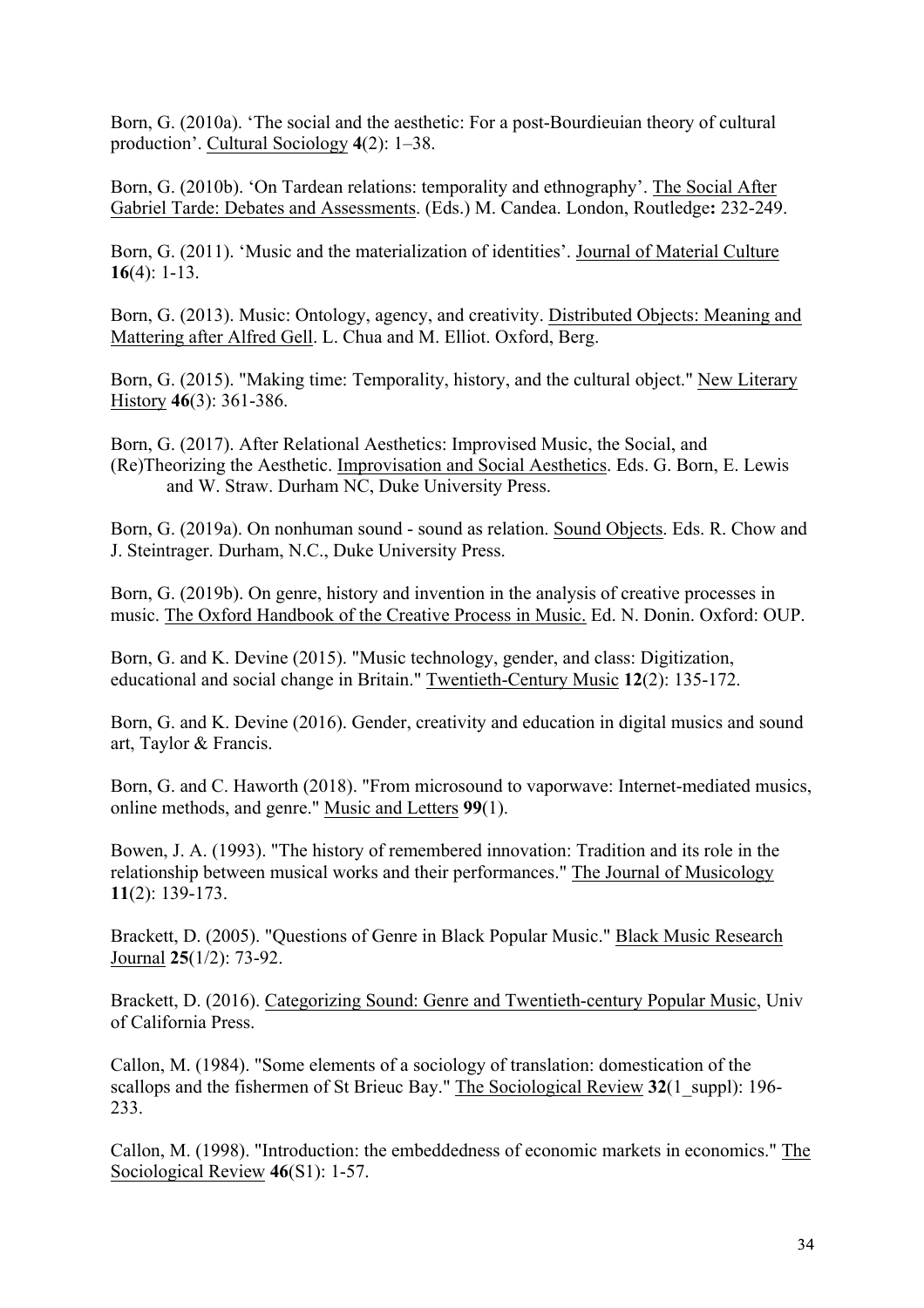Born, G. (2010a). 'The social and the aesthetic: For a post-Bourdieuian theory of cultural production'. Cultural Sociology **4**(2): 1–38.

Born, G. (2010b). 'On Tardean relations: temporality and ethnography'. The Social After Gabriel Tarde: Debates and Assessments. (Eds.) M. Candea. London, Routledge**:** 232-249.

Born, G. (2011). 'Music and the materialization of identities'. Journal of Material Culture **16**(4): 1-13.

Born, G. (2013). Music: Ontology, agency, and creativity. Distributed Objects: Meaning and Mattering after Alfred Gell. L. Chua and M. Elliot. Oxford, Berg.

Born, G. (2015). "Making time: Temporality, history, and the cultural object." New Literary History **46**(3): 361-386.

Born, G. (2017). After Relational Aesthetics: Improvised Music, the Social, and (Re)Theorizing the Aesthetic. Improvisation and Social Aesthetics. Eds. G. Born, E. Lewis and W. Straw. Durham NC, Duke University Press.

Born, G. (2019a). On nonhuman sound - sound as relation. Sound Objects. Eds. R. Chow and J. Steintrager. Durham, N.C., Duke University Press.

Born, G. (2019b). On genre, history and invention in the analysis of creative processes in music. The Oxford Handbook of the Creative Process in Music. Ed. N. Donin. Oxford: OUP.

Born, G. and K. Devine (2015). "Music technology, gender, and class: Digitization, educational and social change in Britain." Twentieth-Century Music **12**(2): 135-172.

Born, G. and K. Devine (2016). Gender, creativity and education in digital musics and sound art, Taylor & Francis.

Born, G. and C. Haworth (2018). "From microsound to vaporwave: Internet-mediated musics, online methods, and genre." Music and Letters **99**(1).

Bowen, J. A. (1993). "The history of remembered innovation: Tradition and its role in the relationship between musical works and their performances." The Journal of Musicology **11**(2): 139-173.

Brackett, D. (2005). "Questions of Genre in Black Popular Music." Black Music Research Journal **25**(1/2): 73-92.

Brackett, D. (2016). Categorizing Sound: Genre and Twentieth-century Popular Music, Univ of California Press.

Callon, M. (1984). "Some elements of a sociology of translation: domestication of the scallops and the fishermen of St Brieuc Bay." The Sociological Review **32**(1_suppl): 196-233.

Callon, M. (1998). "Introduction: the embeddedness of economic markets in economics." The Sociological Review **46**(S1): 1-57.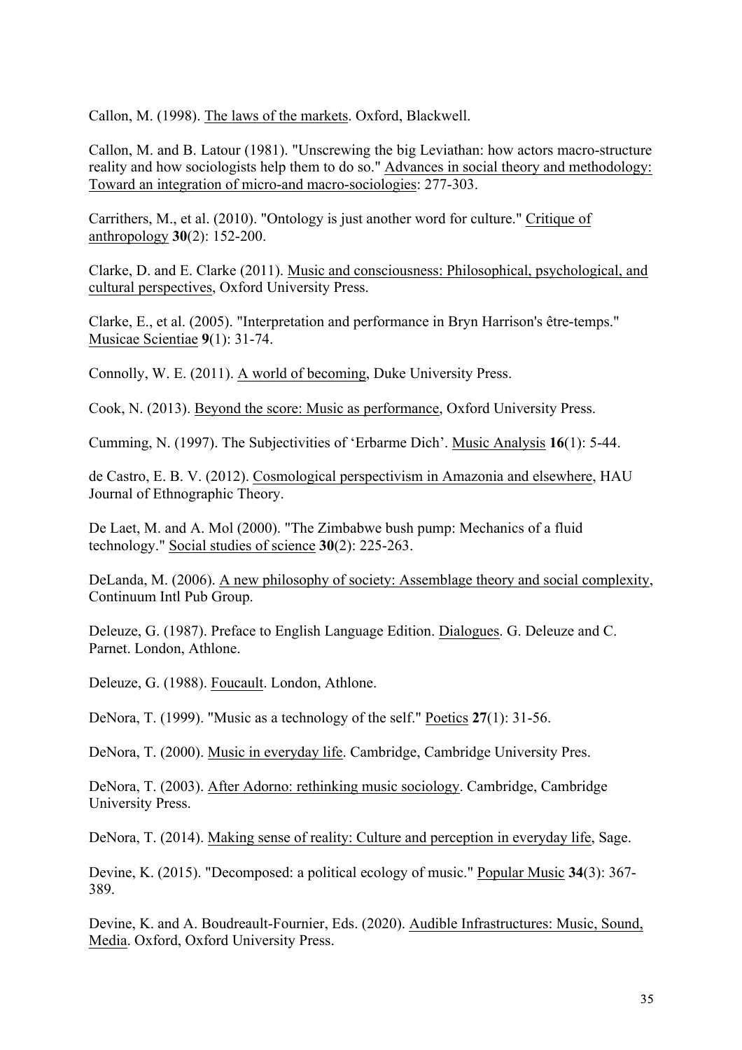Callon, M. (1998). The laws of the markets. Oxford, Blackwell.

Callon, M. and B. Latour (1981). "Unscrewing the big Leviathan: how actors macro-structure reality and how sociologists help them to do so." Advances in social theory and methodology: Toward an integration of micro-and macro-sociologies: 277-303.

Carrithers, M., et al. (2010). "Ontology is just another word for culture." Critique of anthropology **30**(2): 152-200.

Clarke, D. and E. Clarke (2011). Music and consciousness: Philosophical, psychological, and cultural perspectives, Oxford University Press.

Clarke, E., et al. (2005). "Interpretation and performance in Bryn Harrison's être-temps." Musicae Scientiae **9**(1): 31-74.

Connolly, W. E. (2011). A world of becoming, Duke University Press.

Cook, N. (2013). Beyond the score: Music as performance, Oxford University Press.

Cumming, N. (1997). The Subjectivities of 'Erbarme Dich'. Music Analysis **16**(1): 5-44.

de Castro, E. B. V. (2012). Cosmological perspectivism in Amazonia and elsewhere, HAU Journal of Ethnographic Theory.

De Laet, M. and A. Mol (2000). "The Zimbabwe bush pump: Mechanics of a fluid technology." Social studies of science **30**(2): 225-263.

DeLanda, M. (2006). A new philosophy of society: Assemblage theory and social complexity, Continuum Intl Pub Group.

Deleuze, G. (1987). Preface to English Language Edition. Dialogues. G. Deleuze and C. Parnet. London, Athlone.

Deleuze, G. (1988). Foucault. London, Athlone.

DeNora, T. (1999). "Music as a technology of the self." Poetics **27**(1): 31-56.

DeNora, T. (2000). Music in everyday life. Cambridge, Cambridge University Pres.

DeNora, T. (2003). After Adorno: rethinking music sociology. Cambridge, Cambridge University Press.

DeNora, T. (2014). Making sense of reality: Culture and perception in everyday life, Sage.

Devine, K. (2015). "Decomposed: a political ecology of music." Popular Music **34**(3): 367-389.

Devine, K. and A. Boudreault-Fournier, Eds. (2020). Audible Infrastructures: Music, Sound, Media. Oxford, Oxford University Press.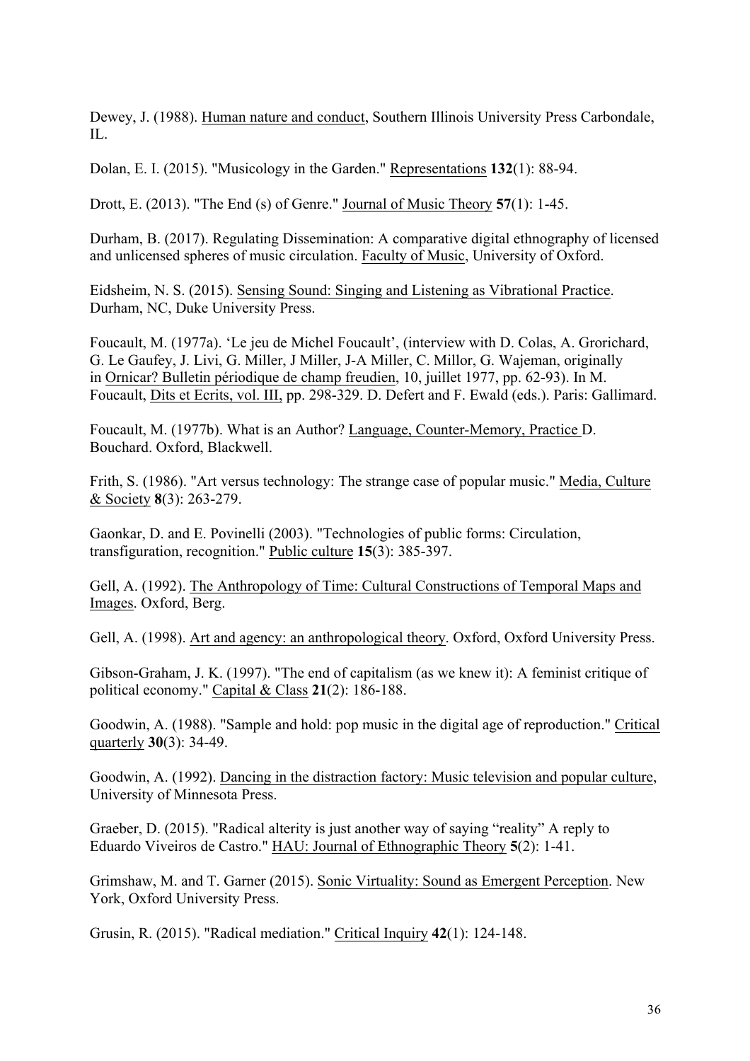Dewey, J. (1988). Human nature and conduct, Southern Illinois University Press Carbondale, IL.

Dolan, E. I. (2015). "Musicology in the Garden." Representations **132**(1): 88-94.

Drott, E. (2013). "The End (s) of Genre." Journal of Music Theory **57**(1): 1-45.

Durham, B. (2017). Regulating Dissemination: A comparative digital ethnography of licensed and unlicensed spheres of music circulation. Faculty of Music, University of Oxford.

Eidsheim, N. S. (2015). Sensing Sound: Singing and Listening as Vibrational Practice. Durham, NC, Duke University Press.

Foucault, M. (1977a). 'Le jeu de Michel Foucault', (interview with D. Colas, A. Grorichard, G. Le Gaufey, J. Livi, G. Miller, J Miller, J-A Miller, C. Millor, G. Wajeman, originally in Ornicar? Bulletin périodique de champ freudien, 10, juillet 1977, pp. 62-93). In M. Foucault, Dits et Ecrits, vol. III, pp. 298-329. D. Defert and F. Ewald (eds.). Paris: Gallimard.

Foucault, M. (1977b). What is an Author? Language, Counter-Memory, Practice D. Bouchard. Oxford, Blackwell.

Frith, S. (1986). "Art versus technology: The strange case of popular music." Media, Culture & Society **8**(3): 263-279.

Gaonkar, D. and E. Povinelli (2003). "Technologies of public forms: Circulation, transfiguration, recognition." Public culture **15**(3): 385-397.

Gell, A. (1992). The Anthropology of Time: Cultural Constructions of Temporal Maps and Images. Oxford, Berg.

Gell, A. (1998). Art and agency: an anthropological theory. Oxford, Oxford University Press.

Gibson-Graham, J. K. (1997). "The end of capitalism (as we knew it): A feminist critique of political economy." Capital & Class **21**(2): 186-188.

Goodwin, A. (1988). "Sample and hold: pop music in the digital age of reproduction." Critical quarterly **30**(3): 34-49.

Goodwin, A. (1992). Dancing in the distraction factory: Music television and popular culture, University of Minnesota Press.

Graeber, D. (2015). "Radical alterity is just another way of saying "reality" A reply to Eduardo Viveiros de Castro." HAU: Journal of Ethnographic Theory **5**(2): 1-41.

Grimshaw, M. and T. Garner (2015). Sonic Virtuality: Sound as Emergent Perception. New York, Oxford University Press.

Grusin, R. (2015). "Radical mediation." Critical Inquiry **42**(1): 124-148.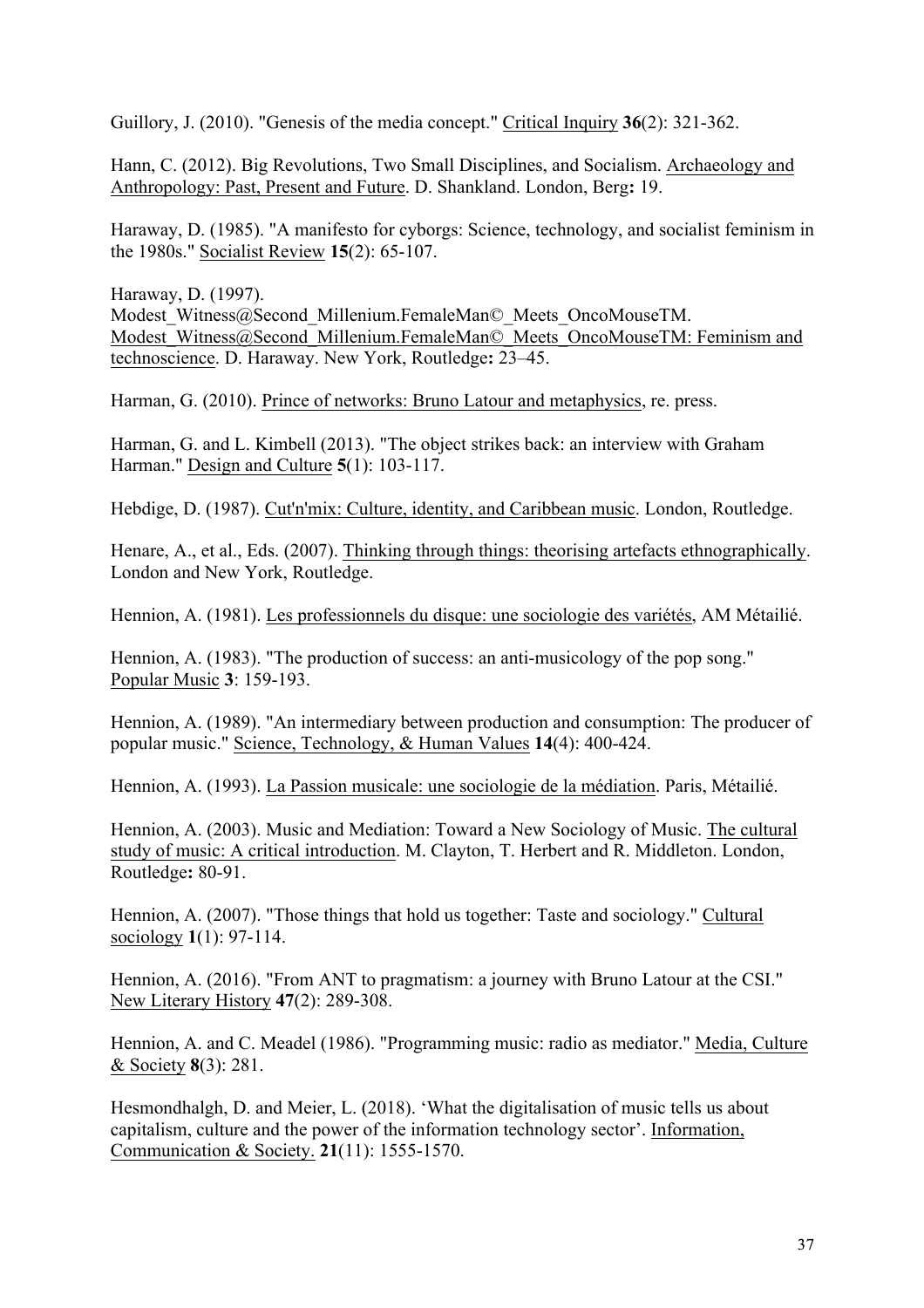Guillory, J. (2010). "Genesis of the media concept." Critical Inquiry **36**(2): 321-362.

Hann, C. (2012). Big Revolutions, Two Small Disciplines, and Socialism. Archaeology and Anthropology: Past, Present and Future. D. Shankland. London, Berg**:** 19.

Haraway, D. (1985). "A manifesto for cyborgs: Science, technology, and socialist feminism in the 1980s." Socialist Review **15**(2): 65-107.

Haraway, D. (1997). Modest_Witness@Second_Millenium.FemaleMan©_Meets_OncoMouseTM. Modest_Witness@Second_Millenium.FemaleMan©_Meets_OncoMouseTM: Feminism and technoscience. D. Haraway. New York, Routledge**:** 23–45.

Harman, G. (2010). Prince of networks: Bruno Latour and metaphysics, re. press.

Harman, G. and L. Kimbell (2013). "The object strikes back: an interview with Graham Harman." Design and Culture **5**(1): 103-117.

Hebdige, D. (1987). Cut'n'mix: Culture, identity, and Caribbean music. London, Routledge.

Henare, A., et al., Eds. (2007). Thinking through things: theorising artefacts ethnographically. London and New York, Routledge.

Hennion, A. (1981). Les professionnels du disque: une sociologie des variétés, AM Métailié.

Hennion, A. (1983). "The production of success: an anti-musicology of the pop song." Popular Music **3**: 159-193.

Hennion, A. (1989). "An intermediary between production and consumption: The producer of popular music." Science, Technology, & Human Values **14**(4): 400-424.

Hennion, A. (1993). La Passion musicale: une sociologie de la médiation. Paris, Métailié.

Hennion, A. (2003). Music and Mediation: Toward a New Sociology of Music. The cultural study of music: A critical introduction. M. Clayton, T. Herbert and R. Middleton. London, Routledge**:** 80-91.

Hennion, A. (2007). "Those things that hold us together: Taste and sociology." Cultural sociology **1**(1): 97-114.

Hennion, A. (2016). "From ANT to pragmatism: a journey with Bruno Latour at the CSI." New Literary History **47**(2): 289-308.

Hennion, A. and C. Meadel (1986). "Programming music: radio as mediator." Media, Culture & Society **8**(3): 281.

Hesmondhalgh, D. and Meier, L. (2018). 'What the digitalisation of music tells us about capitalism, culture and the power of the information technology sector'. Information, Communication & Society. **21**(11): 1555-1570.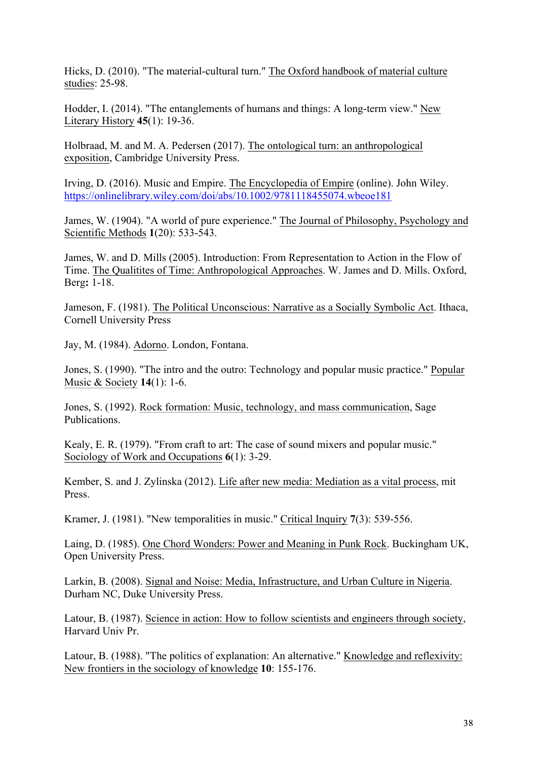Hicks, D. (2010). "The material-cultural turn." The Oxford handbook of material culture studies: 25-98.

Hodder, I. (2014). "The entanglements of humans and things: A long-term view." New Literary History **45**(1): 19-36.

Holbraad, M. and M. A. Pedersen (2017). The ontological turn: an anthropological exposition, Cambridge University Press.

Irving, D. (2016). Music and Empire. The Encyclopedia of Empire (online). John Wiley. https://onlinelibrary.wiley.com/doi/abs/10.1002/9781118455074.wbeoe181

James, W. (1904). "A world of pure experience." The Journal of Philosophy, Psychology and Scientific Methods **1**(20): 533-543.

James, W. and D. Mills (2005). Introduction: From Representation to Action in the Flow of Time. The Qualitites of Time: Anthropological Approaches. W. James and D. Mills. Oxford, Berg**:** 1-18.

Jameson, F. (1981). The Political Unconscious: Narrative as a Socially Symbolic Act. Ithaca, Cornell University Press

Jay, M. (1984). Adorno. London, Fontana.

Jones, S. (1990). "The intro and the outro: Technology and popular music practice." Popular Music & Society **14**(1): 1-6.

Jones, S. (1992). Rock formation: Music, technology, and mass communication, Sage Publications.

Kealy, E. R. (1979). "From craft to art: The case of sound mixers and popular music." Sociology of Work and Occupations **6**(1): 3-29.

Kember, S. and J. Zylinska (2012). Life after new media: Mediation as a vital process, mit Press.

Kramer, J. (1981). "New temporalities in music." Critical Inquiry **7**(3): 539-556.

Laing, D. (1985). One Chord Wonders: Power and Meaning in Punk Rock. Buckingham UK, Open University Press.

Larkin, B. (2008). Signal and Noise: Media, Infrastructure, and Urban Culture in Nigeria. Durham NC, Duke University Press.

Latour, B. (1987). Science in action: How to follow scientists and engineers through society, Harvard Univ Pr.

Latour, B. (1988). "The politics of explanation: An alternative." Knowledge and reflexivity: New frontiers in the sociology of knowledge **10**: 155-176.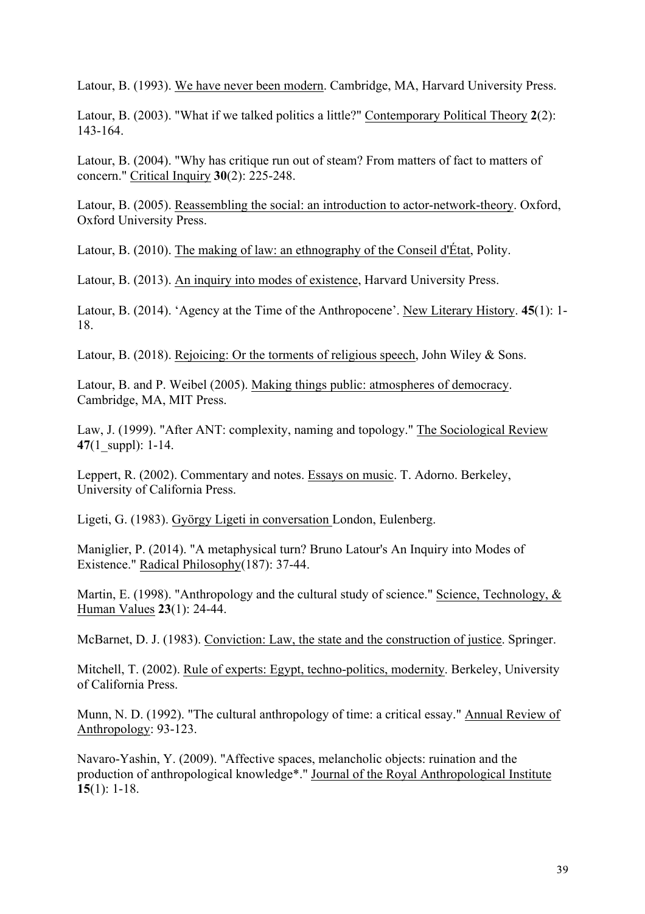Latour, B. (1993). We have never been modern. Cambridge, MA, Harvard University Press.

Latour, B. (2003). "What if we talked politics a little?" Contemporary Political Theory **2**(2): 143-164.

Latour, B. (2004). "Why has critique run out of steam? From matters of fact to matters of concern." Critical Inquiry **30**(2): 225-248.

Latour, B. (2005). Reassembling the social: an introduction to actor-network-theory. Oxford, Oxford University Press.

Latour, B. (2010). The making of law: an ethnography of the Conseil d'État, Polity.

Latour, B. (2013). An inquiry into modes of existence, Harvard University Press.

Latour, B. (2014). 'Agency at the Time of the Anthropocene'. New Literary History. **45**(1): 1-18.

Latour, B. (2018). Rejoicing: Or the torments of religious speech, John Wiley & Sons.

Latour, B. and P. Weibel (2005). Making things public: atmospheres of democracy. Cambridge, MA, MIT Press.

Law, J. (1999). "After ANT: complexity, naming and topology." The Sociological Review **47**(1_suppl): 1-14.

Leppert, R. (2002). Commentary and notes. Essays on music. T. Adorno. Berkeley, University of California Press.

Ligeti, G. (1983). György Ligeti in conversation London, Eulenberg.

Maniglier, P. (2014). "A metaphysical turn? Bruno Latour's An Inquiry into Modes of Existence." Radical Philosophy(187): 37-44.

Martin, E. (1998). "Anthropology and the cultural study of science." Science, Technology, & Human Values **23**(1): 24-44.

McBarnet, D. J. (1983). Conviction: Law, the state and the construction of justice. Springer.

Mitchell, T. (2002). Rule of experts: Egypt, techno-politics, modernity. Berkeley, University of California Press.

Munn, N. D. (1992). "The cultural anthropology of time: a critical essay." Annual Review of Anthropology: 93-123.

Navaro-Yashin, Y. (2009). "Affective spaces, melancholic objects: ruination and the production of anthropological knowledge*." Journal of the Royal Anthropological Institute **15**(1): 1-18.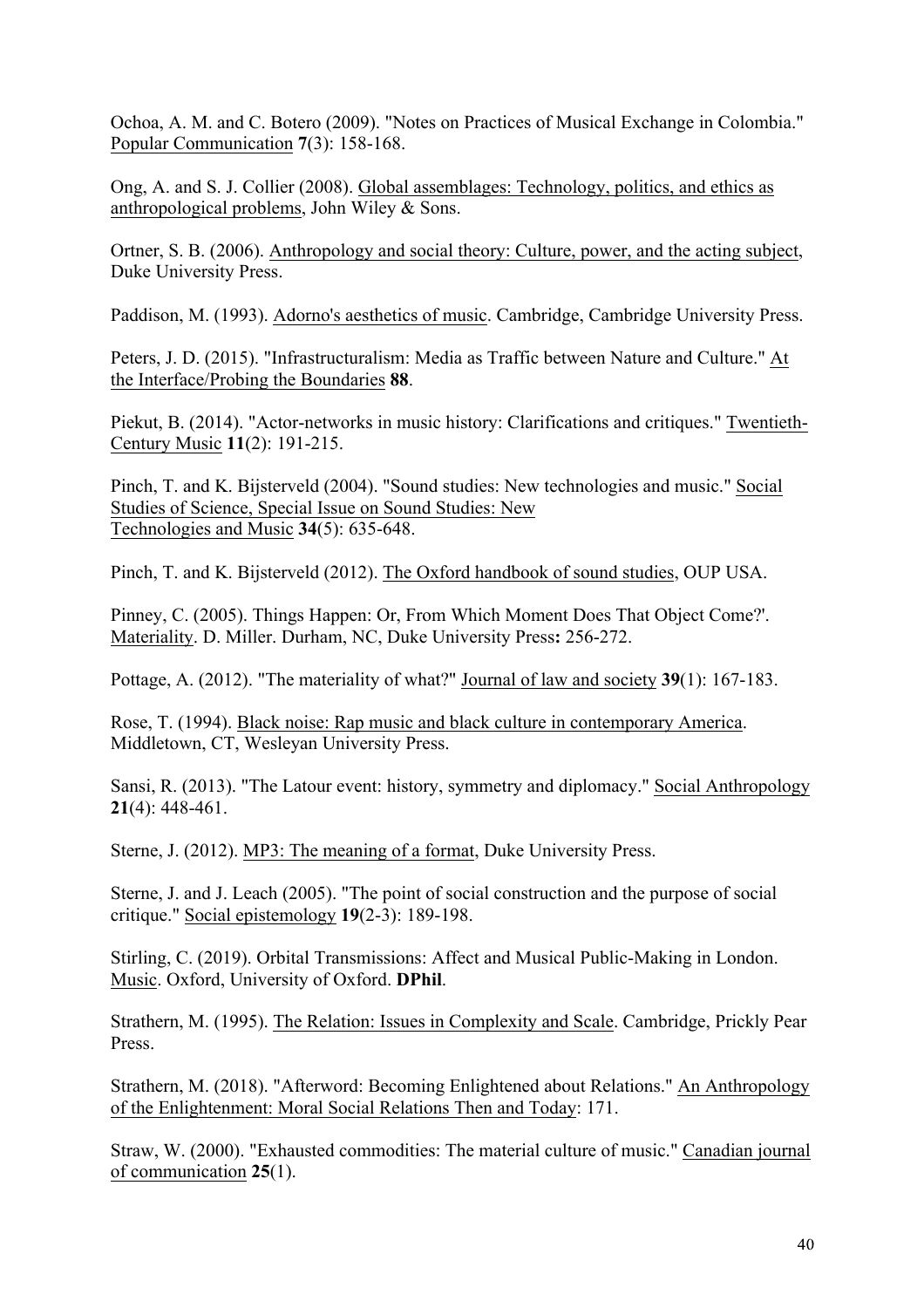Ochoa, A. M. and C. Botero (2009). "Notes on Practices of Musical Exchange in Colombia." Popular Communication **7**(3): 158-168.

Ong, A. and S. J. Collier (2008). Global assemblages: Technology, politics, and ethics as anthropological problems, John Wiley & Sons.

Ortner, S. B. (2006). Anthropology and social theory: Culture, power, and the acting subject, Duke University Press.

Paddison, M. (1993). Adorno's aesthetics of music. Cambridge, Cambridge University Press.

Peters, J. D. (2015). "Infrastructuralism: Media as Traffic between Nature and Culture." At the Interface/Probing the Boundaries **88**.

Piekut, B. (2014). "Actor-networks in music history: Clarifications and critiques." Twentieth-Century Music **11**(2): 191-215.

Pinch, T. and K. Bijsterveld (2004). "Sound studies: New technologies and music." Social Studies of Science, Special Issue on Sound Studies: New Technologies and Music **34**(5): 635-648.

Pinch, T. and K. Bijsterveld (2012). The Oxford handbook of sound studies, OUP USA.

Pinney, C. (2005). Things Happen: Or, From Which Moment Does That Object Come?'. Materiality. D. Miller. Durham, NC, Duke University Press**:** 256-272.

Pottage, A. (2012). "The materiality of what?" Journal of law and society **39**(1): 167-183.

Rose, T. (1994). Black noise: Rap music and black culture in contemporary America. Middletown, CT, Wesleyan University Press.

Sansi, R. (2013). "The Latour event: history, symmetry and diplomacy." Social Anthropology **21**(4): 448-461.

Sterne, J. (2012). MP3: The meaning of a format, Duke University Press.

Sterne, J. and J. Leach (2005). "The point of social construction and the purpose of social critique." Social epistemology **19**(2-3): 189-198.

Stirling, C. (2019). Orbital Transmissions: Affect and Musical Public-Making in London. Music. Oxford, University of Oxford. **DPhil**.

Strathern, M. (1995). The Relation: Issues in Complexity and Scale. Cambridge, Prickly Pear Press.

Strathern, M. (2018). "Afterword: Becoming Enlightened about Relations." An Anthropology of the Enlightenment: Moral Social Relations Then and Today: 171.

Straw, W. (2000). "Exhausted commodities: The material culture of music." Canadian journal of communication **25**(1).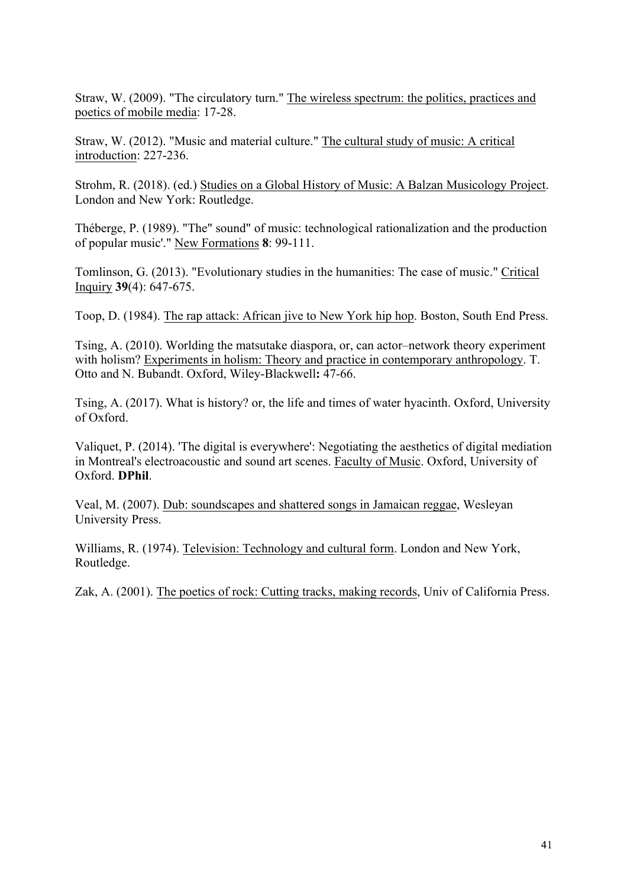Straw, W. (2009). "The circulatory turn." The wireless spectrum: the politics, practices and poetics of mobile media: 17-28.

Straw, W. (2012). "Music and material culture." The cultural study of music: A critical introduction: 227-236.

Strohm, R. (2018). (ed.) Studies on a Global History of Music: A Balzan Musicology Project. London and New York: Routledge.

Théberge, P. (1989). "The" sound" of music: technological rationalization and the production of popular music'." New Formations **8**: 99-111.

Tomlinson, G. (2013). "Evolutionary studies in the humanities: The case of music." Critical Inquiry **39**(4): 647-675.

Toop, D. (1984). The rap attack: African jive to New York hip hop. Boston, South End Press.

Tsing, A. (2010). Worlding the matsutake diaspora, or, can actor–network theory experiment with holism? Experiments in holism: Theory and practice in contemporary anthropology. T. Otto and N. Bubandt. Oxford, Wiley-Blackwell**:** 47-66.

Tsing, A. (2017). What is history? or, the life and times of water hyacinth. Oxford, University of Oxford.

Valiquet, P. (2014). 'The digital is everywhere': Negotiating the aesthetics of digital mediation in Montreal's electroacoustic and sound art scenes. Faculty of Music. Oxford, University of Oxford. **DPhil**.

Veal, M. (2007). Dub: soundscapes and shattered songs in Jamaican reggae, Wesleyan University Press.

Williams, R. (1974). Television: Technology and cultural form. London and New York, Routledge.

Zak, A. (2001). The poetics of rock: Cutting tracks, making records, Univ of California Press.